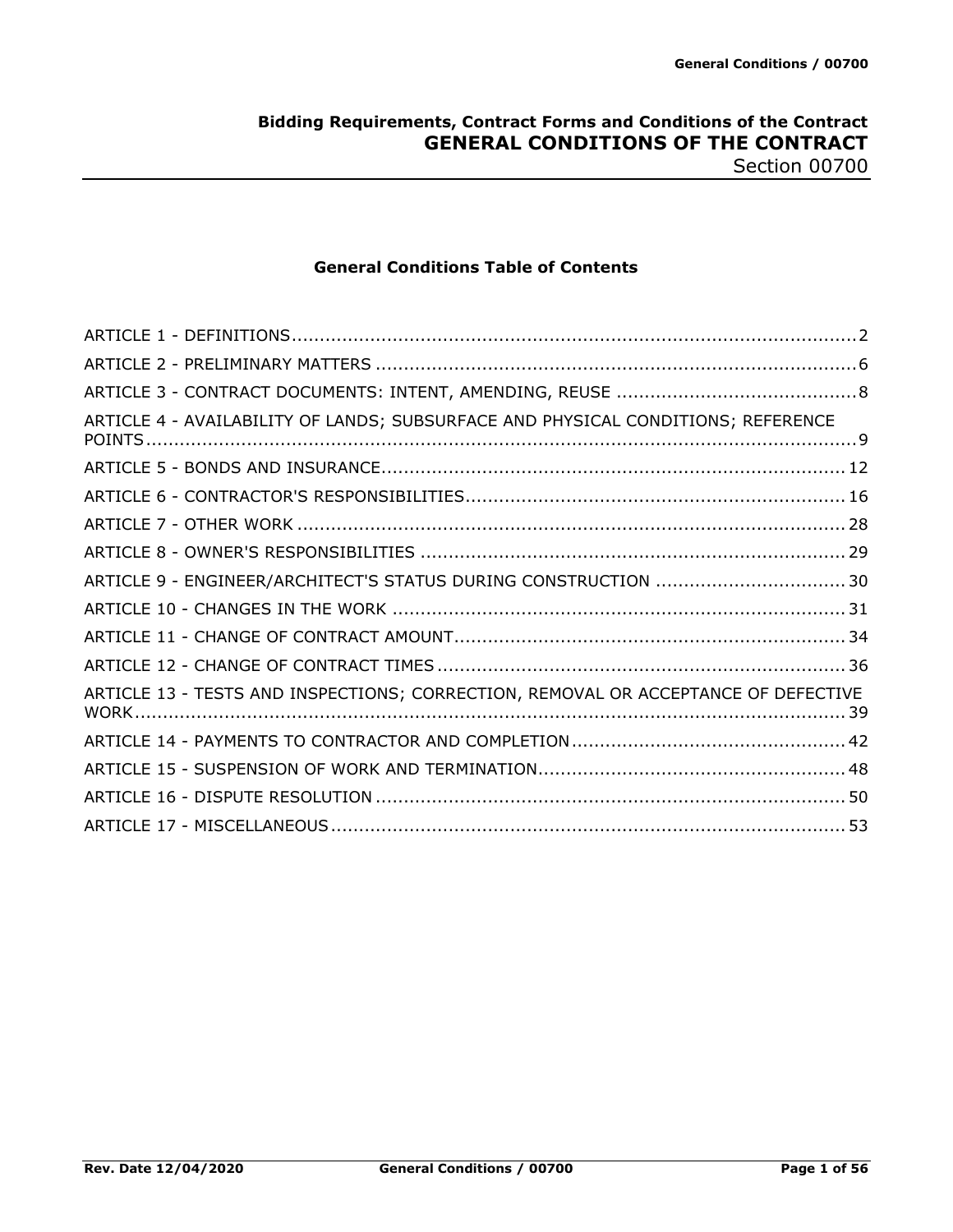**Bidding Requirements, Contract Forms and Conditions of the Contract**

# GENERAL CONDITIONS OF THE CONTRACT

Section 00700

## General Conditions Table of Contents

ARTICLE 1 - DEFINITIONS ..... 2
ARTICLE 2 - PRELIMINARY MATTERS ..... 6
ARTICLE 3 - CONTRACT DOCUMENTS: INTENT, AMENDING, REUSE ..... 8
ARTICLE 4 - AVAILABILITY OF LANDS; SUBSURFACE AND PHYSICAL CONDITIONS; REFERENCE POINTS ..... 9
ARTICLE 5 - BONDS AND INSURANCE ..... 12
ARTICLE 6 - CONTRACTOR'S RESPONSIBILITIES ..... 16
ARTICLE 7 - OTHER WORK ..... 28
ARTICLE 8 - OWNER'S RESPONSIBILITIES ..... 29
ARTICLE 9 - ENGINEER/ARCHITECT'S STATUS DURING CONSTRUCTION ..... 30
ARTICLE 10 - CHANGES IN THE WORK ..... 31
ARTICLE 11 - CHANGE OF CONTRACT AMOUNT ..... 34
ARTICLE 12 - CHANGE OF CONTRACT TIMES ..... 36
ARTICLE 13 - TESTS AND INSPECTIONS; CORRECTION, REMOVAL OR ACCEPTANCE OF DEFECTIVE WORK ..... 39
ARTICLE 14 - PAYMENTS TO CONTRACTOR AND COMPLETION ..... 42
ARTICLE 15 - SUSPENSION OF WORK AND TERMINATION ..... 48
ARTICLE 16 - DISPUTE RESOLUTION ..... 50
ARTICLE 17 - MISCELLANEOUS ..... 53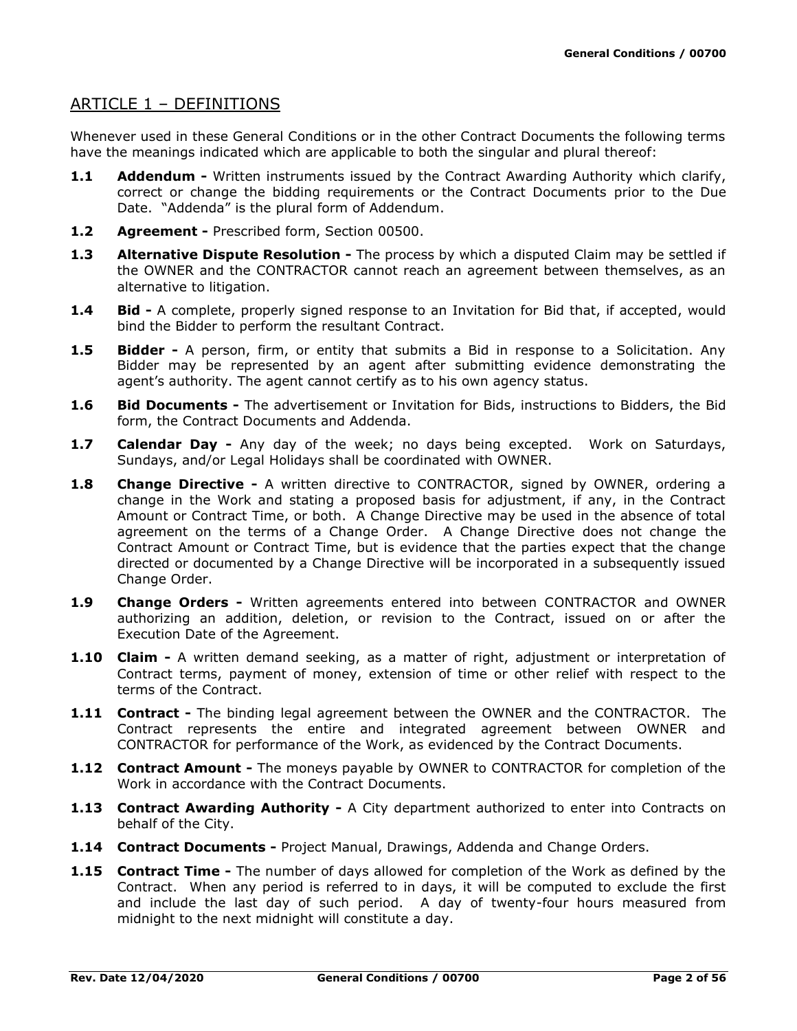## ARTICLE 1 – DEFINITIONS

Whenever used in these General Conditions or in the other Contract Documents the following terms have the meanings indicated which are applicable to both the singular and plural thereof:

**1.1 Addendum -** Written instruments issued by the Contract Awarding Authority which clarify, correct or change the bidding requirements or the Contract Documents prior to the Due Date. "Addenda" is the plural form of Addendum.

**1.2 Agreement -** Prescribed form, Section 00500.

**1.3 Alternative Dispute Resolution -** The process by which a disputed Claim may be settled if the OWNER and the CONTRACTOR cannot reach an agreement between themselves, as an alternative to litigation.

**1.4 Bid -** A complete, properly signed response to an Invitation for Bid that, if accepted, would bind the Bidder to perform the resultant Contract.

**1.5 Bidder -** A person, firm, or entity that submits a Bid in response to a Solicitation. Any Bidder may be represented by an agent after submitting evidence demonstrating the agent's authority. The agent cannot certify as to his own agency status.

**1.6 Bid Documents -** The advertisement or Invitation for Bids, instructions to Bidders, the Bid form, the Contract Documents and Addenda.

**1.7 Calendar Day -** Any day of the week; no days being excepted. Work on Saturdays, Sundays, and/or Legal Holidays shall be coordinated with OWNER.

**1.8 Change Directive -** A written directive to CONTRACTOR, signed by OWNER, ordering a change in the Work and stating a proposed basis for adjustment, if any, in the Contract Amount or Contract Time, or both. A Change Directive may be used in the absence of total agreement on the terms of a Change Order. A Change Directive does not change the Contract Amount or Contract Time, but is evidence that the parties expect that the change directed or documented by a Change Directive will be incorporated in a subsequently issued Change Order.

**1.9 Change Orders -** Written agreements entered into between CONTRACTOR and OWNER authorizing an addition, deletion, or revision to the Contract, issued on or after the Execution Date of the Agreement.

**1.10 Claim -** A written demand seeking, as a matter of right, adjustment or interpretation of Contract terms, payment of money, extension of time or other relief with respect to the terms of the Contract.

**1.11 Contract -** The binding legal agreement between the OWNER and the CONTRACTOR. The Contract represents the entire and integrated agreement between OWNER and CONTRACTOR for performance of the Work, as evidenced by the Contract Documents.

**1.12 Contract Amount -** The moneys payable by OWNER to CONTRACTOR for completion of the Work in accordance with the Contract Documents.

**1.13 Contract Awarding Authority -** A City department authorized to enter into Contracts on behalf of the City.

**1.14 Contract Documents -** Project Manual, Drawings, Addenda and Change Orders.

**1.15 Contract Time -** The number of days allowed for completion of the Work as defined by the Contract. When any period is referred to in days, it will be computed to exclude the first and include the last day of such period. A day of twenty-four hours measured from midnight to the next midnight will constitute a day.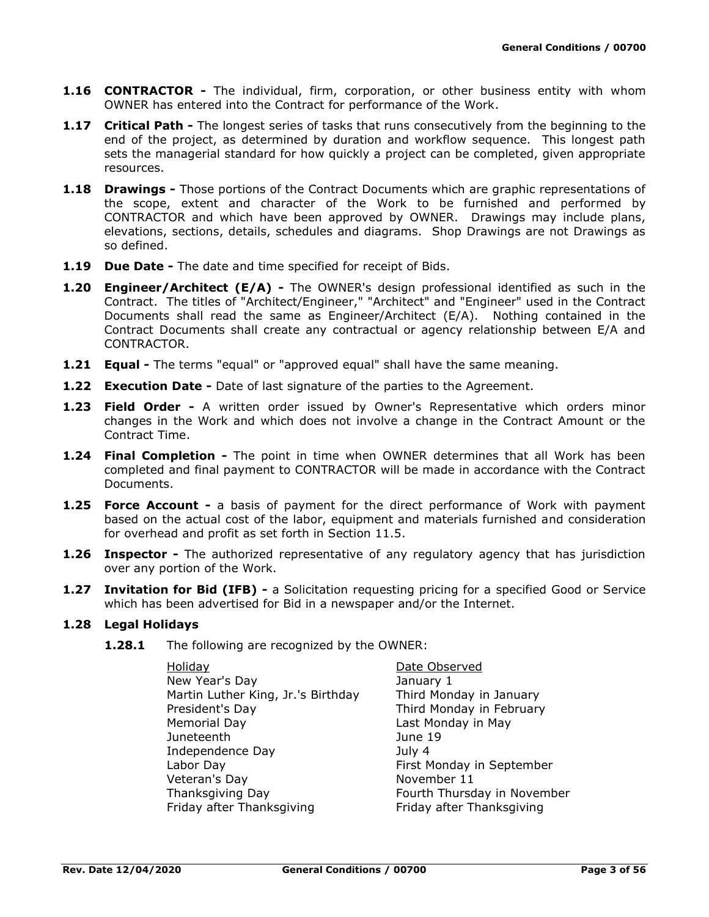**1.16 CONTRACTOR -** The individual, firm, corporation, or other business entity with whom OWNER has entered into the Contract for performance of the Work.

**1.17 Critical Path -** The longest series of tasks that runs consecutively from the beginning to the end of the project, as determined by duration and workflow sequence. This longest path sets the managerial standard for how quickly a project can be completed, given appropriate resources.

**1.18 Drawings -** Those portions of the Contract Documents which are graphic representations of the scope, extent and character of the Work to be furnished and performed by CONTRACTOR and which have been approved by OWNER. Drawings may include plans, elevations, sections, details, schedules and diagrams. Shop Drawings are not Drawings as so defined.

**1.19 Due Date -** The date and time specified for receipt of Bids.

**1.20 Engineer/Architect (E/A) -** The OWNER's design professional identified as such in the Contract. The titles of "Architect/Engineer," "Architect" and "Engineer" used in the Contract Documents shall read the same as Engineer/Architect (E/A). Nothing contained in the Contract Documents shall create any contractual or agency relationship between E/A and CONTRACTOR.

**1.21 Equal -** The terms "equal" or "approved equal" shall have the same meaning.

**1.22 Execution Date -** Date of last signature of the parties to the Agreement.

**1.23 Field Order -** A written order issued by Owner's Representative which orders minor changes in the Work and which does not involve a change in the Contract Amount or the Contract Time.

**1.24 Final Completion -** The point in time when OWNER determines that all Work has been completed and final payment to CONTRACTOR will be made in accordance with the Contract Documents.

**1.25 Force Account -** a basis of payment for the direct performance of Work with payment based on the actual cost of the labor, equipment and materials furnished and consideration for overhead and profit as set forth in Section 11.5.

**1.26 Inspector -** The authorized representative of any regulatory agency that has jurisdiction over any portion of the Work.

**1.27 Invitation for Bid (IFB) -** a Solicitation requesting pricing for a specified Good or Service which has been advertised for Bid in a newspaper and/or the Internet.

**1.28 Legal Holidays**

**1.28.1** The following are recognized by the OWNER:

| Holiday | Date Observed |
|---|---|
| New Year's Day | January 1 |
| Martin Luther King, Jr.'s Birthday | Third Monday in January |
| President's Day | Third Monday in February |
| Memorial Day | Last Monday in May |
| Juneteenth | June 19 |
| Independence Day | July 4 |
| Labor Day | First Monday in September |
| Veteran's Day | November 11 |
| Thanksgiving Day | Fourth Thursday in November |
| Friday after Thanksgiving | Friday after Thanksgiving |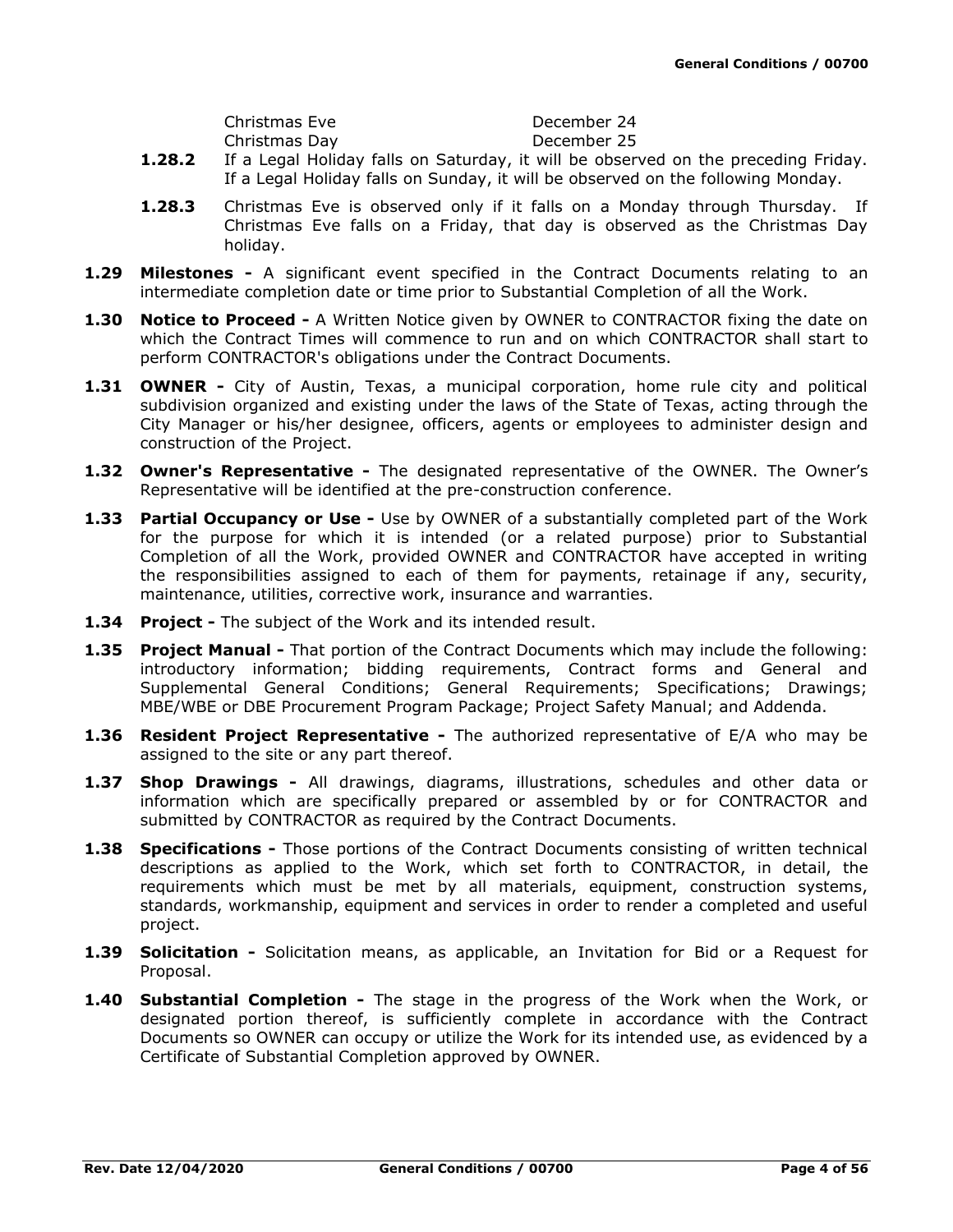| | |
|---|---|
| Christmas Eve | December 24 |
| Christmas Day | December 25 |

**1.28.2** If a Legal Holiday falls on Saturday, it will be observed on the preceding Friday. If a Legal Holiday falls on Sunday, it will be observed on the following Monday.

**1.28.3** Christmas Eve is observed only if it falls on a Monday through Thursday. If Christmas Eve falls on a Friday, that day is observed as the Christmas Day holiday.

**1.29 Milestones -** A significant event specified in the Contract Documents relating to an intermediate completion date or time prior to Substantial Completion of all the Work.

**1.30 Notice to Proceed -** A Written Notice given by OWNER to CONTRACTOR fixing the date on which the Contract Times will commence to run and on which CONTRACTOR shall start to perform CONTRACTOR's obligations under the Contract Documents.

**1.31 OWNER -** City of Austin, Texas, a municipal corporation, home rule city and political subdivision organized and existing under the laws of the State of Texas, acting through the City Manager or his/her designee, officers, agents or employees to administer design and construction of the Project.

**1.32 Owner's Representative -** The designated representative of the OWNER. The Owner's Representative will be identified at the pre-construction conference.

**1.33 Partial Occupancy or Use -** Use by OWNER of a substantially completed part of the Work for the purpose for which it is intended (or a related purpose) prior to Substantial Completion of all the Work, provided OWNER and CONTRACTOR have accepted in writing the responsibilities assigned to each of them for payments, retainage if any, security, maintenance, utilities, corrective work, insurance and warranties.

**1.34 Project -** The subject of the Work and its intended result.

**1.35 Project Manual -** That portion of the Contract Documents which may include the following: introductory information; bidding requirements, Contract forms and General and Supplemental General Conditions; General Requirements; Specifications; Drawings; MBE/WBE or DBE Procurement Program Package; Project Safety Manual; and Addenda.

**1.36 Resident Project Representative -** The authorized representative of E/A who may be assigned to the site or any part thereof.

**1.37 Shop Drawings -** All drawings, diagrams, illustrations, schedules and other data or information which are specifically prepared or assembled by or for CONTRACTOR and submitted by CONTRACTOR as required by the Contract Documents.

**1.38 Specifications -** Those portions of the Contract Documents consisting of written technical descriptions as applied to the Work, which set forth to CONTRACTOR, in detail, the requirements which must be met by all materials, equipment, construction systems, standards, workmanship, equipment and services in order to render a completed and useful project.

**1.39 Solicitation -** Solicitation means, as applicable, an Invitation for Bid or a Request for Proposal.

**1.40 Substantial Completion -** The stage in the progress of the Work when the Work, or designated portion thereof, is sufficiently complete in accordance with the Contract Documents so OWNER can occupy or utilize the Work for its intended use, as evidenced by a Certificate of Substantial Completion approved by OWNER.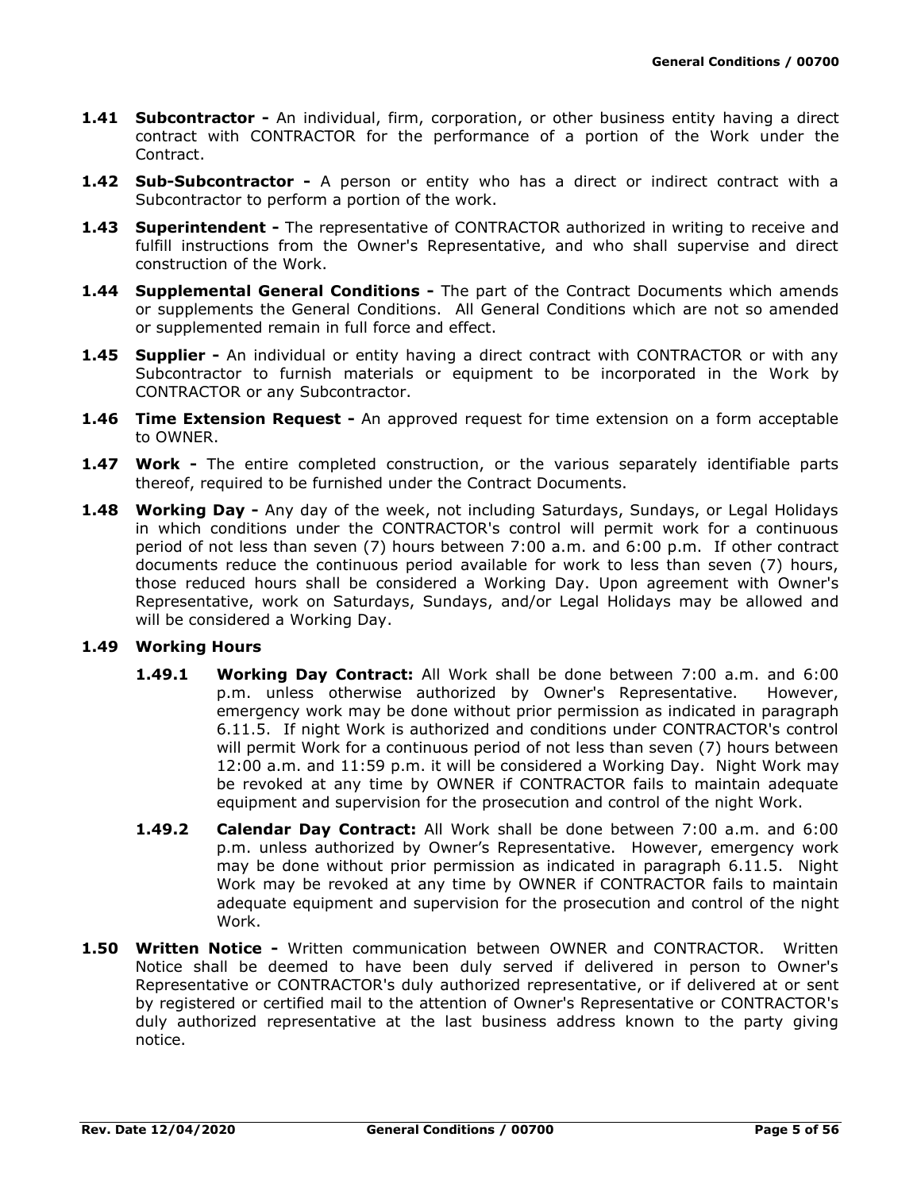**1.41 Subcontractor -** An individual, firm, corporation, or other business entity having a direct contract with CONTRACTOR for the performance of a portion of the Work under the Contract.

**1.42 Sub-Subcontractor -** A person or entity who has a direct or indirect contract with a Subcontractor to perform a portion of the work.

**1.43 Superintendent -** The representative of CONTRACTOR authorized in writing to receive and fulfill instructions from the Owner's Representative, and who shall supervise and direct construction of the Work.

**1.44 Supplemental General Conditions -** The part of the Contract Documents which amends or supplements the General Conditions. All General Conditions which are not so amended or supplemented remain in full force and effect.

**1.45 Supplier -** An individual or entity having a direct contract with CONTRACTOR or with any Subcontractor to furnish materials or equipment to be incorporated in the Work by CONTRACTOR or any Subcontractor.

**1.46 Time Extension Request -** An approved request for time extension on a form acceptable to OWNER.

**1.47 Work -** The entire completed construction, or the various separately identifiable parts thereof, required to be furnished under the Contract Documents.

**1.48 Working Day -** Any day of the week, not including Saturdays, Sundays, or Legal Holidays in which conditions under the CONTRACTOR's control will permit work for a continuous period of not less than seven (7) hours between 7:00 a.m. and 6:00 p.m. If other contract documents reduce the continuous period available for work to less than seven (7) hours, those reduced hours shall be considered a Working Day. Upon agreement with Owner's Representative, work on Saturdays, Sundays, and/or Legal Holidays may be allowed and will be considered a Working Day.

**1.49 Working Hours**

**1.49.1 Working Day Contract:** All Work shall be done between 7:00 a.m. and 6:00 p.m. unless otherwise authorized by Owner's Representative. However, emergency work may be done without prior permission as indicated in paragraph 6.11.5. If night Work is authorized and conditions under CONTRACTOR's control will permit Work for a continuous period of not less than seven (7) hours between 12:00 a.m. and 11:59 p.m. it will be considered a Working Day. Night Work may be revoked at any time by OWNER if CONTRACTOR fails to maintain adequate equipment and supervision for the prosecution and control of the night Work.

**1.49.2 Calendar Day Contract:** All Work shall be done between 7:00 a.m. and 6:00 p.m. unless authorized by Owner's Representative. However, emergency work may be done without prior permission as indicated in paragraph 6.11.5. Night Work may be revoked at any time by OWNER if CONTRACTOR fails to maintain adequate equipment and supervision for the prosecution and control of the night Work.

**1.50 Written Notice -** Written communication between OWNER and CONTRACTOR. Written Notice shall be deemed to have been duly served if delivered in person to Owner's Representative or CONTRACTOR's duly authorized representative, or if delivered at or sent by registered or certified mail to the attention of Owner's Representative or CONTRACTOR's duly authorized representative at the last business address known to the party giving notice.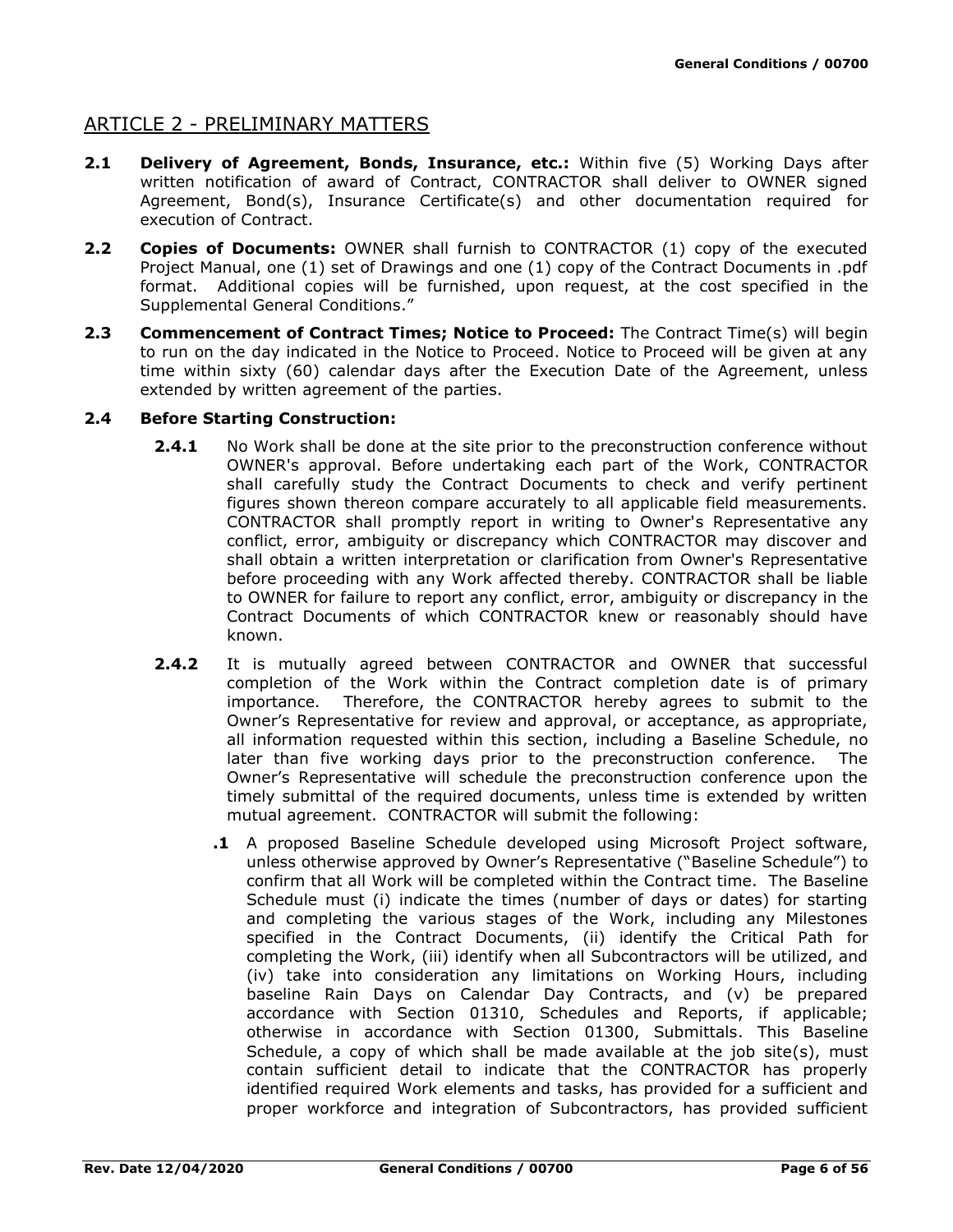## ARTICLE 2 - PRELIMINARY MATTERS

**2.1 Delivery of Agreement, Bonds, Insurance, etc.:** Within five (5) Working Days after written notification of award of Contract, CONTRACTOR shall deliver to OWNER signed Agreement, Bond(s), Insurance Certificate(s) and other documentation required for execution of Contract.

**2.2 Copies of Documents:** OWNER shall furnish to CONTRACTOR (1) copy of the executed Project Manual, one (1) set of Drawings and one (1) copy of the Contract Documents in .pdf format. Additional copies will be furnished, upon request, at the cost specified in the Supplemental General Conditions."

**2.3 Commencement of Contract Times; Notice to Proceed:** The Contract Time(s) will begin to run on the day indicated in the Notice to Proceed. Notice to Proceed will be given at any time within sixty (60) calendar days after the Execution Date of the Agreement, unless extended by written agreement of the parties.

**2.4 Before Starting Construction:**

**2.4.1** No Work shall be done at the site prior to the preconstruction conference without OWNER's approval. Before undertaking each part of the Work, CONTRACTOR shall carefully study the Contract Documents to check and verify pertinent figures shown thereon compare accurately to all applicable field measurements. CONTRACTOR shall promptly report in writing to Owner's Representative any conflict, error, ambiguity or discrepancy which CONTRACTOR may discover and shall obtain a written interpretation or clarification from Owner's Representative before proceeding with any Work affected thereby. CONTRACTOR shall be liable to OWNER for failure to report any conflict, error, ambiguity or discrepancy in the Contract Documents of which CONTRACTOR knew or reasonably should have known.

**2.4.2** It is mutually agreed between CONTRACTOR and OWNER that successful completion of the Work within the Contract completion date is of primary importance. Therefore, the CONTRACTOR hereby agrees to submit to the Owner's Representative for review and approval, or acceptance, as appropriate, all information requested within this section, including a Baseline Schedule, no later than five working days prior to the preconstruction conference. The Owner's Representative will schedule the preconstruction conference upon the timely submittal of the required documents, unless time is extended by written mutual agreement. CONTRACTOR will submit the following:

**.1** A proposed Baseline Schedule developed using Microsoft Project software, unless otherwise approved by Owner's Representative ("Baseline Schedule") to confirm that all Work will be completed within the Contract time. The Baseline Schedule must (i) indicate the times (number of days or dates) for starting and completing the various stages of the Work, including any Milestones specified in the Contract Documents, (ii) identify the Critical Path for completing the Work, (iii) identify when all Subcontractors will be utilized, and (iv) take into consideration any limitations on Working Hours, including baseline Rain Days on Calendar Day Contracts, and (v) be prepared accordance with Section 01310, Schedules and Reports, if applicable; otherwise in accordance with Section 01300, Submittals. This Baseline Schedule, a copy of which shall be made available at the job site(s), must contain sufficient detail to indicate that the CONTRACTOR has properly identified required Work elements and tasks, has provided for a sufficient and proper workforce and integration of Subcontractors, has provided sufficient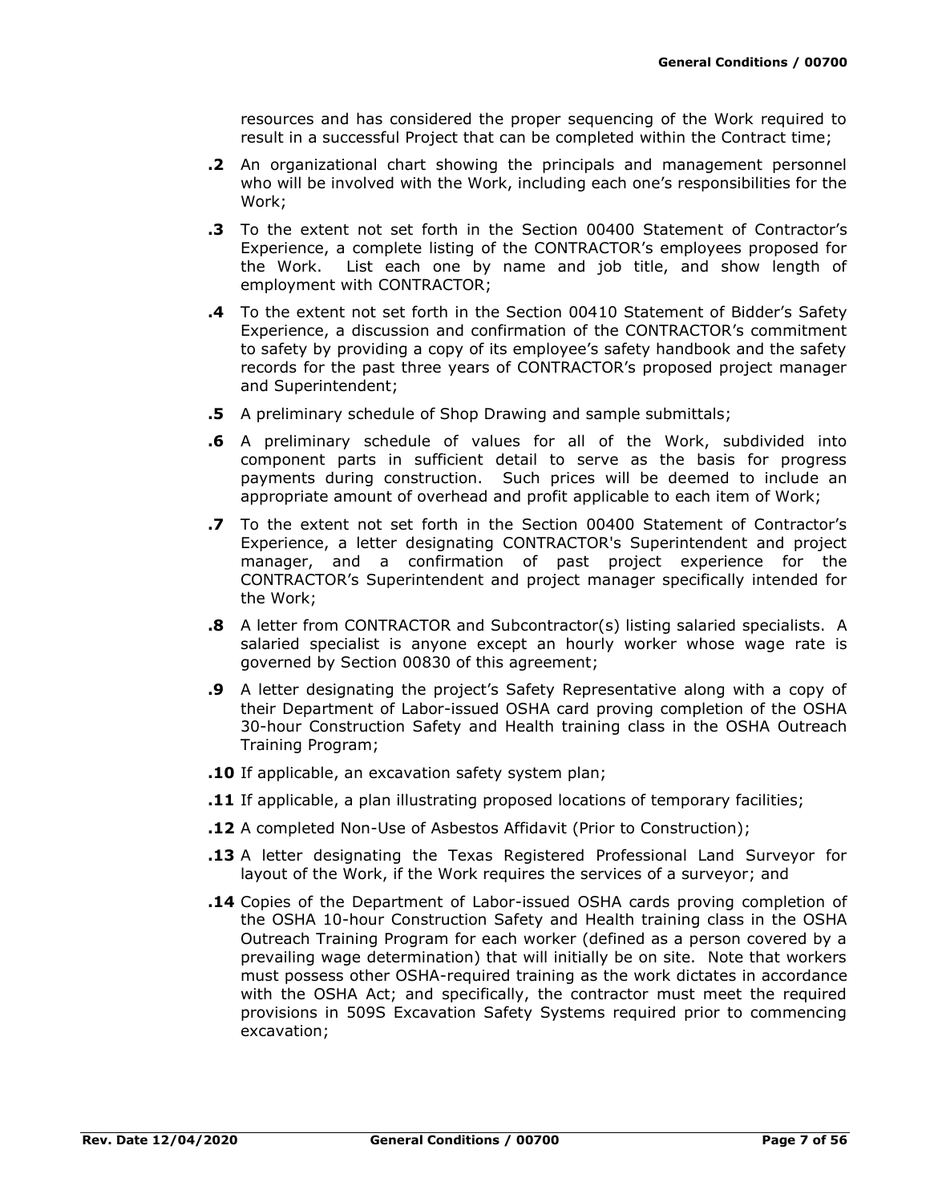resources and has considered the proper sequencing of the Work required to result in a successful Project that can be completed within the Contract time;

**.2** An organizational chart showing the principals and management personnel who will be involved with the Work, including each one's responsibilities for the Work;

**.3** To the extent not set forth in the Section 00400 Statement of Contractor's Experience, a complete listing of the CONTRACTOR's employees proposed for the Work. List each one by name and job title, and show length of employment with CONTRACTOR;

**.4** To the extent not set forth in the Section 00410 Statement of Bidder's Safety Experience, a discussion and confirmation of the CONTRACTOR's commitment to safety by providing a copy of its employee's safety handbook and the safety records for the past three years of CONTRACTOR's proposed project manager and Superintendent;

**.5** A preliminary schedule of Shop Drawing and sample submittals;

**.6** A preliminary schedule of values for all of the Work, subdivided into component parts in sufficient detail to serve as the basis for progress payments during construction. Such prices will be deemed to include an appropriate amount of overhead and profit applicable to each item of Work;

**.7** To the extent not set forth in the Section 00400 Statement of Contractor's Experience, a letter designating CONTRACTOR's Superintendent and project manager, and a confirmation of past project experience for the CONTRACTOR's Superintendent and project manager specifically intended for the Work;

**.8** A letter from CONTRACTOR and Subcontractor(s) listing salaried specialists. A salaried specialist is anyone except an hourly worker whose wage rate is governed by Section 00830 of this agreement;

**.9** A letter designating the project's Safety Representative along with a copy of their Department of Labor-issued OSHA card proving completion of the OSHA 30-hour Construction Safety and Health training class in the OSHA Outreach Training Program;

**.10** If applicable, an excavation safety system plan;

**.11** If applicable, a plan illustrating proposed locations of temporary facilities;

**.12** A completed Non-Use of Asbestos Affidavit (Prior to Construction);

**.13** A letter designating the Texas Registered Professional Land Surveyor for layout of the Work, if the Work requires the services of a surveyor; and

**.14** Copies of the Department of Labor-issued OSHA cards proving completion of the OSHA 10-hour Construction Safety and Health training class in the OSHA Outreach Training Program for each worker (defined as a person covered by a prevailing wage determination) that will initially be on site. Note that workers must possess other OSHA-required training as the work dictates in accordance with the OSHA Act; and specifically, the contractor must meet the required provisions in 509S Excavation Safety Systems required prior to commencing excavation;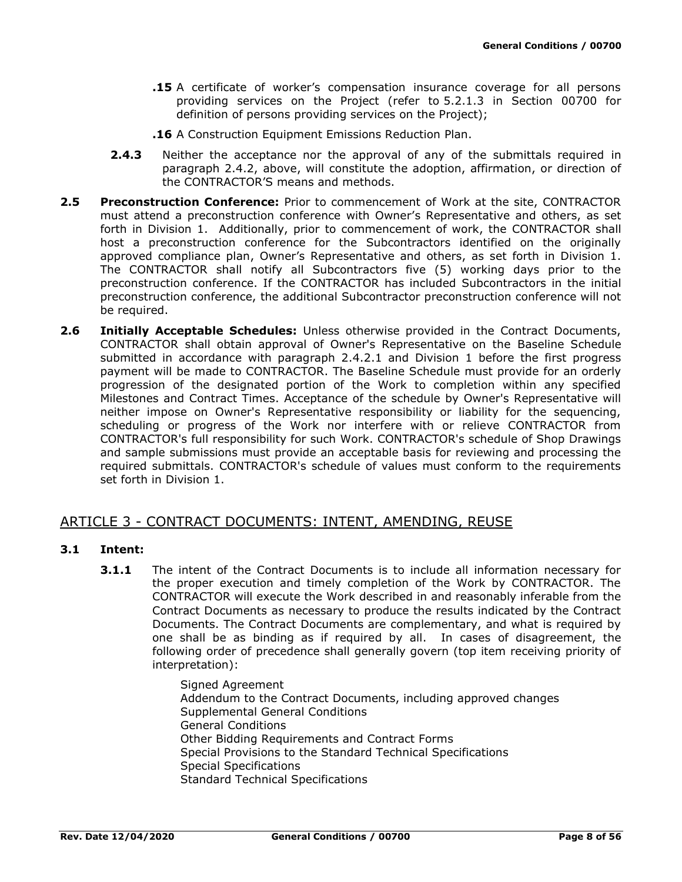**.15** A certificate of worker's compensation insurance coverage for all persons providing services on the Project (refer to 5.2.1.3 in Section 00700 for definition of persons providing services on the Project);

**.16** A Construction Equipment Emissions Reduction Plan.

**2.4.3** Neither the acceptance nor the approval of any of the submittals required in paragraph 2.4.2, above, will constitute the adoption, affirmation, or direction of the CONTRACTOR'S means and methods.

**2.5 Preconstruction Conference:** Prior to commencement of Work at the site, CONTRACTOR must attend a preconstruction conference with Owner's Representative and others, as set forth in Division 1. Additionally, prior to commencement of work, the CONTRACTOR shall host a preconstruction conference for the Subcontractors identified on the originally approved compliance plan, Owner's Representative and others, as set forth in Division 1. The CONTRACTOR shall notify all Subcontractors five (5) working days prior to the preconstruction conference. If the CONTRACTOR has included Subcontractors in the initial preconstruction conference, the additional Subcontractor preconstruction conference will not be required.

**2.6 Initially Acceptable Schedules:** Unless otherwise provided in the Contract Documents, CONTRACTOR shall obtain approval of Owner's Representative on the Baseline Schedule submitted in accordance with paragraph 2.4.2.1 and Division 1 before the first progress payment will be made to CONTRACTOR. The Baseline Schedule must provide for an orderly progression of the designated portion of the Work to completion within any specified Milestones and Contract Times. Acceptance of the schedule by Owner's Representative will neither impose on Owner's Representative responsibility or liability for the sequencing, scheduling or progress of the Work nor interfere with or relieve CONTRACTOR from CONTRACTOR's full responsibility for such Work. CONTRACTOR's schedule of Shop Drawings and sample submissions must provide an acceptable basis for reviewing and processing the required submittals. CONTRACTOR's schedule of values must conform to the requirements set forth in Division 1.

## ARTICLE 3 - CONTRACT DOCUMENTS: INTENT, AMENDING, REUSE

### 3.1 Intent:

**3.1.1** The intent of the Contract Documents is to include all information necessary for the proper execution and timely completion of the Work by CONTRACTOR. The CONTRACTOR will execute the Work described in and reasonably inferable from the Contract Documents as necessary to produce the results indicated by the Contract Documents. The Contract Documents are complementary, and what is required by one shall be as binding as if required by all. In cases of disagreement, the following order of precedence shall generally govern (top item receiving priority of interpretation):

Signed Agreement
Addendum to the Contract Documents, including approved changes
Supplemental General Conditions
General Conditions
Other Bidding Requirements and Contract Forms
Special Provisions to the Standard Technical Specifications
Special Specifications
Standard Technical Specifications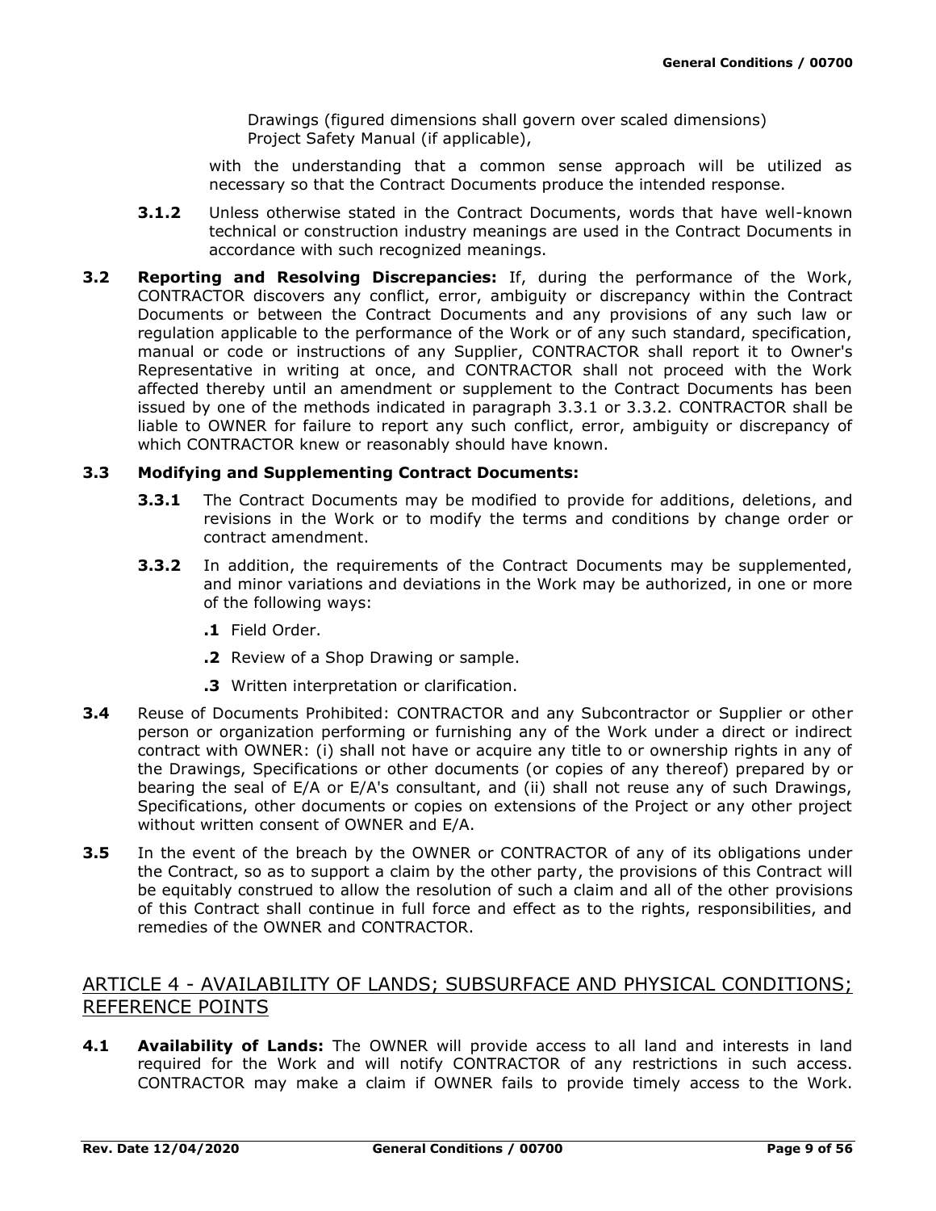Drawings (figured dimensions shall govern over scaled dimensions)
Project Safety Manual (if applicable),

with the understanding that a common sense approach will be utilized as necessary so that the Contract Documents produce the intended response.

**3.1.2** Unless otherwise stated in the Contract Documents, words that have well-known technical or construction industry meanings are used in the Contract Documents in accordance with such recognized meanings.

**3.2 Reporting and Resolving Discrepancies:** If, during the performance of the Work, CONTRACTOR discovers any conflict, error, ambiguity or discrepancy within the Contract Documents or between the Contract Documents and any provisions of any such law or regulation applicable to the performance of the Work or of any such standard, specification, manual or code or instructions of any Supplier, CONTRACTOR shall report it to Owner's Representative in writing at once, and CONTRACTOR shall not proceed with the Work affected thereby until an amendment or supplement to the Contract Documents has been issued by one of the methods indicated in paragraph 3.3.1 or 3.3.2. CONTRACTOR shall be liable to OWNER for failure to report any such conflict, error, ambiguity or discrepancy of which CONTRACTOR knew or reasonably should have known.

**3.3 Modifying and Supplementing Contract Documents:**

**3.3.1** The Contract Documents may be modified to provide for additions, deletions, and revisions in the Work or to modify the terms and conditions by change order or contract amendment.

**3.3.2** In addition, the requirements of the Contract Documents may be supplemented, and minor variations and deviations in the Work may be authorized, in one or more of the following ways:

**.1** Field Order.

**.2** Review of a Shop Drawing or sample.

**.3** Written interpretation or clarification.

**3.4** Reuse of Documents Prohibited: CONTRACTOR and any Subcontractor or Supplier or other person or organization performing or furnishing any of the Work under a direct or indirect contract with OWNER: (i) shall not have or acquire any title to or ownership rights in any of the Drawings, Specifications or other documents (or copies of any thereof) prepared by or bearing the seal of E/A or E/A's consultant, and (ii) shall not reuse any of such Drawings, Specifications, other documents or copies on extensions of the Project or any other project without written consent of OWNER and E/A.

**3.5** In the event of the breach by the OWNER or CONTRACTOR of any of its obligations under the Contract, so as to support a claim by the other party, the provisions of this Contract will be equitably construed to allow the resolution of such a claim and all of the other provisions of this Contract shall continue in full force and effect as to the rights, responsibilities, and remedies of the OWNER and CONTRACTOR.

## ARTICLE 4 - AVAILABILITY OF LANDS; SUBSURFACE AND PHYSICAL CONDITIONS; REFERENCE POINTS

**4.1 Availability of Lands:** The OWNER will provide access to all land and interests in land required for the Work and will notify CONTRACTOR of any restrictions in such access. CONTRACTOR may make a claim if OWNER fails to provide timely access to the Work.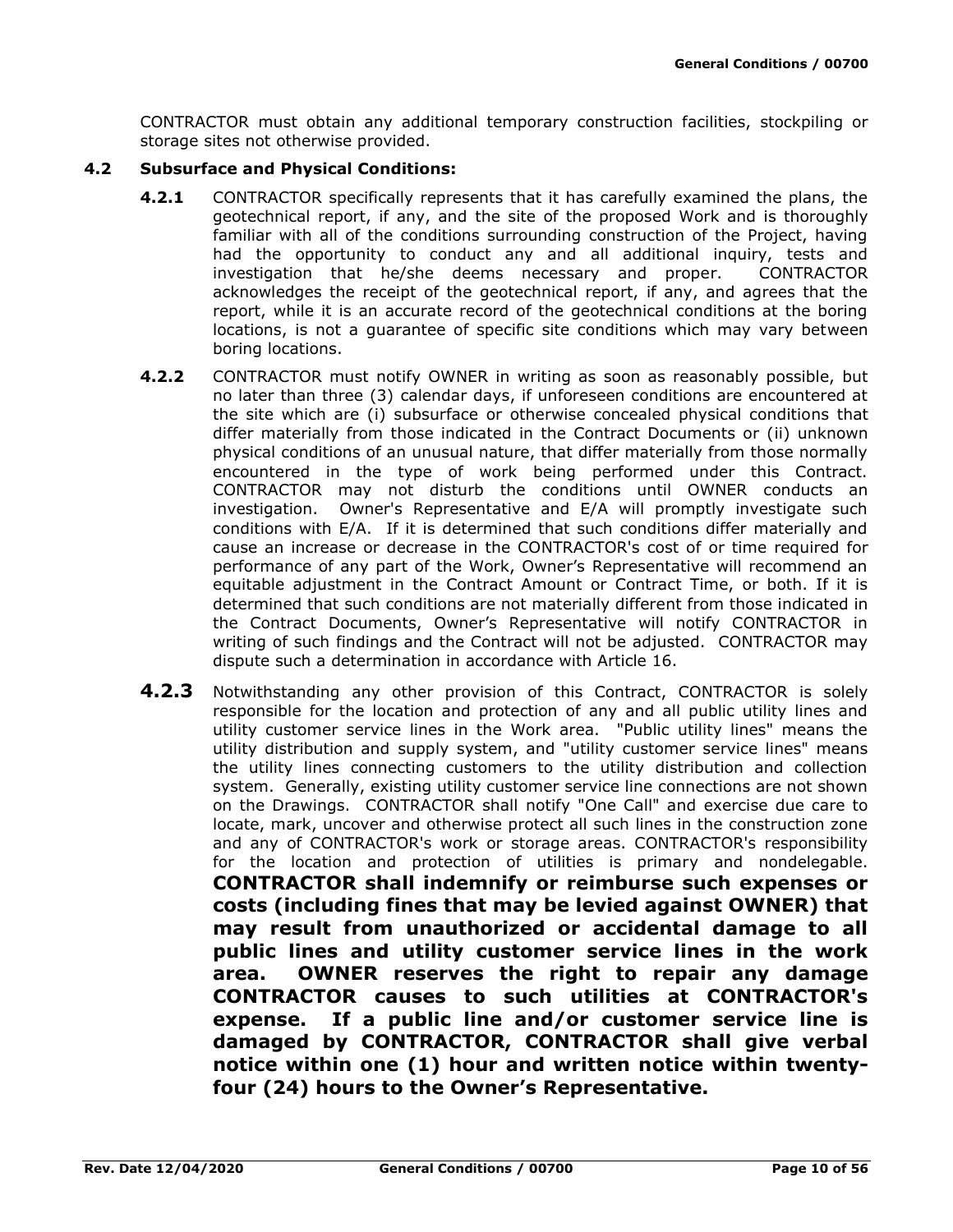CONTRACTOR must obtain any additional temporary construction facilities, stockpiling or storage sites not otherwise provided.

### 4.2 Subsurface and Physical Conditions:

**4.2.1** CONTRACTOR specifically represents that it has carefully examined the plans, the geotechnical report, if any, and the site of the proposed Work and is thoroughly familiar with all of the conditions surrounding construction of the Project, having had the opportunity to conduct any and all additional inquiry, tests and investigation that he/she deems necessary and proper. CONTRACTOR acknowledges the receipt of the geotechnical report, if any, and agrees that the report, while it is an accurate record of the geotechnical conditions at the boring locations, is not a guarantee of specific site conditions which may vary between boring locations.

**4.2.2** CONTRACTOR must notify OWNER in writing as soon as reasonably possible, but no later than three (3) calendar days, if unforeseen conditions are encountered at the site which are (i) subsurface or otherwise concealed physical conditions that differ materially from those indicated in the Contract Documents or (ii) unknown physical conditions of an unusual nature, that differ materially from those normally encountered in the type of work being performed under this Contract. CONTRACTOR may not disturb the conditions until OWNER conducts an investigation. Owner's Representative and E/A will promptly investigate such conditions with E/A. If it is determined that such conditions differ materially and cause an increase or decrease in the CONTRACTOR's cost of or time required for performance of any part of the Work, Owner's Representative will recommend an equitable adjustment in the Contract Amount or Contract Time, or both. If it is determined that such conditions are not materially different from those indicated in the Contract Documents, Owner's Representative will notify CONTRACTOR in writing of such findings and the Contract will not be adjusted. CONTRACTOR may dispute such a determination in accordance with Article 16.

**4.2.3** Notwithstanding any other provision of this Contract, CONTRACTOR is solely responsible for the location and protection of any and all public utility lines and utility customer service lines in the Work area. "Public utility lines" means the utility distribution and supply system, and "utility customer service lines" means the utility lines connecting customers to the utility distribution and collection system. Generally, existing utility customer service line connections are not shown on the Drawings. CONTRACTOR shall notify "One Call" and exercise due care to locate, mark, uncover and otherwise protect all such lines in the construction zone and any of CONTRACTOR's work or storage areas. CONTRACTOR's responsibility for the location and protection of utilities is primary and nondelegable. **CONTRACTOR shall indemnify or reimburse such expenses or costs (including fines that may be levied against OWNER) that may result from unauthorized or accidental damage to all public lines and utility customer service lines in the work area. OWNER reserves the right to repair any damage CONTRACTOR causes to such utilities at CONTRACTOR's expense. If a public line and/or customer service line is damaged by CONTRACTOR, CONTRACTOR shall give verbal notice within one (1) hour and written notice within twenty-four (24) hours to the Owner's Representative.**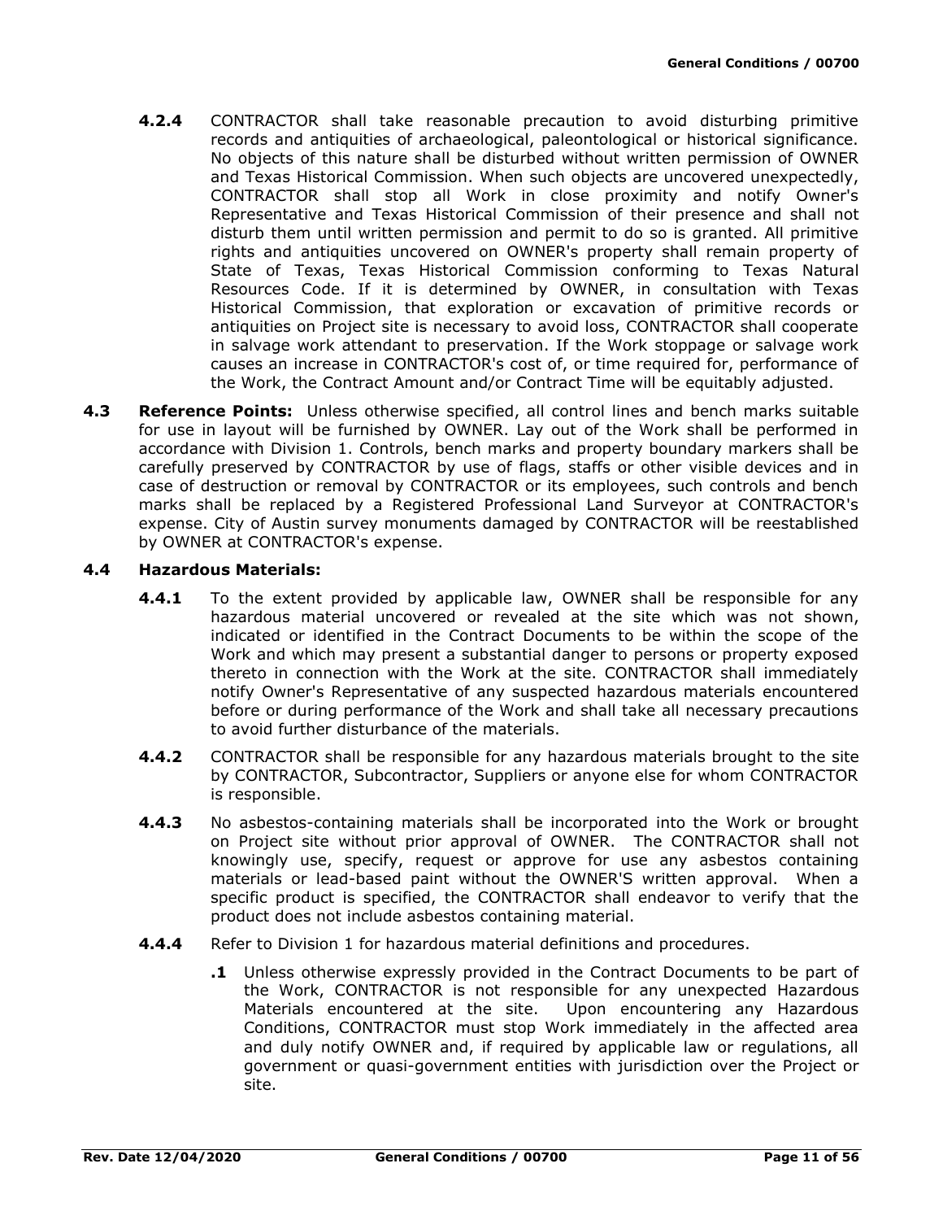**4.2.4** CONTRACTOR shall take reasonable precaution to avoid disturbing primitive records and antiquities of archaeological, paleontological or historical significance. No objects of this nature shall be disturbed without written permission of OWNER and Texas Historical Commission. When such objects are uncovered unexpectedly, CONTRACTOR shall stop all Work in close proximity and notify Owner's Representative and Texas Historical Commission of their presence and shall not disturb them until written permission and permit to do so is granted. All primitive rights and antiquities uncovered on OWNER's property shall remain property of State of Texas, Texas Historical Commission conforming to Texas Natural Resources Code. If it is determined by OWNER, in consultation with Texas Historical Commission, that exploration or excavation of primitive records or antiquities on Project site is necessary to avoid loss, CONTRACTOR shall cooperate in salvage work attendant to preservation. If the Work stoppage or salvage work causes an increase in CONTRACTOR's cost of, or time required for, performance of the Work, the Contract Amount and/or Contract Time will be equitably adjusted.

**4.3 Reference Points:** Unless otherwise specified, all control lines and bench marks suitable for use in layout will be furnished by OWNER. Lay out of the Work shall be performed in accordance with Division 1. Controls, bench marks and property boundary markers shall be carefully preserved by CONTRACTOR by use of flags, staffs or other visible devices and in case of destruction or removal by CONTRACTOR or its employees, such controls and bench marks shall be replaced by a Registered Professional Land Surveyor at CONTRACTOR's expense. City of Austin survey monuments damaged by CONTRACTOR will be reestablished by OWNER at CONTRACTOR's expense.

**4.4 Hazardous Materials:**

**4.4.1** To the extent provided by applicable law, OWNER shall be responsible for any hazardous material uncovered or revealed at the site which was not shown, indicated or identified in the Contract Documents to be within the scope of the Work and which may present a substantial danger to persons or property exposed thereto in connection with the Work at the site. CONTRACTOR shall immediately notify Owner's Representative of any suspected hazardous materials encountered before or during performance of the Work and shall take all necessary precautions to avoid further disturbance of the materials.

**4.4.2** CONTRACTOR shall be responsible for any hazardous materials brought to the site by CONTRACTOR, Subcontractor, Suppliers or anyone else for whom CONTRACTOR is responsible.

**4.4.3** No asbestos-containing materials shall be incorporated into the Work or brought on Project site without prior approval of OWNER. The CONTRACTOR shall not knowingly use, specify, request or approve for use any asbestos containing materials or lead-based paint without the OWNER'S written approval. When a specific product is specified, the CONTRACTOR shall endeavor to verify that the product does not include asbestos containing material.

**4.4.4** Refer to Division 1 for hazardous material definitions and procedures.

**.1** Unless otherwise expressly provided in the Contract Documents to be part of the Work, CONTRACTOR is not responsible for any unexpected Hazardous Materials encountered at the site. Upon encountering any Hazardous Conditions, CONTRACTOR must stop Work immediately in the affected area and duly notify OWNER and, if required by applicable law or regulations, all government or quasi-government entities with jurisdiction over the Project or site.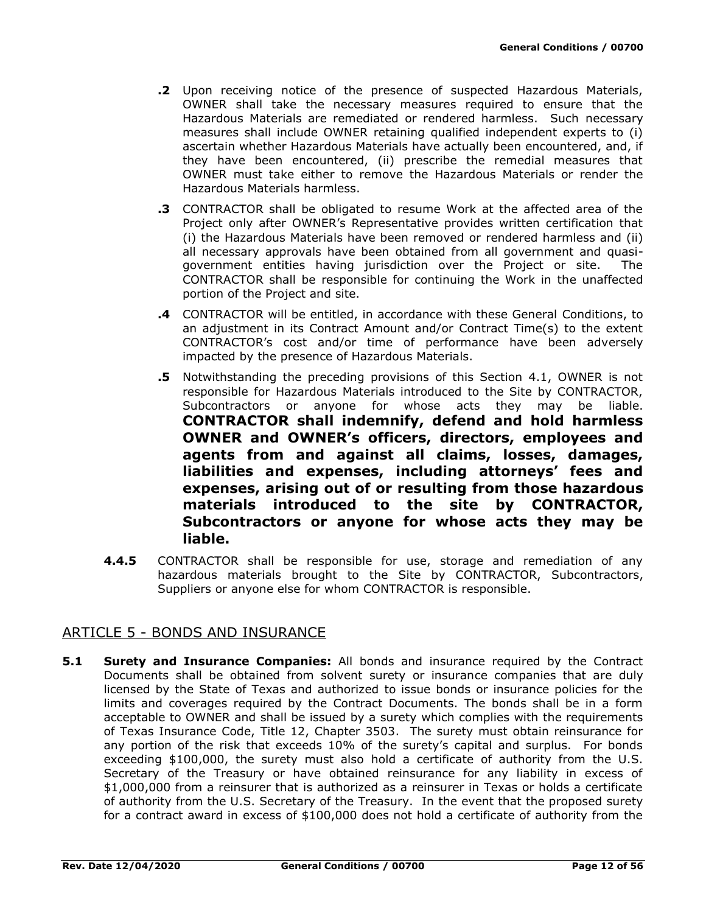**.2** Upon receiving notice of the presence of suspected Hazardous Materials, OWNER shall take the necessary measures required to ensure that the Hazardous Materials are remediated or rendered harmless. Such necessary measures shall include OWNER retaining qualified independent experts to (i) ascertain whether Hazardous Materials have actually been encountered, and, if they have been encountered, (ii) prescribe the remedial measures that OWNER must take either to remove the Hazardous Materials or render the Hazardous Materials harmless.

**.3** CONTRACTOR shall be obligated to resume Work at the affected area of the Project only after OWNER's Representative provides written certification that (i) the Hazardous Materials have been removed or rendered harmless and (ii) all necessary approvals have been obtained from all government and quasi-government entities having jurisdiction over the Project or site. The CONTRACTOR shall be responsible for continuing the Work in the unaffected portion of the Project and site.

**.4** CONTRACTOR will be entitled, in accordance with these General Conditions, to an adjustment in its Contract Amount and/or Contract Time(s) to the extent CONTRACTOR's cost and/or time of performance have been adversely impacted by the presence of Hazardous Materials.

**.5** Notwithstanding the preceding provisions of this Section 4.1, OWNER is not responsible for Hazardous Materials introduced to the Site by CONTRACTOR, Subcontractors or anyone for whose acts they may be liable. **CONTRACTOR shall indemnify, defend and hold harmless OWNER and OWNER's officers, directors, employees and agents from and against all claims, losses, damages, liabilities and expenses, including attorneys' fees and expenses, arising out of or resulting from those hazardous materials introduced to the site by CONTRACTOR, Subcontractors or anyone for whose acts they may be liable.**

**4.4.5** CONTRACTOR shall be responsible for use, storage and remediation of any hazardous materials brought to the Site by CONTRACTOR, Subcontractors, Suppliers or anyone else for whom CONTRACTOR is responsible.

## ARTICLE 5 - BONDS AND INSURANCE

**5.1 Surety and Insurance Companies:** All bonds and insurance required by the Contract Documents shall be obtained from solvent surety or insurance companies that are duly licensed by the State of Texas and authorized to issue bonds or insurance policies for the limits and coverages required by the Contract Documents. The bonds shall be in a form acceptable to OWNER and shall be issued by a surety which complies with the requirements of Texas Insurance Code, Title 12, Chapter 3503. The surety must obtain reinsurance for any portion of the risk that exceeds 10% of the surety's capital and surplus. For bonds exceeding $100,000, the surety must also hold a certificate of authority from the U.S. Secretary of the Treasury or have obtained reinsurance for any liability in excess of $1,000,000 from a reinsurer that is authorized as a reinsurer in Texas or holds a certificate of authority from the U.S. Secretary of the Treasury. In the event that the proposed surety for a contract award in excess of $100,000 does not hold a certificate of authority from the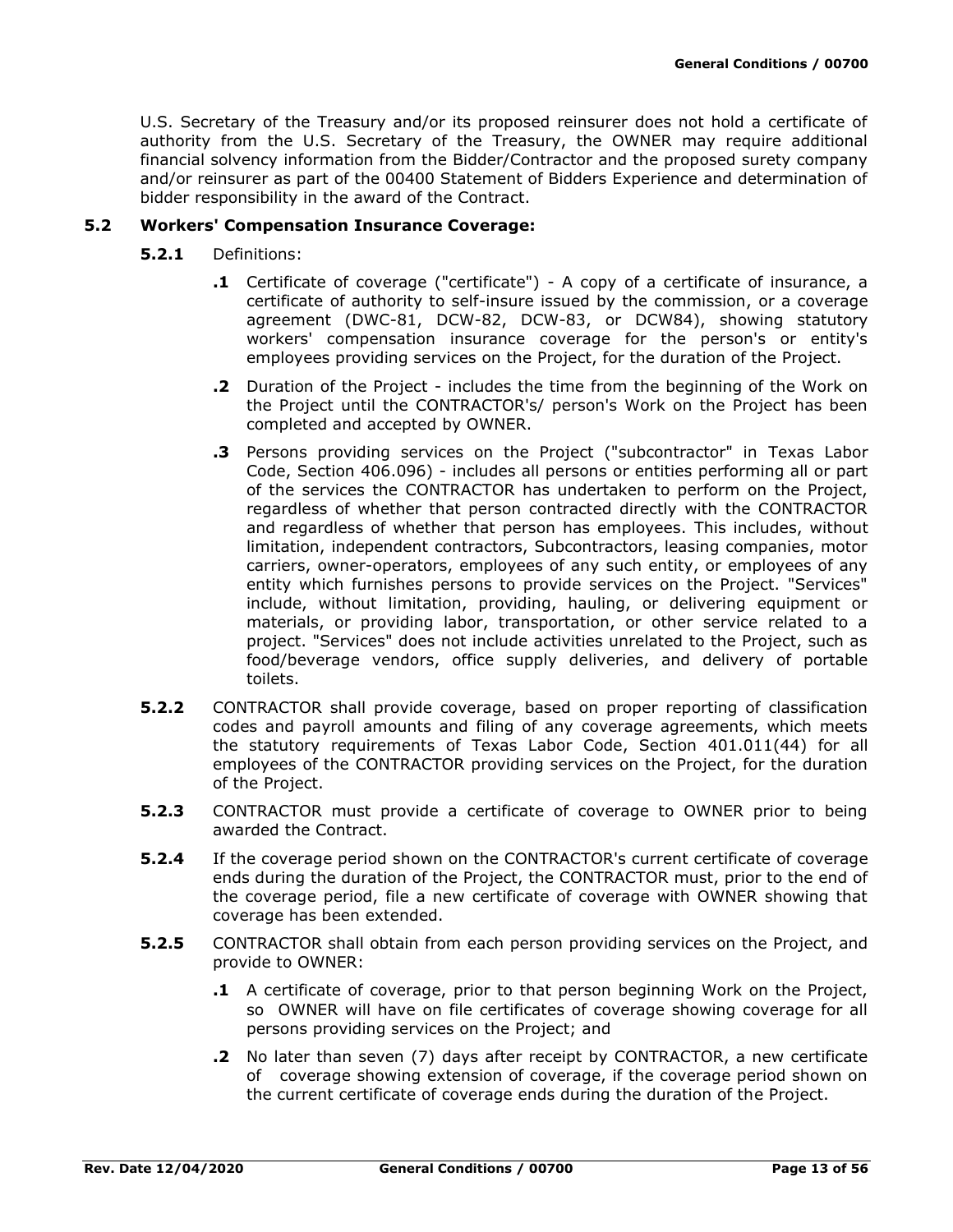U.S. Secretary of the Treasury and/or its proposed reinsurer does not hold a certificate of authority from the U.S. Secretary of the Treasury, the OWNER may require additional financial solvency information from the Bidder/Contractor and the proposed surety company and/or reinsurer as part of the 00400 Statement of Bidders Experience and determination of bidder responsibility in the award of the Contract.

**5.2 Workers' Compensation Insurance Coverage:**

**5.2.1** Definitions:

**.1** Certificate of coverage ("certificate") - A copy of a certificate of insurance, a certificate of authority to self-insure issued by the commission, or a coverage agreement (DWC-81, DCW-82, DCW-83, or DCW84), showing statutory workers' compensation insurance coverage for the person's or entity's employees providing services on the Project, for the duration of the Project.

**.2** Duration of the Project - includes the time from the beginning of the Work on the Project until the CONTRACTOR's/ person's Work on the Project has been completed and accepted by OWNER.

**.3** Persons providing services on the Project ("subcontractor" in Texas Labor Code, Section 406.096) - includes all persons or entities performing all or part of the services the CONTRACTOR has undertaken to perform on the Project, regardless of whether that person contracted directly with the CONTRACTOR and regardless of whether that person has employees. This includes, without limitation, independent contractors, Subcontractors, leasing companies, motor carriers, owner-operators, employees of any such entity, or employees of any entity which furnishes persons to provide services on the Project. "Services" include, without limitation, providing, hauling, or delivering equipment or materials, or providing labor, transportation, or other service related to a project. "Services" does not include activities unrelated to the Project, such as food/beverage vendors, office supply deliveries, and delivery of portable toilets.

**5.2.2** CONTRACTOR shall provide coverage, based on proper reporting of classification codes and payroll amounts and filing of any coverage agreements, which meets the statutory requirements of Texas Labor Code, Section 401.011(44) for all employees of the CONTRACTOR providing services on the Project, for the duration of the Project.

**5.2.3** CONTRACTOR must provide a certificate of coverage to OWNER prior to being awarded the Contract.

**5.2.4** If the coverage period shown on the CONTRACTOR's current certificate of coverage ends during the duration of the Project, the CONTRACTOR must, prior to the end of the coverage period, file a new certificate of coverage with OWNER showing that coverage has been extended.

**5.2.5** CONTRACTOR shall obtain from each person providing services on the Project, and provide to OWNER:

**.1** A certificate of coverage, prior to that person beginning Work on the Project, so OWNER will have on file certificates of coverage showing coverage for all persons providing services on the Project; and

**.2** No later than seven (7) days after receipt by CONTRACTOR, a new certificate of coverage showing extension of coverage, if the coverage period shown on the current certificate of coverage ends during the duration of the Project.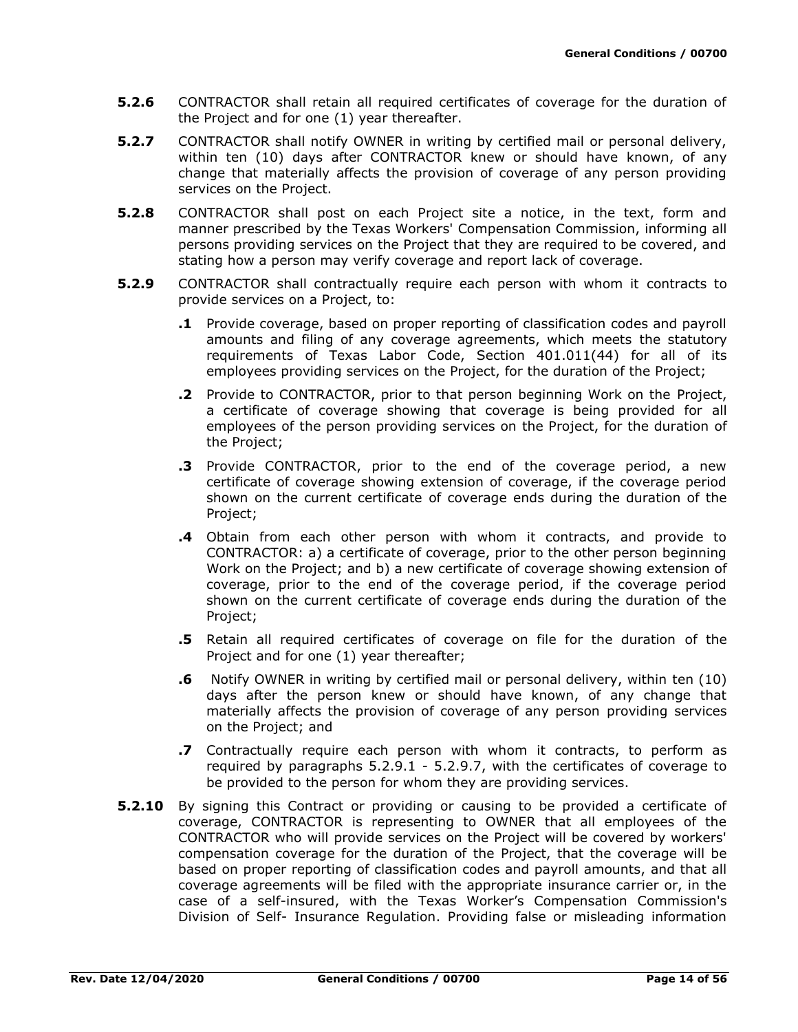**5.2.6** CONTRACTOR shall retain all required certificates of coverage for the duration of the Project and for one (1) year thereafter.

**5.2.7** CONTRACTOR shall notify OWNER in writing by certified mail or personal delivery, within ten (10) days after CONTRACTOR knew or should have known, of any change that materially affects the provision of coverage of any person providing services on the Project.

**5.2.8** CONTRACTOR shall post on each Project site a notice, in the text, form and manner prescribed by the Texas Workers' Compensation Commission, informing all persons providing services on the Project that they are required to be covered, and stating how a person may verify coverage and report lack of coverage.

**5.2.9** CONTRACTOR shall contractually require each person with whom it contracts to provide services on a Project, to:

**.1** Provide coverage, based on proper reporting of classification codes and payroll amounts and filing of any coverage agreements, which meets the statutory requirements of Texas Labor Code, Section 401.011(44) for all of its employees providing services on the Project, for the duration of the Project;

**.2** Provide to CONTRACTOR, prior to that person beginning Work on the Project, a certificate of coverage showing that coverage is being provided for all employees of the person providing services on the Project, for the duration of the Project;

**.3** Provide CONTRACTOR, prior to the end of the coverage period, a new certificate of coverage showing extension of coverage, if the coverage period shown on the current certificate of coverage ends during the duration of the Project;

**.4** Obtain from each other person with whom it contracts, and provide to CONTRACTOR: a) a certificate of coverage, prior to the other person beginning Work on the Project; and b) a new certificate of coverage showing extension of coverage, prior to the end of the coverage period, if the coverage period shown on the current certificate of coverage ends during the duration of the Project;

**.5** Retain all required certificates of coverage on file for the duration of the Project and for one (1) year thereafter;

**.6** Notify OWNER in writing by certified mail or personal delivery, within ten (10) days after the person knew or should have known, of any change that materially affects the provision of coverage of any person providing services on the Project; and

**.7** Contractually require each person with whom it contracts, to perform as required by paragraphs 5.2.9.1 - 5.2.9.7, with the certificates of coverage to be provided to the person for whom they are providing services.

**5.2.10** By signing this Contract or providing or causing to be provided a certificate of coverage, CONTRACTOR is representing to OWNER that all employees of the CONTRACTOR who will provide services on the Project will be covered by workers' compensation coverage for the duration of the Project, that the coverage will be based on proper reporting of classification codes and payroll amounts, and that all coverage agreements will be filed with the appropriate insurance carrier or, in the case of a self-insured, with the Texas Worker's Compensation Commission's Division of Self- Insurance Regulation. Providing false or misleading information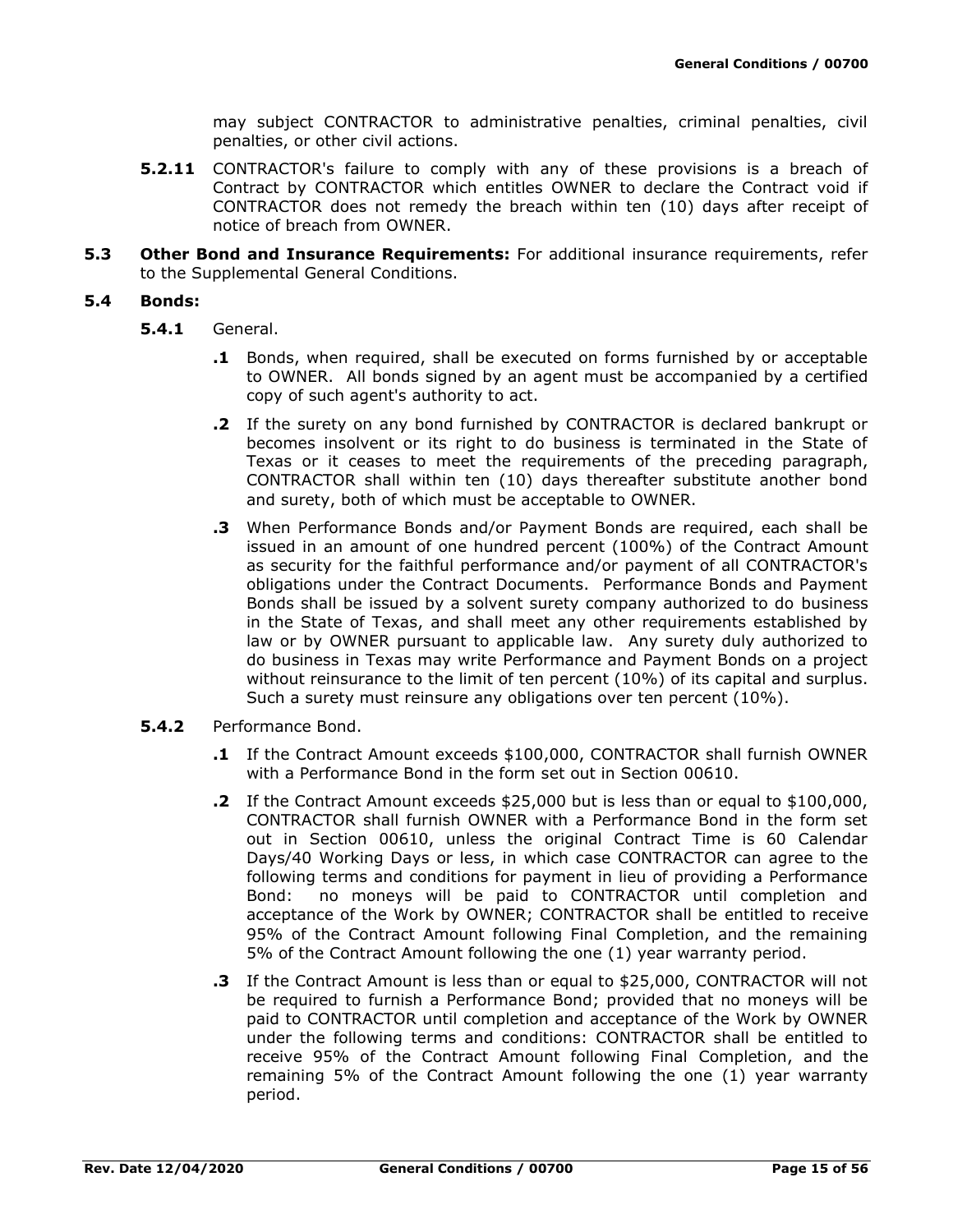may subject CONTRACTOR to administrative penalties, criminal penalties, civil penalties, or other civil actions.

**5.2.11** CONTRACTOR's failure to comply with any of these provisions is a breach of Contract by CONTRACTOR which entitles OWNER to declare the Contract void if CONTRACTOR does not remedy the breach within ten (10) days after receipt of notice of breach from OWNER.

**5.3 Other Bond and Insurance Requirements:** For additional insurance requirements, refer to the Supplemental General Conditions.

**5.4 Bonds:**

**5.4.1** General.

**.1** Bonds, when required, shall be executed on forms furnished by or acceptable to OWNER. All bonds signed by an agent must be accompanied by a certified copy of such agent's authority to act.

**.2** If the surety on any bond furnished by CONTRACTOR is declared bankrupt or becomes insolvent or its right to do business is terminated in the State of Texas or it ceases to meet the requirements of the preceding paragraph, CONTRACTOR shall within ten (10) days thereafter substitute another bond and surety, both of which must be acceptable to OWNER.

**.3** When Performance Bonds and/or Payment Bonds are required, each shall be issued in an amount of one hundred percent (100%) of the Contract Amount as security for the faithful performance and/or payment of all CONTRACTOR's obligations under the Contract Documents. Performance Bonds and Payment Bonds shall be issued by a solvent surety company authorized to do business in the State of Texas, and shall meet any other requirements established by law or by OWNER pursuant to applicable law. Any surety duly authorized to do business in Texas may write Performance and Payment Bonds on a project without reinsurance to the limit of ten percent (10%) of its capital and surplus. Such a surety must reinsure any obligations over ten percent (10%).

**5.4.2** Performance Bond.

**.1** If the Contract Amount exceeds $100,000, CONTRACTOR shall furnish OWNER with a Performance Bond in the form set out in Section 00610.

**.2** If the Contract Amount exceeds $25,000 but is less than or equal to $100,000, CONTRACTOR shall furnish OWNER with a Performance Bond in the form set out in Section 00610, unless the original Contract Time is 60 Calendar Days/40 Working Days or less, in which case CONTRACTOR can agree to the following terms and conditions for payment in lieu of providing a Performance Bond: no moneys will be paid to CONTRACTOR until completion and acceptance of the Work by OWNER; CONTRACTOR shall be entitled to receive 95% of the Contract Amount following Final Completion, and the remaining 5% of the Contract Amount following the one (1) year warranty period.

**.3** If the Contract Amount is less than or equal to $25,000, CONTRACTOR will not be required to furnish a Performance Bond; provided that no moneys will be paid to CONTRACTOR until completion and acceptance of the Work by OWNER under the following terms and conditions: CONTRACTOR shall be entitled to receive 95% of the Contract Amount following Final Completion, and the remaining 5% of the Contract Amount following the one (1) year warranty period.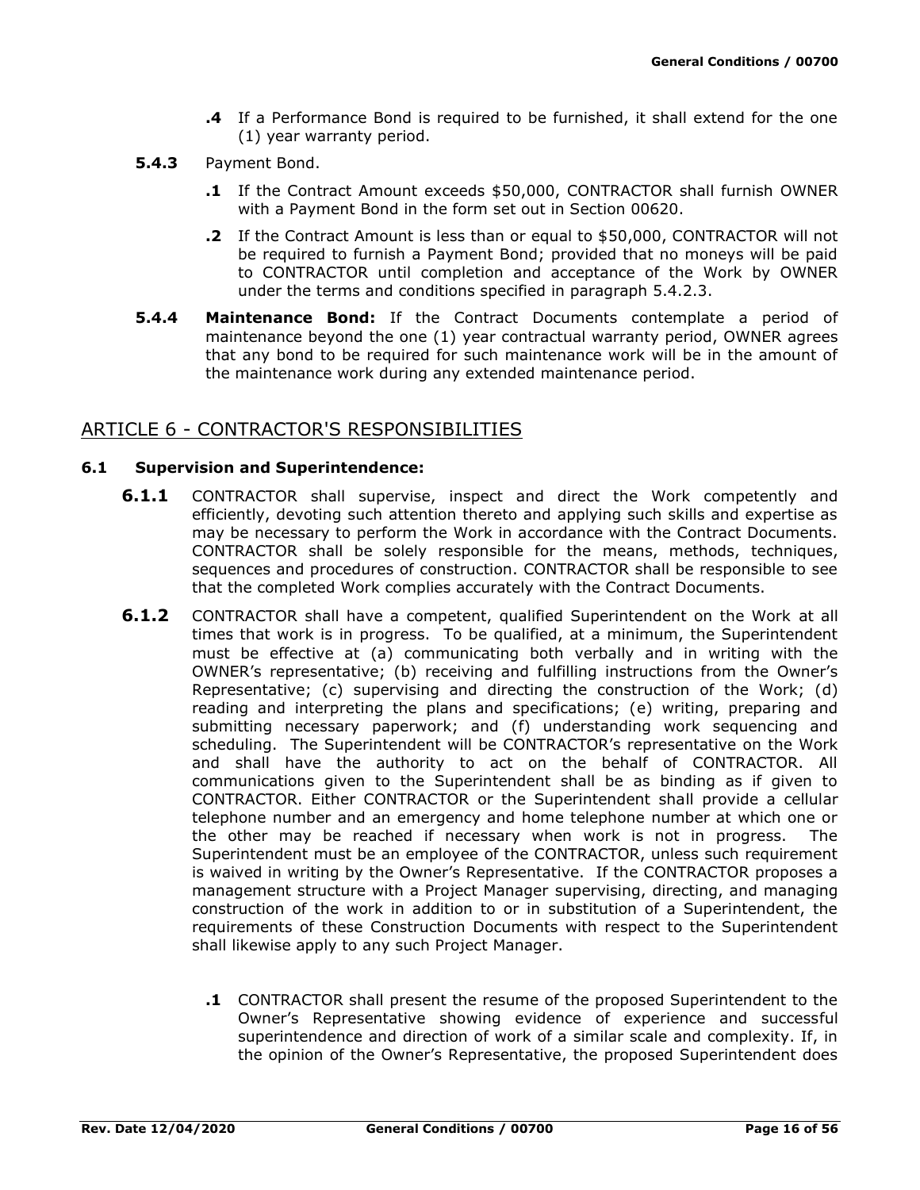**.4** If a Performance Bond is required to be furnished, it shall extend for the one (1) year warranty period.

**5.4.3** Payment Bond.

**.1** If the Contract Amount exceeds $50,000, CONTRACTOR shall furnish OWNER with a Payment Bond in the form set out in Section 00620.

**.2** If the Contract Amount is less than or equal to $50,000, CONTRACTOR will not be required to furnish a Payment Bond; provided that no moneys will be paid to CONTRACTOR until completion and acceptance of the Work by OWNER under the terms and conditions specified in paragraph 5.4.2.3.

**5.4.4** **Maintenance Bond:** If the Contract Documents contemplate a period of maintenance beyond the one (1) year contractual warranty period, OWNER agrees that any bond to be required for such maintenance work will be in the amount of the maintenance work during any extended maintenance period.

## ARTICLE 6 - CONTRACTOR'S RESPONSIBILITIES

### 6.1 Supervision and Superintendence:

**6.1.1** CONTRACTOR shall supervise, inspect and direct the Work competently and efficiently, devoting such attention thereto and applying such skills and expertise as may be necessary to perform the Work in accordance with the Contract Documents. CONTRACTOR shall be solely responsible for the means, methods, techniques, sequences and procedures of construction. CONTRACTOR shall be responsible to see that the completed Work complies accurately with the Contract Documents.

**6.1.2** CONTRACTOR shall have a competent, qualified Superintendent on the Work at all times that work is in progress. To be qualified, at a minimum, the Superintendent must be effective at (a) communicating both verbally and in writing with the OWNER's representative; (b) receiving and fulfilling instructions from the Owner's Representative; (c) supervising and directing the construction of the Work; (d) reading and interpreting the plans and specifications; (e) writing, preparing and submitting necessary paperwork; and (f) understanding work sequencing and scheduling. The Superintendent will be CONTRACTOR's representative on the Work and shall have the authority to act on the behalf of CONTRACTOR. All communications given to the Superintendent shall be as binding as if given to CONTRACTOR. Either CONTRACTOR or the Superintendent shall provide a cellular telephone number and an emergency and home telephone number at which one or the other may be reached if necessary when work is not in progress. The Superintendent must be an employee of the CONTRACTOR, unless such requirement is waived in writing by the Owner's Representative. If the CONTRACTOR proposes a management structure with a Project Manager supervising, directing, and managing construction of the work in addition to or in substitution of a Superintendent, the requirements of these Construction Documents with respect to the Superintendent shall likewise apply to any such Project Manager.

**.1** CONTRACTOR shall present the resume of the proposed Superintendent to the Owner's Representative showing evidence of experience and successful superintendence and direction of work of a similar scale and complexity. If, in the opinion of the Owner's Representative, the proposed Superintendent does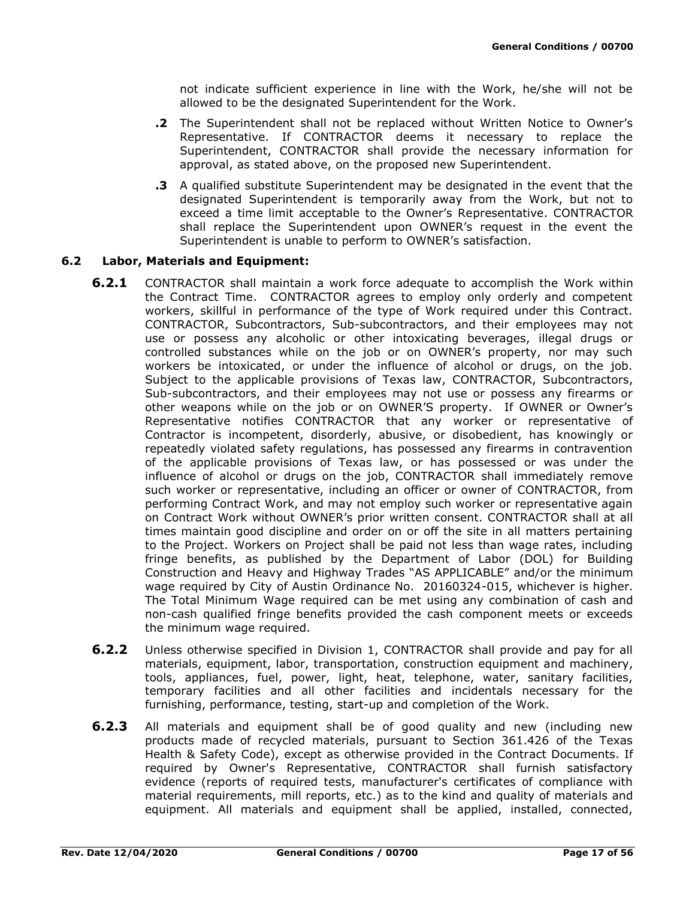not indicate sufficient experience in line with the Work, he/she will not be allowed to be the designated Superintendent for the Work.

**.2** The Superintendent shall not be replaced without Written Notice to Owner's Representative. If CONTRACTOR deems it necessary to replace the Superintendent, CONTRACTOR shall provide the necessary information for approval, as stated above, on the proposed new Superintendent.

**.3** A qualified substitute Superintendent may be designated in the event that the designated Superintendent is temporarily away from the Work, but not to exceed a time limit acceptable to the Owner's Representative. CONTRACTOR shall replace the Superintendent upon OWNER's request in the event the Superintendent is unable to perform to OWNER's satisfaction.

### 6.2 Labor, Materials and Equipment:

**6.2.1** CONTRACTOR shall maintain a work force adequate to accomplish the Work within the Contract Time. CONTRACTOR agrees to employ only orderly and competent workers, skillful in performance of the type of Work required under this Contract. CONTRACTOR, Subcontractors, Sub-subcontractors, and their employees may not use or possess any alcoholic or other intoxicating beverages, illegal drugs or controlled substances while on the job or on OWNER's property, nor may such workers be intoxicated, or under the influence of alcohol or drugs, on the job. Subject to the applicable provisions of Texas law, CONTRACTOR, Subcontractors, Sub-subcontractors, and their employees may not use or possess any firearms or other weapons while on the job or on OWNER'S property. If OWNER or Owner's Representative notifies CONTRACTOR that any worker or representative of Contractor is incompetent, disorderly, abusive, or disobedient, has knowingly or repeatedly violated safety regulations, has possessed any firearms in contravention of the applicable provisions of Texas law, or has possessed or was under the influence of alcohol or drugs on the job, CONTRACTOR shall immediately remove such worker or representative, including an officer or owner of CONTRACTOR, from performing Contract Work, and may not employ such worker or representative again on Contract Work without OWNER's prior written consent. CONTRACTOR shall at all times maintain good discipline and order on or off the site in all matters pertaining to the Project. Workers on Project shall be paid not less than wage rates, including fringe benefits, as published by the Department of Labor (DOL) for Building Construction and Heavy and Highway Trades "AS APPLICABLE" and/or the minimum wage required by City of Austin Ordinance No. 20160324-015, whichever is higher. The Total Minimum Wage required can be met using any combination of cash and non-cash qualified fringe benefits provided the cash component meets or exceeds the minimum wage required.

**6.2.2** Unless otherwise specified in Division 1, CONTRACTOR shall provide and pay for all materials, equipment, labor, transportation, construction equipment and machinery, tools, appliances, fuel, power, light, heat, telephone, water, sanitary facilities, temporary facilities and all other facilities and incidentals necessary for the furnishing, performance, testing, start-up and completion of the Work.

**6.2.3** All materials and equipment shall be of good quality and new (including new products made of recycled materials, pursuant to Section 361.426 of the Texas Health & Safety Code), except as otherwise provided in the Contract Documents. If required by Owner's Representative, CONTRACTOR shall furnish satisfactory evidence (reports of required tests, manufacturer's certificates of compliance with material requirements, mill reports, etc.) as to the kind and quality of materials and equipment. All materials and equipment shall be applied, installed, connected,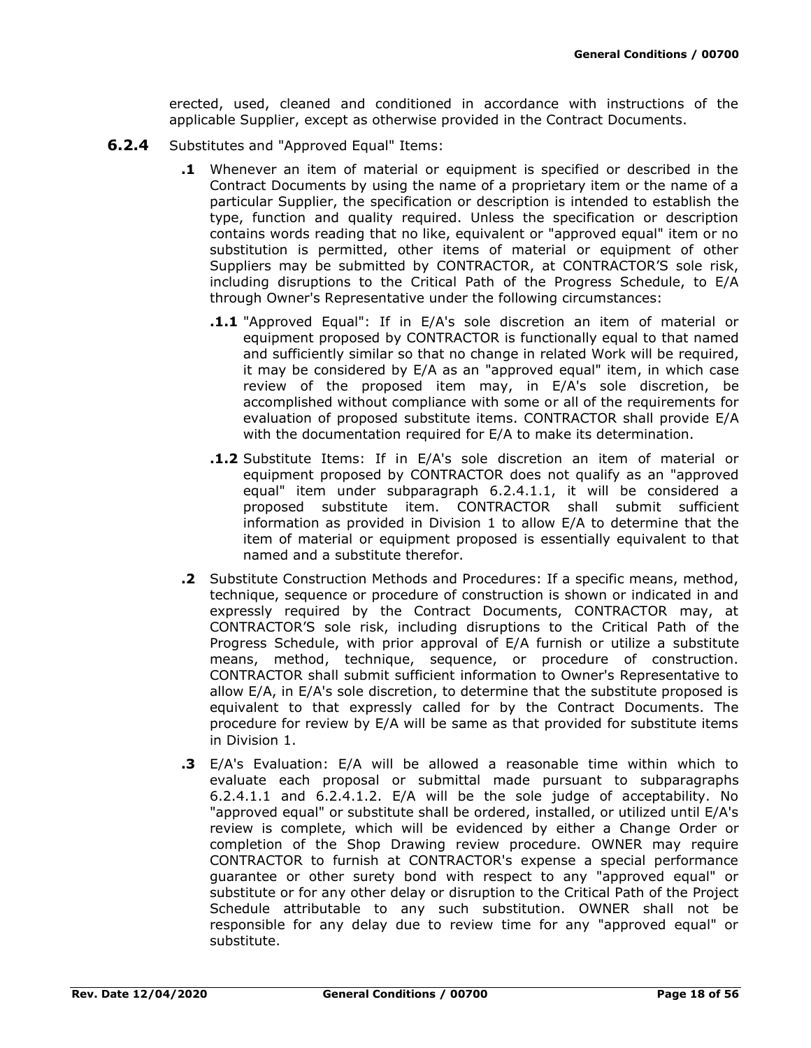erected, used, cleaned and conditioned in accordance with instructions of the applicable Supplier, except as otherwise provided in the Contract Documents.

**6.2.4** Substitutes and "Approved Equal" Items:

**.1** Whenever an item of material or equipment is specified or described in the Contract Documents by using the name of a proprietary item or the name of a particular Supplier, the specification or description is intended to establish the type, function and quality required. Unless the specification or description contains words reading that no like, equivalent or "approved equal" item or no substitution is permitted, other items of material or equipment of other Suppliers may be submitted by CONTRACTOR, at CONTRACTOR'S sole risk, including disruptions to the Critical Path of the Progress Schedule, to E/A through Owner's Representative under the following circumstances:

**.1.1** "Approved Equal": If in E/A's sole discretion an item of material or equipment proposed by CONTRACTOR is functionally equal to that named and sufficiently similar so that no change in related Work will be required, it may be considered by E/A as an "approved equal" item, in which case review of the proposed item may, in E/A's sole discretion, be accomplished without compliance with some or all of the requirements for evaluation of proposed substitute items. CONTRACTOR shall provide E/A with the documentation required for E/A to make its determination.

**.1.2** Substitute Items: If in E/A's sole discretion an item of material or equipment proposed by CONTRACTOR does not qualify as an "approved equal" item under subparagraph 6.2.4.1.1, it will be considered a proposed substitute item. CONTRACTOR shall submit sufficient information as provided in Division 1 to allow E/A to determine that the item of material or equipment proposed is essentially equivalent to that named and a substitute therefor.

**.2** Substitute Construction Methods and Procedures: If a specific means, method, technique, sequence or procedure of construction is shown or indicated in and expressly required by the Contract Documents, CONTRACTOR may, at CONTRACTOR'S sole risk, including disruptions to the Critical Path of the Progress Schedule, with prior approval of E/A furnish or utilize a substitute means, method, technique, sequence, or procedure of construction. CONTRACTOR shall submit sufficient information to Owner's Representative to allow E/A, in E/A's sole discretion, to determine that the substitute proposed is equivalent to that expressly called for by the Contract Documents. The procedure for review by E/A will be same as that provided for substitute items in Division 1.

**.3** E/A's Evaluation: E/A will be allowed a reasonable time within which to evaluate each proposal or submittal made pursuant to subparagraphs 6.2.4.1.1 and 6.2.4.1.2. E/A will be the sole judge of acceptability. No "approved equal" or substitute shall be ordered, installed, or utilized until E/A's review is complete, which will be evidenced by either a Change Order or completion of the Shop Drawing review procedure. OWNER may require CONTRACTOR to furnish at CONTRACTOR's expense a special performance guarantee or other surety bond with respect to any "approved equal" or substitute or for any other delay or disruption to the Critical Path of the Project Schedule attributable to any such substitution. OWNER shall not be responsible for any delay due to review time for any "approved equal" or substitute.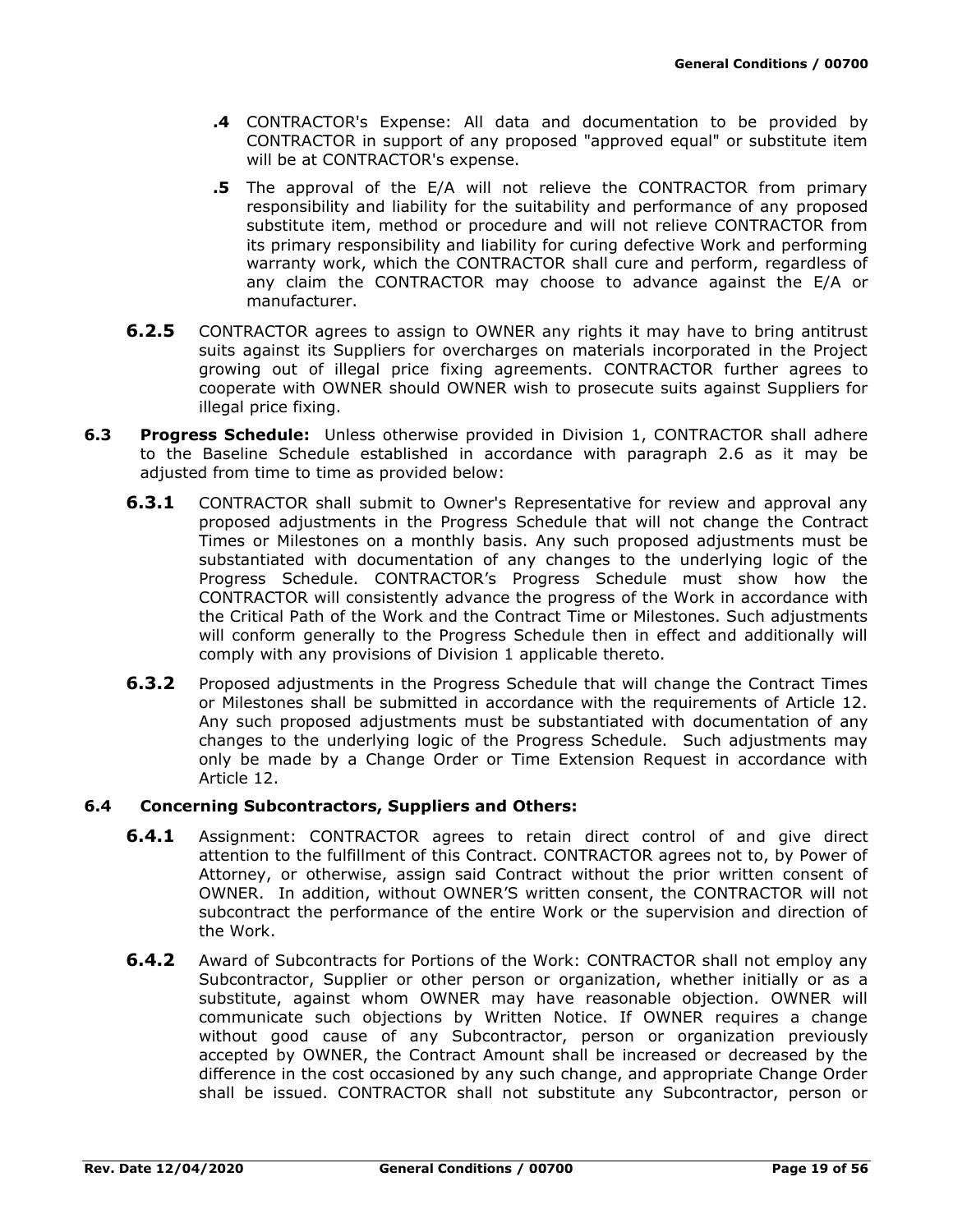**.4** CONTRACTOR's Expense: All data and documentation to be provided by CONTRACTOR in support of any proposed "approved equal" or substitute item will be at CONTRACTOR's expense.

**.5** The approval of the E/A will not relieve the CONTRACTOR from primary responsibility and liability for the suitability and performance of any proposed substitute item, method or procedure and will not relieve CONTRACTOR from its primary responsibility and liability for curing defective Work and performing warranty work, which the CONTRACTOR shall cure and perform, regardless of any claim the CONTRACTOR may choose to advance against the E/A or manufacturer.

**6.2.5** CONTRACTOR agrees to assign to OWNER any rights it may have to bring antitrust suits against its Suppliers for overcharges on materials incorporated in the Project growing out of illegal price fixing agreements. CONTRACTOR further agrees to cooperate with OWNER should OWNER wish to prosecute suits against Suppliers for illegal price fixing.

**6.3 Progress Schedule:** Unless otherwise provided in Division 1, CONTRACTOR shall adhere to the Baseline Schedule established in accordance with paragraph 2.6 as it may be adjusted from time to time as provided below:

**6.3.1** CONTRACTOR shall submit to Owner's Representative for review and approval any proposed adjustments in the Progress Schedule that will not change the Contract Times or Milestones on a monthly basis. Any such proposed adjustments must be substantiated with documentation of any changes to the underlying logic of the Progress Schedule. CONTRACTOR's Progress Schedule must show how the CONTRACTOR will consistently advance the progress of the Work in accordance with the Critical Path of the Work and the Contract Time or Milestones. Such adjustments will conform generally to the Progress Schedule then in effect and additionally will comply with any provisions of Division 1 applicable thereto.

**6.3.2** Proposed adjustments in the Progress Schedule that will change the Contract Times or Milestones shall be submitted in accordance with the requirements of Article 12. Any such proposed adjustments must be substantiated with documentation of any changes to the underlying logic of the Progress Schedule. Such adjustments may only be made by a Change Order or Time Extension Request in accordance with Article 12.

**6.4 Concerning Subcontractors, Suppliers and Others:**

**6.4.1** Assignment: CONTRACTOR agrees to retain direct control of and give direct attention to the fulfillment of this Contract. CONTRACTOR agrees not to, by Power of Attorney, or otherwise, assign said Contract without the prior written consent of OWNER. In addition, without OWNER'S written consent, the CONTRACTOR will not subcontract the performance of the entire Work or the supervision and direction of the Work.

**6.4.2** Award of Subcontracts for Portions of the Work: CONTRACTOR shall not employ any Subcontractor, Supplier or other person or organization, whether initially or as a substitute, against whom OWNER may have reasonable objection. OWNER will communicate such objections by Written Notice. If OWNER requires a change without good cause of any Subcontractor, person or organization previously accepted by OWNER, the Contract Amount shall be increased or decreased by the difference in the cost occasioned by any such change, and appropriate Change Order shall be issued. CONTRACTOR shall not substitute any Subcontractor, person or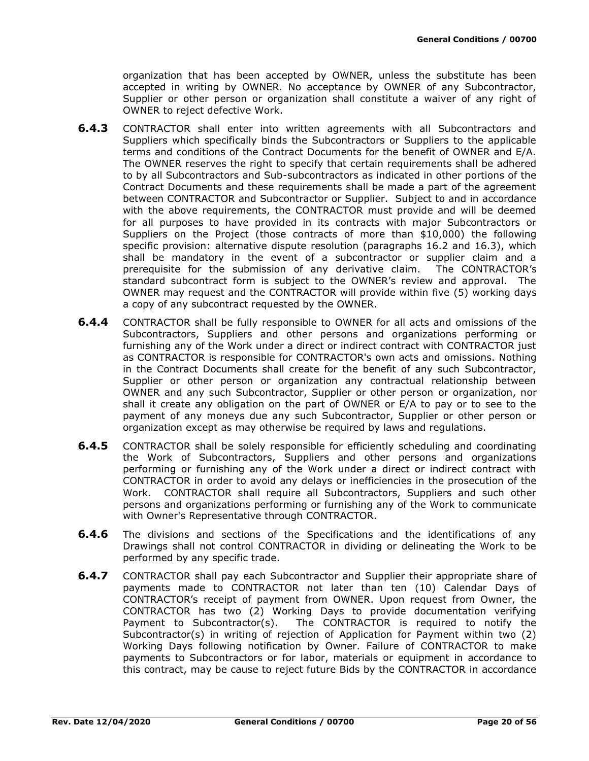organization that has been accepted by OWNER, unless the substitute has been accepted in writing by OWNER. No acceptance by OWNER of any Subcontractor, Supplier or other person or organization shall constitute a waiver of any right of OWNER to reject defective Work.

**6.4.3** CONTRACTOR shall enter into written agreements with all Subcontractors and Suppliers which specifically binds the Subcontractors or Suppliers to the applicable terms and conditions of the Contract Documents for the benefit of OWNER and E/A. The OWNER reserves the right to specify that certain requirements shall be adhered to by all Subcontractors and Sub-subcontractors as indicated in other portions of the Contract Documents and these requirements shall be made a part of the agreement between CONTRACTOR and Subcontractor or Supplier. Subject to and in accordance with the above requirements, the CONTRACTOR must provide and will be deemed for all purposes to have provided in its contracts with major Subcontractors or Suppliers on the Project (those contracts of more than $10,000) the following specific provision: alternative dispute resolution (paragraphs 16.2 and 16.3), which shall be mandatory in the event of a subcontractor or supplier claim and a prerequisite for the submission of any derivative claim. The CONTRACTOR's standard subcontract form is subject to the OWNER's review and approval. The OWNER may request and the CONTRACTOR will provide within five (5) working days a copy of any subcontract requested by the OWNER.

**6.4.4** CONTRACTOR shall be fully responsible to OWNER for all acts and omissions of the Subcontractors, Suppliers and other persons and organizations performing or furnishing any of the Work under a direct or indirect contract with CONTRACTOR just as CONTRACTOR is responsible for CONTRACTOR's own acts and omissions. Nothing in the Contract Documents shall create for the benefit of any such Subcontractor, Supplier or other person or organization any contractual relationship between OWNER and any such Subcontractor, Supplier or other person or organization, nor shall it create any obligation on the part of OWNER or E/A to pay or to see to the payment of any moneys due any such Subcontractor, Supplier or other person or organization except as may otherwise be required by laws and regulations.

**6.4.5** CONTRACTOR shall be solely responsible for efficiently scheduling and coordinating the Work of Subcontractors, Suppliers and other persons and organizations performing or furnishing any of the Work under a direct or indirect contract with CONTRACTOR in order to avoid any delays or inefficiencies in the prosecution of the Work. CONTRACTOR shall require all Subcontractors, Suppliers and such other persons and organizations performing or furnishing any of the Work to communicate with Owner's Representative through CONTRACTOR.

**6.4.6** The divisions and sections of the Specifications and the identifications of any Drawings shall not control CONTRACTOR in dividing or delineating the Work to be performed by any specific trade.

**6.4.7** CONTRACTOR shall pay each Subcontractor and Supplier their appropriate share of payments made to CONTRACTOR not later than ten (10) Calendar Days of CONTRACTOR's receipt of payment from OWNER. Upon request from Owner, the CONTRACTOR has two (2) Working Days to provide documentation verifying Payment to Subcontractor(s). The CONTRACTOR is required to notify the Subcontractor(s) in writing of rejection of Application for Payment within two (2) Working Days following notification by Owner. Failure of CONTRACTOR to make payments to Subcontractors or for labor, materials or equipment in accordance to this contract, may be cause to reject future Bids by the CONTRACTOR in accordance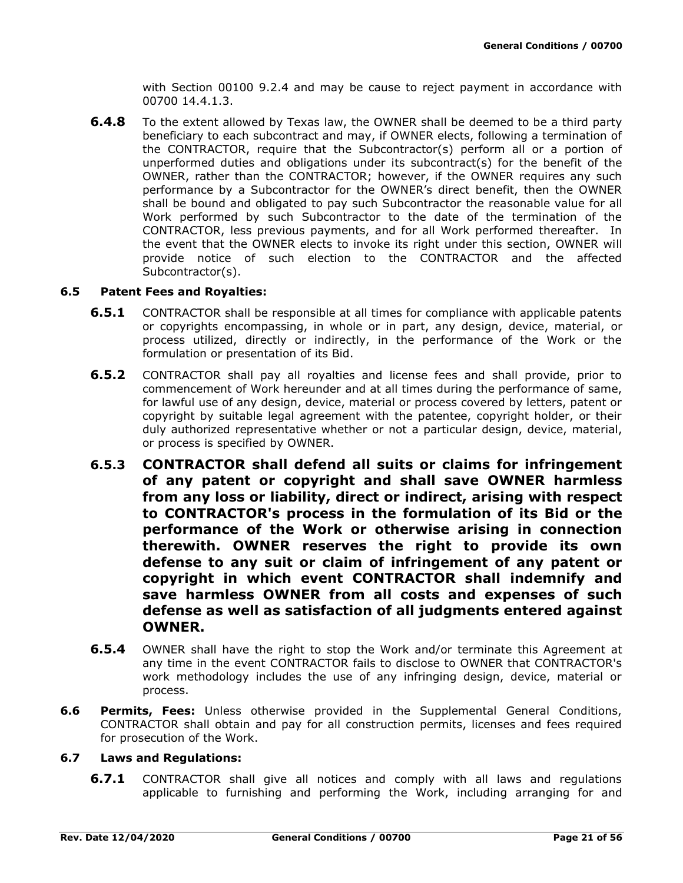with Section 00100 9.2.4 and may be cause to reject payment in accordance with 00700 14.4.1.3.

**6.4.8** To the extent allowed by Texas law, the OWNER shall be deemed to be a third party beneficiary to each subcontract and may, if OWNER elects, following a termination of the CONTRACTOR, require that the Subcontractor(s) perform all or a portion of unperformed duties and obligations under its subcontract(s) for the benefit of the OWNER, rather than the CONTRACTOR; however, if the OWNER requires any such performance by a Subcontractor for the OWNER's direct benefit, then the OWNER shall be bound and obligated to pay such Subcontractor the reasonable value for all Work performed by such Subcontractor to the date of the termination of the CONTRACTOR, less previous payments, and for all Work performed thereafter. In the event that the OWNER elects to invoke its right under this section, OWNER will provide notice of such election to the CONTRACTOR and the affected Subcontractor(s).

### 6.5 Patent Fees and Royalties:

**6.5.1** CONTRACTOR shall be responsible at all times for compliance with applicable patents or copyrights encompassing, in whole or in part, any design, device, material, or process utilized, directly or indirectly, in the performance of the Work or the formulation or presentation of its Bid.

**6.5.2** CONTRACTOR shall pay all royalties and license fees and shall provide, prior to commencement of Work hereunder and at all times during the performance of same, for lawful use of any design, device, material or process covered by letters, patent or copyright by suitable legal agreement with the patentee, copyright holder, or their duly authorized representative whether or not a particular design, device, material, or process is specified by OWNER.

**6.5.3 CONTRACTOR shall defend all suits or claims for infringement of any patent or copyright and shall save OWNER harmless from any loss or liability, direct or indirect, arising with respect to CONTRACTOR's process in the formulation of its Bid or the performance of the Work or otherwise arising in connection therewith. OWNER reserves the right to provide its own defense to any suit or claim of infringement of any patent or copyright in which event CONTRACTOR shall indemnify and save harmless OWNER from all costs and expenses of such defense as well as satisfaction of all judgments entered against OWNER.**

**6.5.4** OWNER shall have the right to stop the Work and/or terminate this Agreement at any time in the event CONTRACTOR fails to disclose to OWNER that CONTRACTOR's work methodology includes the use of any infringing design, device, material or process.

**6.6 Permits, Fees:** Unless otherwise provided in the Supplemental General Conditions, CONTRACTOR shall obtain and pay for all construction permits, licenses and fees required for prosecution of the Work.

### 6.7 Laws and Regulations:

**6.7.1** CONTRACTOR shall give all notices and comply with all laws and regulations applicable to furnishing and performing the Work, including arranging for and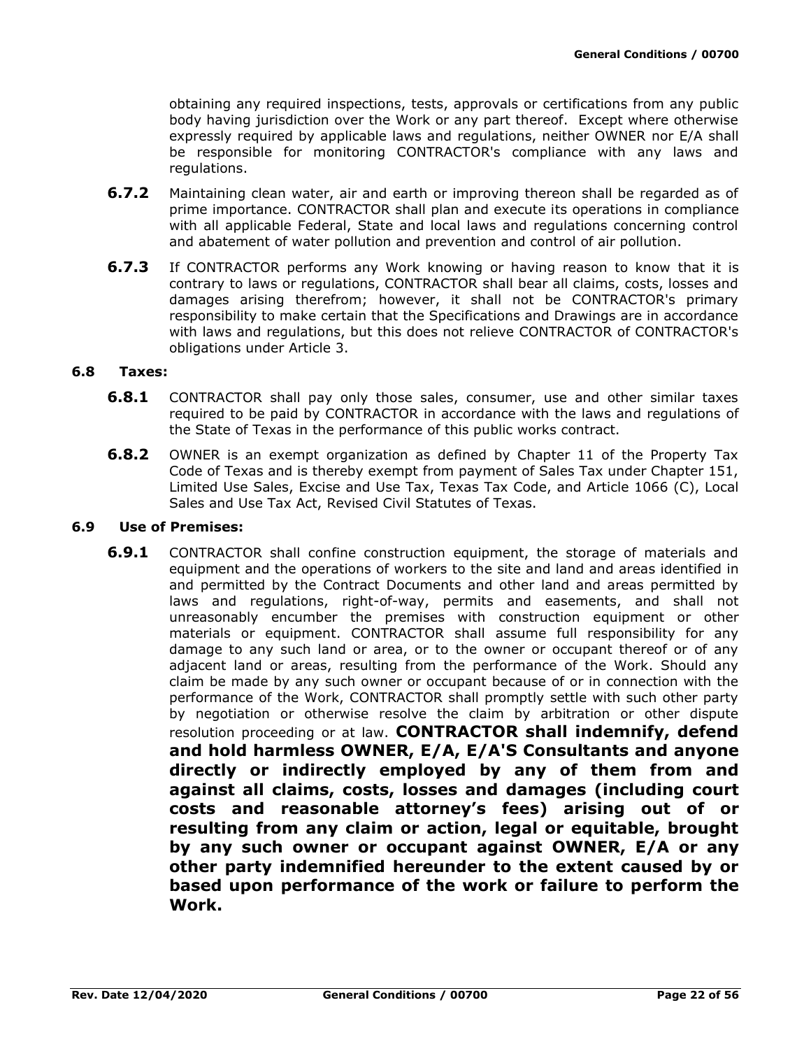obtaining any required inspections, tests, approvals or certifications from any public body having jurisdiction over the Work or any part thereof. Except where otherwise expressly required by applicable laws and regulations, neither OWNER nor E/A shall be responsible for monitoring CONTRACTOR's compliance with any laws and regulations.

**6.7.2** Maintaining clean water, air and earth or improving thereon shall be regarded as of prime importance. CONTRACTOR shall plan and execute its operations in compliance with all applicable Federal, State and local laws and regulations concerning control and abatement of water pollution and prevention and control of air pollution.

**6.7.3** If CONTRACTOR performs any Work knowing or having reason to know that it is contrary to laws or regulations, CONTRACTOR shall bear all claims, costs, losses and damages arising therefrom; however, it shall not be CONTRACTOR's primary responsibility to make certain that the Specifications and Drawings are in accordance with laws and regulations, but this does not relieve CONTRACTOR of CONTRACTOR's obligations under Article 3.

### 6.8 Taxes:

**6.8.1** CONTRACTOR shall pay only those sales, consumer, use and other similar taxes required to be paid by CONTRACTOR in accordance with the laws and regulations of the State of Texas in the performance of this public works contract.

**6.8.2** OWNER is an exempt organization as defined by Chapter 11 of the Property Tax Code of Texas and is thereby exempt from payment of Sales Tax under Chapter 151, Limited Use Sales, Excise and Use Tax, Texas Tax Code, and Article 1066 (C), Local Sales and Use Tax Act, Revised Civil Statutes of Texas.

### 6.9 Use of Premises:

**6.9.1** CONTRACTOR shall confine construction equipment, the storage of materials and equipment and the operations of workers to the site and land and areas identified in and permitted by the Contract Documents and other land and areas permitted by laws and regulations, right-of-way, permits and easements, and shall not unreasonably encumber the premises with construction equipment or other materials or equipment. CONTRACTOR shall assume full responsibility for any damage to any such land or area, or to the owner or occupant thereof or of any adjacent land or areas, resulting from the performance of the Work. Should any claim be made by any such owner or occupant because of or in connection with the performance of the Work, CONTRACTOR shall promptly settle with such other party by negotiation or otherwise resolve the claim by arbitration or other dispute resolution proceeding or at law. **CONTRACTOR shall indemnify, defend and hold harmless OWNER, E/A, E/A'S Consultants and anyone directly or indirectly employed by any of them from and against all claims, costs, losses and damages (including court costs and reasonable attorney's fees) arising out of or resulting from any claim or action, legal or equitable, brought by any such owner or occupant against OWNER, E/A or any other party indemnified hereunder to the extent caused by or based upon performance of the work or failure to perform the Work.**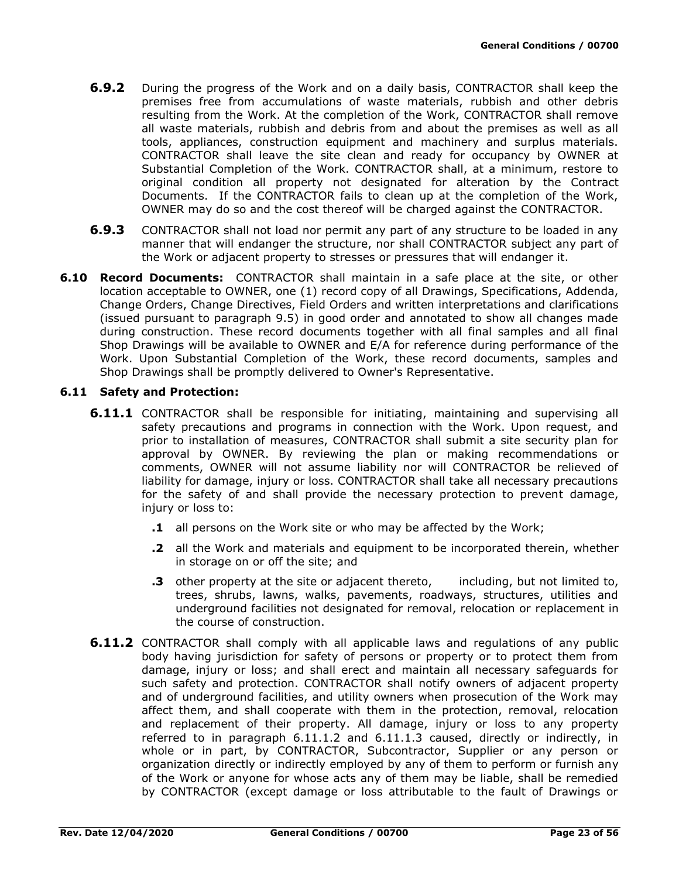**6.9.2** During the progress of the Work and on a daily basis, CONTRACTOR shall keep the premises free from accumulations of waste materials, rubbish and other debris resulting from the Work. At the completion of the Work, CONTRACTOR shall remove all waste materials, rubbish and debris from and about the premises as well as all tools, appliances, construction equipment and machinery and surplus materials. CONTRACTOR shall leave the site clean and ready for occupancy by OWNER at Substantial Completion of the Work. CONTRACTOR shall, at a minimum, restore to original condition all property not designated for alteration by the Contract Documents. If the CONTRACTOR fails to clean up at the completion of the Work, OWNER may do so and the cost thereof will be charged against the CONTRACTOR.

**6.9.3** CONTRACTOR shall not load nor permit any part of any structure to be loaded in any manner that will endanger the structure, nor shall CONTRACTOR subject any part of the Work or adjacent property to stresses or pressures that will endanger it.

**6.10 Record Documents:** CONTRACTOR shall maintain in a safe place at the site, or other location acceptable to OWNER, one (1) record copy of all Drawings, Specifications, Addenda, Change Orders, Change Directives, Field Orders and written interpretations and clarifications (issued pursuant to paragraph 9.5) in good order and annotated to show all changes made during construction. These record documents together with all final samples and all final Shop Drawings will be available to OWNER and E/A for reference during performance of the Work. Upon Substantial Completion of the Work, these record documents, samples and Shop Drawings shall be promptly delivered to Owner's Representative.

**6.11 Safety and Protection:**

**6.11.1** CONTRACTOR shall be responsible for initiating, maintaining and supervising all safety precautions and programs in connection with the Work. Upon request, and prior to installation of measures, CONTRACTOR shall submit a site security plan for approval by OWNER. By reviewing the plan or making recommendations or comments, OWNER will not assume liability nor will CONTRACTOR be relieved of liability for damage, injury or loss. CONTRACTOR shall take all necessary precautions for the safety of and shall provide the necessary protection to prevent damage, injury or loss to:

- **.1** all persons on the Work site or who may be affected by the Work;
- **.2** all the Work and materials and equipment to be incorporated therein, whether in storage on or off the site; and
- **.3** other property at the site or adjacent thereto, including, but not limited to, trees, shrubs, lawns, walks, pavements, roadways, structures, utilities and underground facilities not designated for removal, relocation or replacement in the course of construction.

**6.11.2** CONTRACTOR shall comply with all applicable laws and regulations of any public body having jurisdiction for safety of persons or property or to protect them from damage, injury or loss; and shall erect and maintain all necessary safeguards for such safety and protection. CONTRACTOR shall notify owners of adjacent property and of underground facilities, and utility owners when prosecution of the Work may affect them, and shall cooperate with them in the protection, removal, relocation and replacement of their property. All damage, injury or loss to any property referred to in paragraph 6.11.1.2 and 6.11.1.3 caused, directly or indirectly, in whole or in part, by CONTRACTOR, Subcontractor, Supplier or any person or organization directly or indirectly employed by any of them to perform or furnish any of the Work or anyone for whose acts any of them may be liable, shall be remedied by CONTRACTOR (except damage or loss attributable to the fault of Drawings or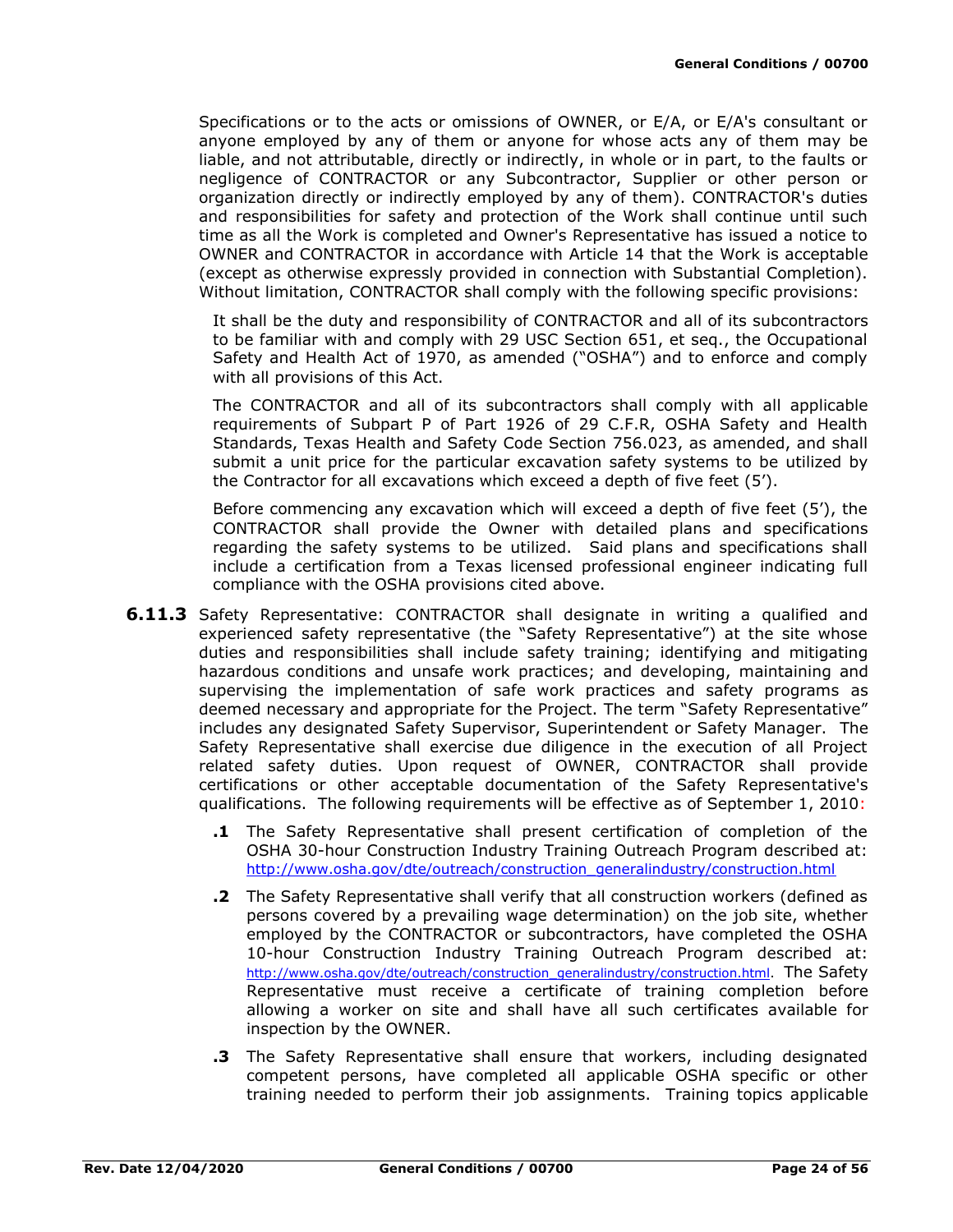Specifications or to the acts or omissions of OWNER, or E/A, or E/A's consultant or anyone employed by any of them or anyone for whose acts any of them may be liable, and not attributable, directly or indirectly, in whole or in part, to the faults or negligence of CONTRACTOR or any Subcontractor, Supplier or other person or organization directly or indirectly employed by any of them). CONTRACTOR's duties and responsibilities for safety and protection of the Work shall continue until such time as all the Work is completed and Owner's Representative has issued a notice to OWNER and CONTRACTOR in accordance with Article 14 that the Work is acceptable (except as otherwise expressly provided in connection with Substantial Completion). Without limitation, CONTRACTOR shall comply with the following specific provisions:

It shall be the duty and responsibility of CONTRACTOR and all of its subcontractors to be familiar with and comply with 29 USC Section 651, et seq., the Occupational Safety and Health Act of 1970, as amended ("OSHA") and to enforce and comply with all provisions of this Act.

The CONTRACTOR and all of its subcontractors shall comply with all applicable requirements of Subpart P of Part 1926 of 29 C.F.R, OSHA Safety and Health Standards, Texas Health and Safety Code Section 756.023, as amended, and shall submit a unit price for the particular excavation safety systems to be utilized by the Contractor for all excavations which exceed a depth of five feet (5').

Before commencing any excavation which will exceed a depth of five feet (5'), the CONTRACTOR shall provide the Owner with detailed plans and specifications regarding the safety systems to be utilized. Said plans and specifications shall include a certification from a Texas licensed professional engineer indicating full compliance with the OSHA provisions cited above.

**6.11.3** Safety Representative: CONTRACTOR shall designate in writing a qualified and experienced safety representative (the "Safety Representative") at the site whose duties and responsibilities shall include safety training; identifying and mitigating hazardous conditions and unsafe work practices; and developing, maintaining and supervising the implementation of safe work practices and safety programs as deemed necessary and appropriate for the Project. The term "Safety Representative" includes any designated Safety Supervisor, Superintendent or Safety Manager. The Safety Representative shall exercise due diligence in the execution of all Project related safety duties. Upon request of OWNER, CONTRACTOR shall provide certifications or other acceptable documentation of the Safety Representative's qualifications. The following requirements will be effective as of September 1, 2010:

**.1** The Safety Representative shall present certification of completion of the OSHA 30-hour Construction Industry Training Outreach Program described at: http://www.osha.gov/dte/outreach/construction_generalindustry/construction.html

**.2** The Safety Representative shall verify that all construction workers (defined as persons covered by a prevailing wage determination) on the job site, whether employed by the CONTRACTOR or subcontractors, have completed the OSHA 10-hour Construction Industry Training Outreach Program described at: http://www.osha.gov/dte/outreach/construction_generalindustry/construction.html. The Safety Representative must receive a certificate of training completion before allowing a worker on site and shall have all such certificates available for inspection by the OWNER.

**.3** The Safety Representative shall ensure that workers, including designated competent persons, have completed all applicable OSHA specific or other training needed to perform their job assignments. Training topics applicable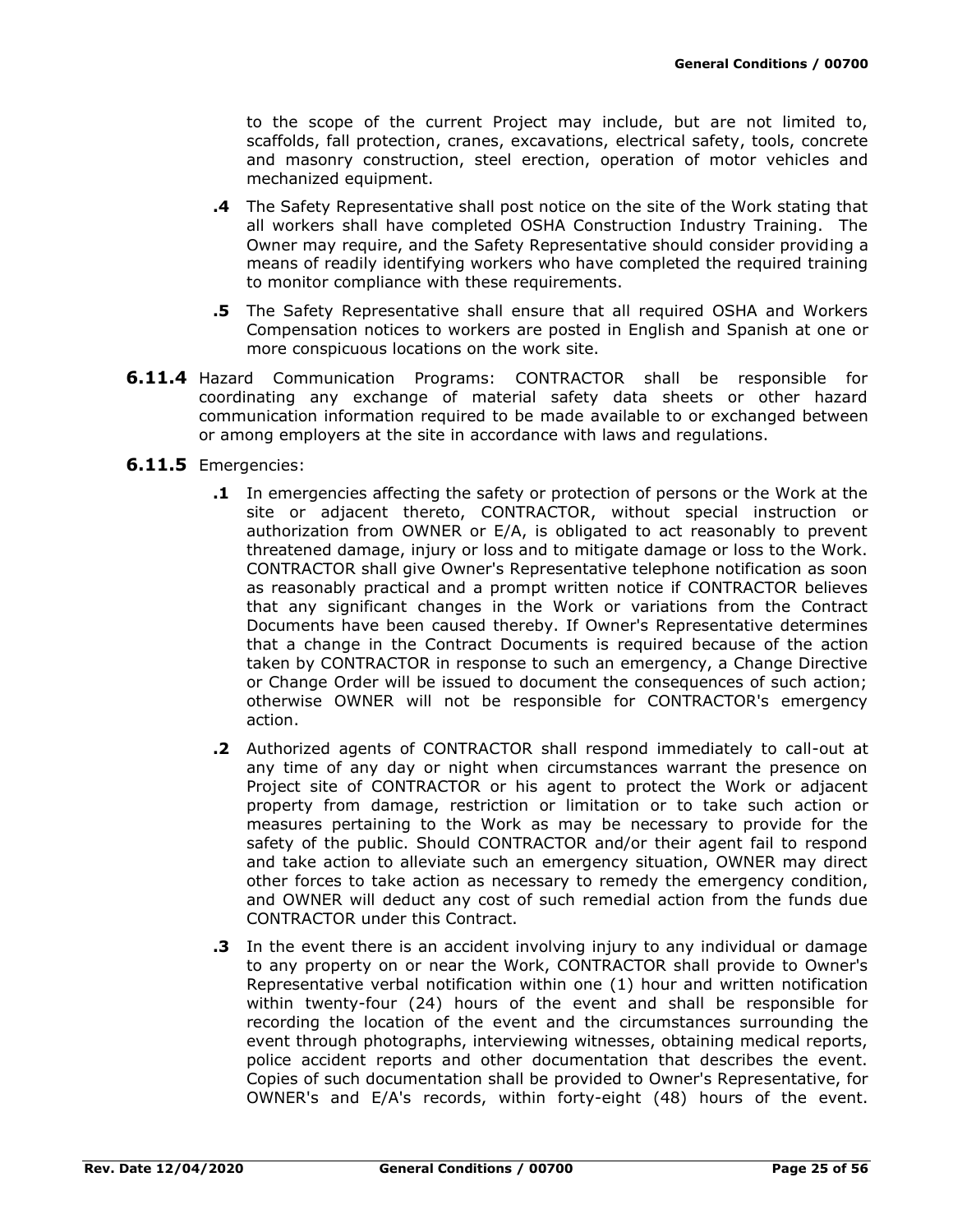to the scope of the current Project may include, but are not limited to, scaffolds, fall protection, cranes, excavations, electrical safety, tools, concrete and masonry construction, steel erection, operation of motor vehicles and mechanized equipment.

**.4** The Safety Representative shall post notice on the site of the Work stating that all workers shall have completed OSHA Construction Industry Training. The Owner may require, and the Safety Representative should consider providing a means of readily identifying workers who have completed the required training to monitor compliance with these requirements.

**.5** The Safety Representative shall ensure that all required OSHA and Workers Compensation notices to workers are posted in English and Spanish at one or more conspicuous locations on the work site.

**6.11.4** Hazard Communication Programs: CONTRACTOR shall be responsible for coordinating any exchange of material safety data sheets or other hazard communication information required to be made available to or exchanged between or among employers at the site in accordance with laws and regulations.

**6.11.5** Emergencies:

**.1** In emergencies affecting the safety or protection of persons or the Work at the site or adjacent thereto, CONTRACTOR, without special instruction or authorization from OWNER or E/A, is obligated to act reasonably to prevent threatened damage, injury or loss and to mitigate damage or loss to the Work. CONTRACTOR shall give Owner's Representative telephone notification as soon as reasonably practical and a prompt written notice if CONTRACTOR believes that any significant changes in the Work or variations from the Contract Documents have been caused thereby. If Owner's Representative determines that a change in the Contract Documents is required because of the action taken by CONTRACTOR in response to such an emergency, a Change Directive or Change Order will be issued to document the consequences of such action; otherwise OWNER will not be responsible for CONTRACTOR's emergency action.

**.2** Authorized agents of CONTRACTOR shall respond immediately to call-out at any time of any day or night when circumstances warrant the presence on Project site of CONTRACTOR or his agent to protect the Work or adjacent property from damage, restriction or limitation or to take such action or measures pertaining to the Work as may be necessary to provide for the safety of the public. Should CONTRACTOR and/or their agent fail to respond and take action to alleviate such an emergency situation, OWNER may direct other forces to take action as necessary to remedy the emergency condition, and OWNER will deduct any cost of such remedial action from the funds due CONTRACTOR under this Contract.

**.3** In the event there is an accident involving injury to any individual or damage to any property on or near the Work, CONTRACTOR shall provide to Owner's Representative verbal notification within one (1) hour and written notification within twenty-four (24) hours of the event and shall be responsible for recording the location of the event and the circumstances surrounding the event through photographs, interviewing witnesses, obtaining medical reports, police accident reports and other documentation that describes the event. Copies of such documentation shall be provided to Owner's Representative, for OWNER's and E/A's records, within forty-eight (48) hours of the event.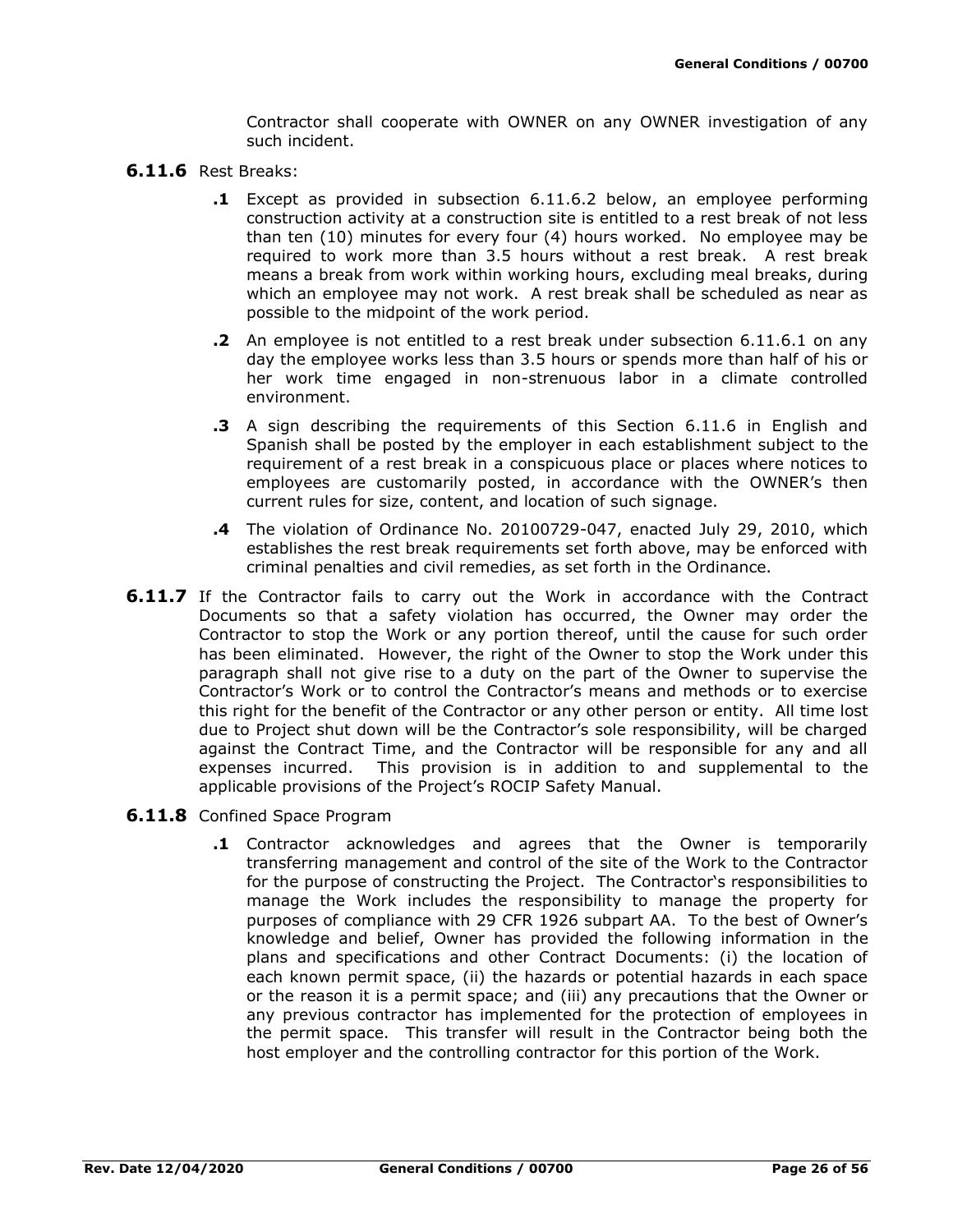Contractor shall cooperate with OWNER on any OWNER investigation of any such incident.

**6.11.6** Rest Breaks:

**.1** Except as provided in subsection 6.11.6.2 below, an employee performing construction activity at a construction site is entitled to a rest break of not less than ten (10) minutes for every four (4) hours worked. No employee may be required to work more than 3.5 hours without a rest break. A rest break means a break from work within working hours, excluding meal breaks, during which an employee may not work. A rest break shall be scheduled as near as possible to the midpoint of the work period.

**.2** An employee is not entitled to a rest break under subsection 6.11.6.1 on any day the employee works less than 3.5 hours or spends more than half of his or her work time engaged in non-strenuous labor in a climate controlled environment.

**.3** A sign describing the requirements of this Section 6.11.6 in English and Spanish shall be posted by the employer in each establishment subject to the requirement of a rest break in a conspicuous place or places where notices to employees are customarily posted, in accordance with the OWNER's then current rules for size, content, and location of such signage.

**.4** The violation of Ordinance No. 20100729-047, enacted July 29, 2010, which establishes the rest break requirements set forth above, may be enforced with criminal penalties and civil remedies, as set forth in the Ordinance.

**6.11.7** If the Contractor fails to carry out the Work in accordance with the Contract Documents so that a safety violation has occurred, the Owner may order the Contractor to stop the Work or any portion thereof, until the cause for such order has been eliminated. However, the right of the Owner to stop the Work under this paragraph shall not give rise to a duty on the part of the Owner to supervise the Contractor's Work or to control the Contractor's means and methods or to exercise this right for the benefit of the Contractor or any other person or entity. All time lost due to Project shut down will be the Contractor's sole responsibility, will be charged against the Contract Time, and the Contractor will be responsible for any and all expenses incurred. This provision is in addition to and supplemental to the applicable provisions of the Project's ROCIP Safety Manual.

**6.11.8** Confined Space Program

**.1** Contractor acknowledges and agrees that the Owner is temporarily transferring management and control of the site of the Work to the Contractor for the purpose of constructing the Project. The Contractor's responsibilities to manage the Work includes the responsibility to manage the property for purposes of compliance with 29 CFR 1926 subpart AA. To the best of Owner's knowledge and belief, Owner has provided the following information in the plans and specifications and other Contract Documents: (i) the location of each known permit space, (ii) the hazards or potential hazards in each space or the reason it is a permit space; and (iii) any precautions that the Owner or any previous contractor has implemented for the protection of employees in the permit space. This transfer will result in the Contractor being both the host employer and the controlling contractor for this portion of the Work.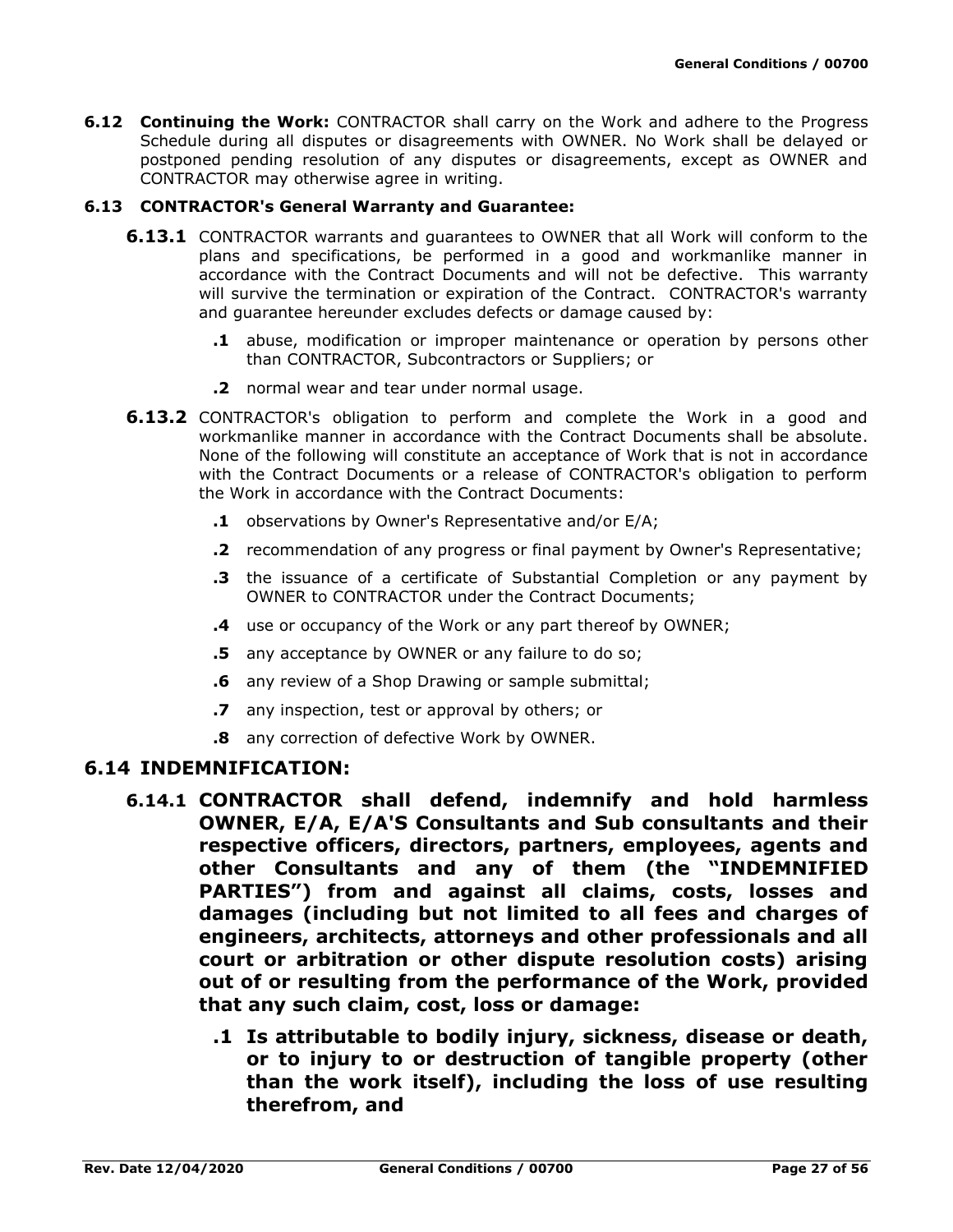**6.12 Continuing the Work:** CONTRACTOR shall carry on the Work and adhere to the Progress Schedule during all disputes or disagreements with OWNER. No Work shall be delayed or postponed pending resolution of any disputes or disagreements, except as OWNER and CONTRACTOR may otherwise agree in writing.

**6.13 CONTRACTOR's General Warranty and Guarantee:**

**6.13.1** CONTRACTOR warrants and guarantees to OWNER that all Work will conform to the plans and specifications, be performed in a good and workmanlike manner in accordance with the Contract Documents and will not be defective. This warranty will survive the termination or expiration of the Contract. CONTRACTOR's warranty and guarantee hereunder excludes defects or damage caused by:

- **.1** abuse, modification or improper maintenance or operation by persons other than CONTRACTOR, Subcontractors or Suppliers; or
- **.2** normal wear and tear under normal usage.

**6.13.2** CONTRACTOR's obligation to perform and complete the Work in a good and workmanlike manner in accordance with the Contract Documents shall be absolute. None of the following will constitute an acceptance of Work that is not in accordance with the Contract Documents or a release of CONTRACTOR's obligation to perform the Work in accordance with the Contract Documents:

- **.1** observations by Owner's Representative and/or E/A;
- **.2** recommendation of any progress or final payment by Owner's Representative;
- **.3** the issuance of a certificate of Substantial Completion or any payment by OWNER to CONTRACTOR under the Contract Documents;
- **.4** use or occupancy of the Work or any part thereof by OWNER;
- **.5** any acceptance by OWNER or any failure to do so;
- **.6** any review of a Shop Drawing or sample submittal;
- **.7** any inspection, test or approval by others; or
- **.8** any correction of defective Work by OWNER.

## 6.14 INDEMNIFICATION:

**6.14.1 CONTRACTOR shall defend, indemnify and hold harmless OWNER, E/A, E/A'S Consultants and Sub consultants and their respective officers, directors, partners, employees, agents and other Consultants and any of them (the "INDEMNIFIED PARTIES") from and against all claims, costs, losses and damages (including but not limited to all fees and charges of engineers, architects, attorneys and other professionals and all court or arbitration or other dispute resolution costs) arising out of or resulting from the performance of the Work, provided that any such claim, cost, loss or damage:**

- **.1 Is attributable to bodily injury, sickness, disease or death, or to injury to or destruction of tangible property (other than the work itself), including the loss of use resulting therefrom, and**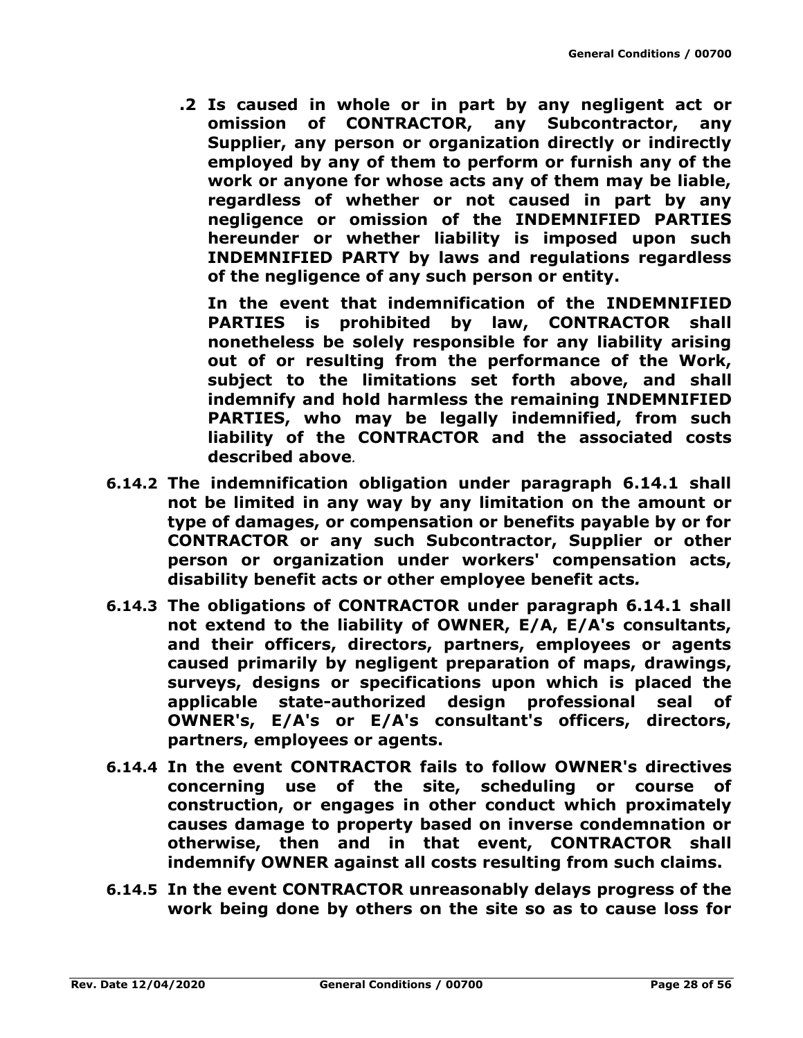**.2 Is caused in whole or in part by any negligent act or omission of CONTRACTOR, any Subcontractor, any Supplier, any person or organization directly or indirectly employed by any of them to perform or furnish any of the work or anyone for whose acts any of them may be liable, regardless of whether or not caused in part by any negligence or omission of the INDEMNIFIED PARTIES hereunder or whether liability is imposed upon such INDEMNIFIED PARTY by laws and regulations regardless of the negligence of any such person or entity.**

**In the event that indemnification of the INDEMNIFIED PARTIES is prohibited by law, CONTRACTOR shall nonetheless be solely responsible for any liability arising out of or resulting from the performance of the Work, subject to the limitations set forth above, and shall indemnify and hold harmless the remaining INDEMNIFIED PARTIES, who may be legally indemnified, from such liability of the CONTRACTOR and the associated costs described above.**

**6.14.2 The indemnification obligation under paragraph 6.14.1 shall not be limited in any way by any limitation on the amount or type of damages, or compensation or benefits payable by or for CONTRACTOR or any such Subcontractor, Supplier or other person or organization under workers' compensation acts, disability benefit acts or other employee benefit acts.**

**6.14.3 The obligations of CONTRACTOR under paragraph 6.14.1 shall not extend to the liability of OWNER, E/A, E/A's consultants, and their officers, directors, partners, employees or agents caused primarily by negligent preparation of maps, drawings, surveys, designs or specifications upon which is placed the applicable state-authorized design professional seal of OWNER's, E/A's or E/A's consultant's officers, directors, partners, employees or agents.**

**6.14.4 In the event CONTRACTOR fails to follow OWNER's directives concerning use of the site, scheduling or course of construction, or engages in other conduct which proximately causes damage to property based on inverse condemnation or otherwise, then and in that event, CONTRACTOR shall indemnify OWNER against all costs resulting from such claims.**

**6.14.5 In the event CONTRACTOR unreasonably delays progress of the work being done by others on the site so as to cause loss for**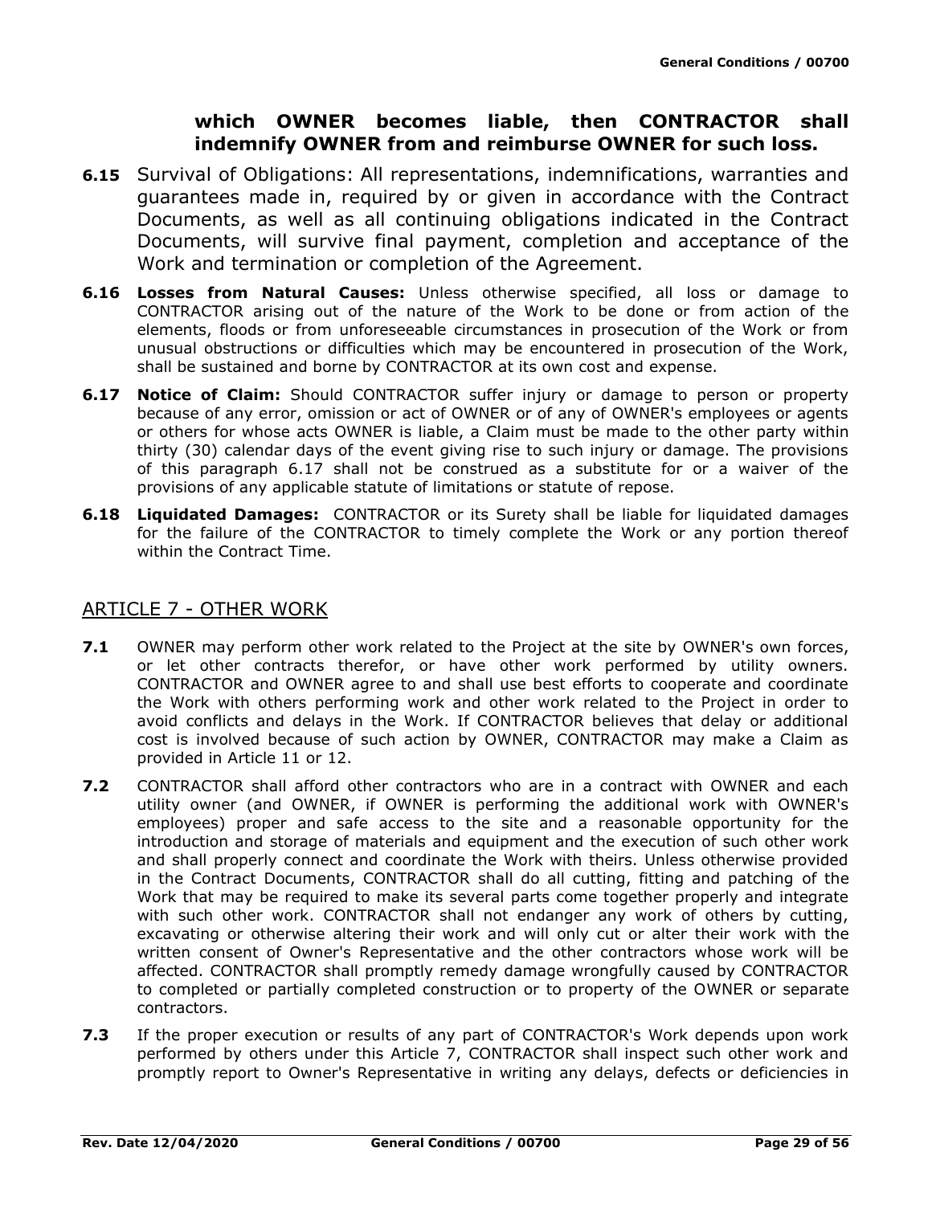**which OWNER becomes liable, then CONTRACTOR shall indemnify OWNER from and reimburse OWNER for such loss.**

**6.15** Survival of Obligations: All representations, indemnifications, warranties and guarantees made in, required by or given in accordance with the Contract Documents, as well as all continuing obligations indicated in the Contract Documents, will survive final payment, completion and acceptance of the Work and termination or completion of the Agreement.

**6.16** **Losses from Natural Causes:** Unless otherwise specified, all loss or damage to CONTRACTOR arising out of the nature of the Work to be done or from action of the elements, floods or from unforeseeable circumstances in prosecution of the Work or from unusual obstructions or difficulties which may be encountered in prosecution of the Work, shall be sustained and borne by CONTRACTOR at its own cost and expense.

**6.17** **Notice of Claim:** Should CONTRACTOR suffer injury or damage to person or property because of any error, omission or act of OWNER or of any of OWNER's employees or agents or others for whose acts OWNER is liable, a Claim must be made to the other party within thirty (30) calendar days of the event giving rise to such injury or damage. The provisions of this paragraph 6.17 shall not be construed as a substitute for or a waiver of the provisions of any applicable statute of limitations or statute of repose.

**6.18** **Liquidated Damages:** CONTRACTOR or its Surety shall be liable for liquidated damages for the failure of the CONTRACTOR to timely complete the Work or any portion thereof within the Contract Time.

## ARTICLE 7 - OTHER WORK

**7.1** OWNER may perform other work related to the Project at the site by OWNER's own forces, or let other contracts therefor, or have other work performed by utility owners. CONTRACTOR and OWNER agree to and shall use best efforts to cooperate and coordinate the Work with others performing work and other work related to the Project in order to avoid conflicts and delays in the Work. If CONTRACTOR believes that delay or additional cost is involved because of such action by OWNER, CONTRACTOR may make a Claim as provided in Article 11 or 12.

**7.2** CONTRACTOR shall afford other contractors who are in a contract with OWNER and each utility owner (and OWNER, if OWNER is performing the additional work with OWNER's employees) proper and safe access to the site and a reasonable opportunity for the introduction and storage of materials and equipment and the execution of such other work and shall properly connect and coordinate the Work with theirs. Unless otherwise provided in the Contract Documents, CONTRACTOR shall do all cutting, fitting and patching of the Work that may be required to make its several parts come together properly and integrate with such other work. CONTRACTOR shall not endanger any work of others by cutting, excavating or otherwise altering their work and will only cut or alter their work with the written consent of Owner's Representative and the other contractors whose work will be affected. CONTRACTOR shall promptly remedy damage wrongfully caused by CONTRACTOR to completed or partially completed construction or to property of the OWNER or separate contractors.

**7.3** If the proper execution or results of any part of CONTRACTOR's Work depends upon work performed by others under this Article 7, CONTRACTOR shall inspect such other work and promptly report to Owner's Representative in writing any delays, defects or deficiencies in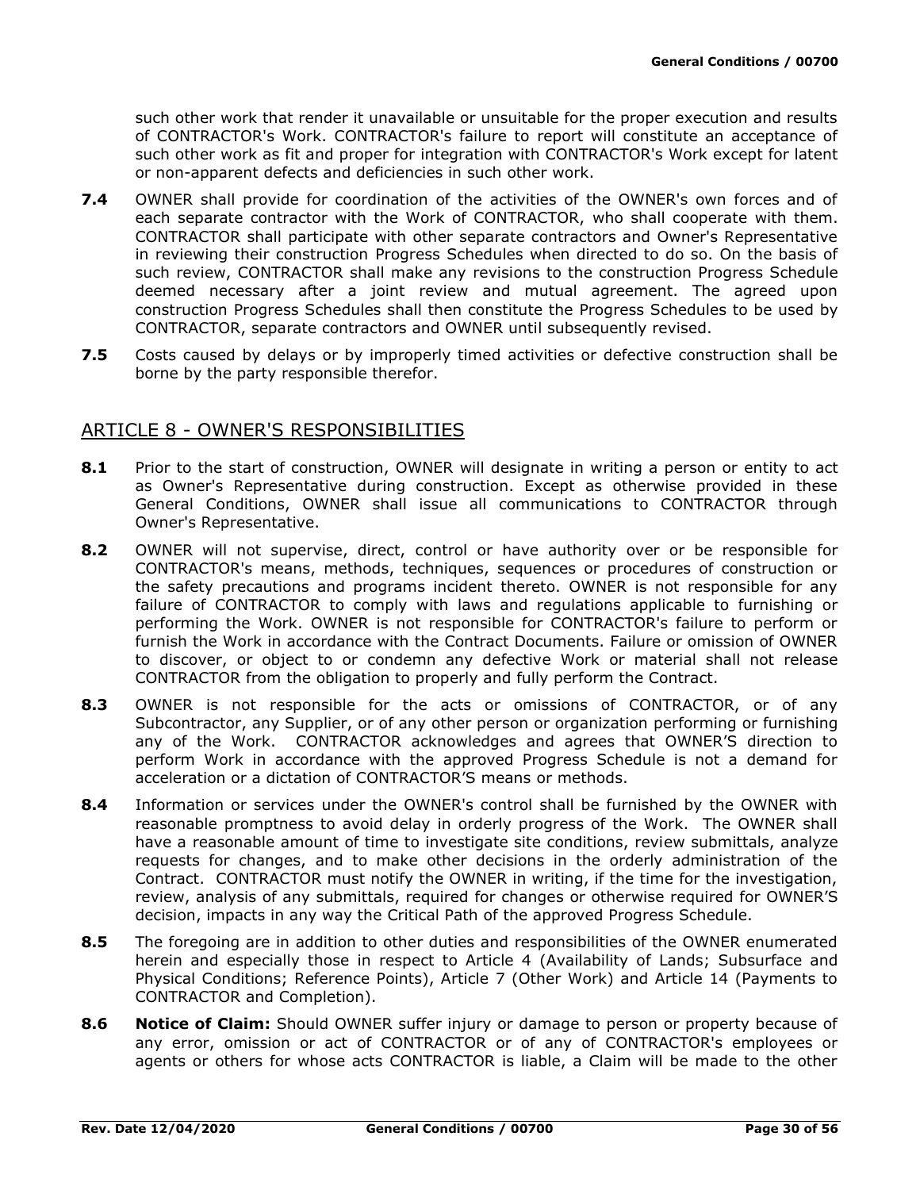such other work that render it unavailable or unsuitable for the proper execution and results of CONTRACTOR's Work. CONTRACTOR's failure to report will constitute an acceptance of such other work as fit and proper for integration with CONTRACTOR's Work except for latent or non-apparent defects and deficiencies in such other work.

**7.4** OWNER shall provide for coordination of the activities of the OWNER's own forces and of each separate contractor with the Work of CONTRACTOR, who shall cooperate with them. CONTRACTOR shall participate with other separate contractors and Owner's Representative in reviewing their construction Progress Schedules when directed to do so. On the basis of such review, CONTRACTOR shall make any revisions to the construction Progress Schedule deemed necessary after a joint review and mutual agreement. The agreed upon construction Progress Schedules shall then constitute the Progress Schedules to be used by CONTRACTOR, separate contractors and OWNER until subsequently revised.

**7.5** Costs caused by delays or by improperly timed activities or defective construction shall be borne by the party responsible therefor.

## ARTICLE 8 - OWNER'S RESPONSIBILITIES

**8.1** Prior to the start of construction, OWNER will designate in writing a person or entity to act as Owner's Representative during construction. Except as otherwise provided in these General Conditions, OWNER shall issue all communications to CONTRACTOR through Owner's Representative.

**8.2** OWNER will not supervise, direct, control or have authority over or be responsible for CONTRACTOR's means, methods, techniques, sequences or procedures of construction or the safety precautions and programs incident thereto. OWNER is not responsible for any failure of CONTRACTOR to comply with laws and regulations applicable to furnishing or performing the Work. OWNER is not responsible for CONTRACTOR's failure to perform or furnish the Work in accordance with the Contract Documents. Failure or omission of OWNER to discover, or object to or condemn any defective Work or material shall not release CONTRACTOR from the obligation to properly and fully perform the Contract.

**8.3** OWNER is not responsible for the acts or omissions of CONTRACTOR, or of any Subcontractor, any Supplier, or of any other person or organization performing or furnishing any of the Work. CONTRACTOR acknowledges and agrees that OWNER'S direction to perform Work in accordance with the approved Progress Schedule is not a demand for acceleration or a dictation of CONTRACTOR'S means or methods.

**8.4** Information or services under the OWNER's control shall be furnished by the OWNER with reasonable promptness to avoid delay in orderly progress of the Work. The OWNER shall have a reasonable amount of time to investigate site conditions, review submittals, analyze requests for changes, and to make other decisions in the orderly administration of the Contract. CONTRACTOR must notify the OWNER in writing, if the time for the investigation, review, analysis of any submittals, required for changes or otherwise required for OWNER'S decision, impacts in any way the Critical Path of the approved Progress Schedule.

**8.5** The foregoing are in addition to other duties and responsibilities of the OWNER enumerated herein and especially those in respect to Article 4 (Availability of Lands; Subsurface and Physical Conditions; Reference Points), Article 7 (Other Work) and Article 14 (Payments to CONTRACTOR and Completion).

**8.6** **Notice of Claim:** Should OWNER suffer injury or damage to person or property because of any error, omission or act of CONTRACTOR or of any of CONTRACTOR's employees or agents or others for whose acts CONTRACTOR is liable, a Claim will be made to the other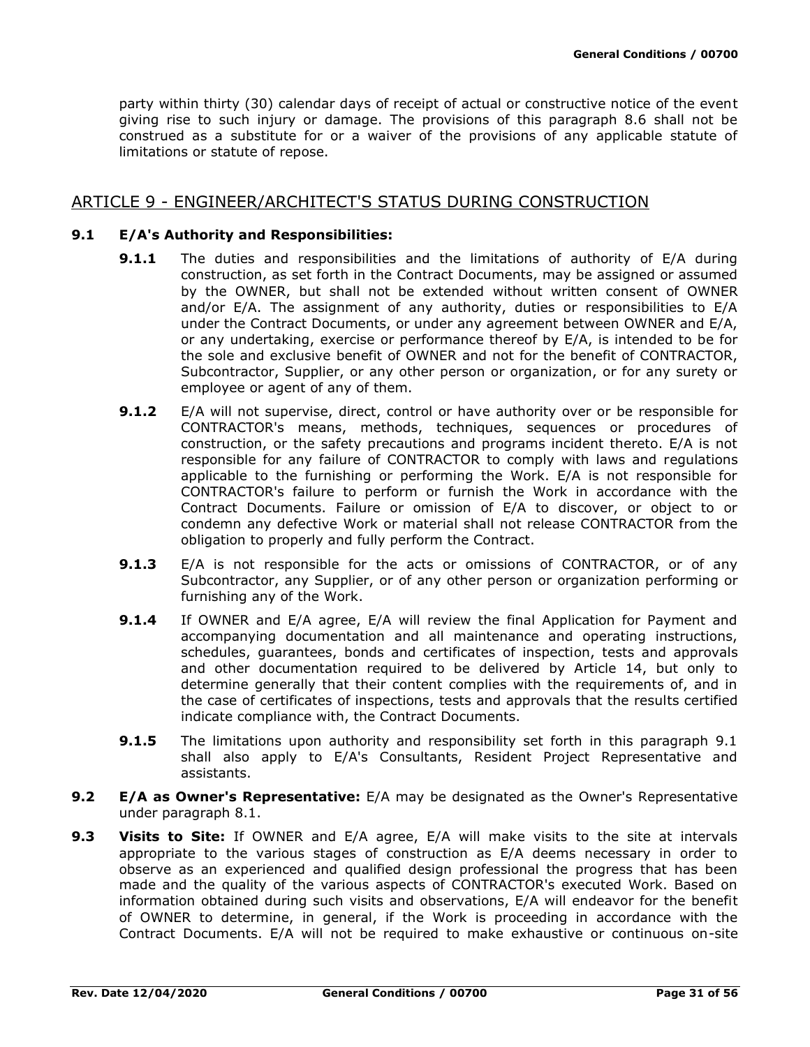party within thirty (30) calendar days of receipt of actual or constructive notice of the event giving rise to such injury or damage. The provisions of this paragraph 8.6 shall not be construed as a substitute for or a waiver of the provisions of any applicable statute of limitations or statute of repose.

## ARTICLE 9 - ENGINEER/ARCHITECT'S STATUS DURING CONSTRUCTION

**9.1 E/A's Authority and Responsibilities:**

**9.1.1** The duties and responsibilities and the limitations of authority of E/A during construction, as set forth in the Contract Documents, may be assigned or assumed by the OWNER, but shall not be extended without written consent of OWNER and/or E/A. The assignment of any authority, duties or responsibilities to E/A under the Contract Documents, or under any agreement between OWNER and E/A, or any undertaking, exercise or performance thereof by E/A, is intended to be for the sole and exclusive benefit of OWNER and not for the benefit of CONTRACTOR, Subcontractor, Supplier, or any other person or organization, or for any surety or employee or agent of any of them.

**9.1.2** E/A will not supervise, direct, control or have authority over or be responsible for CONTRACTOR's means, methods, techniques, sequences or procedures of construction, or the safety precautions and programs incident thereto. E/A is not responsible for any failure of CONTRACTOR to comply with laws and regulations applicable to the furnishing or performing the Work. E/A is not responsible for CONTRACTOR's failure to perform or furnish the Work in accordance with the Contract Documents. Failure or omission of E/A to discover, or object to or condemn any defective Work or material shall not release CONTRACTOR from the obligation to properly and fully perform the Contract.

**9.1.3** E/A is not responsible for the acts or omissions of CONTRACTOR, or of any Subcontractor, any Supplier, or of any other person or organization performing or furnishing any of the Work.

**9.1.4** If OWNER and E/A agree, E/A will review the final Application for Payment and accompanying documentation and all maintenance and operating instructions, schedules, guarantees, bonds and certificates of inspection, tests and approvals and other documentation required to be delivered by Article 14, but only to determine generally that their content complies with the requirements of, and in the case of certificates of inspections, tests and approvals that the results certified indicate compliance with, the Contract Documents.

**9.1.5** The limitations upon authority and responsibility set forth in this paragraph 9.1 shall also apply to E/A's Consultants, Resident Project Representative and assistants.

**9.2 E/A as Owner's Representative:** E/A may be designated as the Owner's Representative under paragraph 8.1.

**9.3 Visits to Site:** If OWNER and E/A agree, E/A will make visits to the site at intervals appropriate to the various stages of construction as E/A deems necessary in order to observe as an experienced and qualified design professional the progress that has been made and the quality of the various aspects of CONTRACTOR's executed Work. Based on information obtained during such visits and observations, E/A will endeavor for the benefit of OWNER to determine, in general, if the Work is proceeding in accordance with the Contract Documents. E/A will not be required to make exhaustive or continuous on-site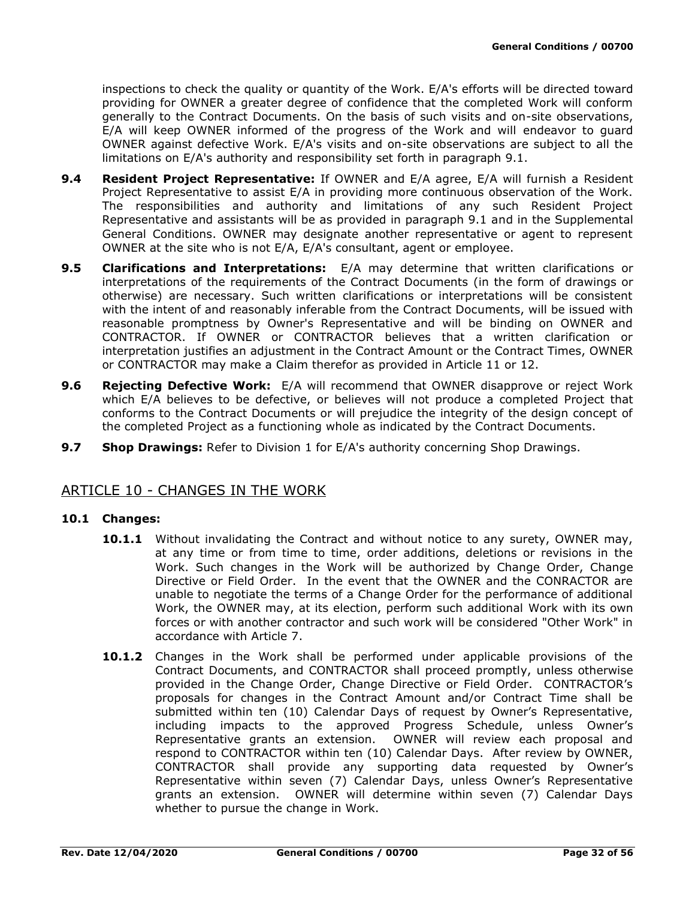inspections to check the quality or quantity of the Work. E/A's efforts will be directed toward providing for OWNER a greater degree of confidence that the completed Work will conform generally to the Contract Documents. On the basis of such visits and on-site observations, E/A will keep OWNER informed of the progress of the Work and will endeavor to guard OWNER against defective Work. E/A's visits and on-site observations are subject to all the limitations on E/A's authority and responsibility set forth in paragraph 9.1.

**9.4 Resident Project Representative:** If OWNER and E/A agree, E/A will furnish a Resident Project Representative to assist E/A in providing more continuous observation of the Work. The responsibilities and authority and limitations of any such Resident Project Representative and assistants will be as provided in paragraph 9.1 and in the Supplemental General Conditions. OWNER may designate another representative or agent to represent OWNER at the site who is not E/A, E/A's consultant, agent or employee.

**9.5 Clarifications and Interpretations:** E/A may determine that written clarifications or interpretations of the requirements of the Contract Documents (in the form of drawings or otherwise) are necessary. Such written clarifications or interpretations will be consistent with the intent of and reasonably inferable from the Contract Documents, will be issued with reasonable promptness by Owner's Representative and will be binding on OWNER and CONTRACTOR. If OWNER or CONTRACTOR believes that a written clarification or interpretation justifies an adjustment in the Contract Amount or the Contract Times, OWNER or CONTRACTOR may make a Claim therefor as provided in Article 11 or 12.

**9.6 Rejecting Defective Work:** E/A will recommend that OWNER disapprove or reject Work which E/A believes to be defective, or believes will not produce a completed Project that conforms to the Contract Documents or will prejudice the integrity of the design concept of the completed Project as a functioning whole as indicated by the Contract Documents.

**9.7 Shop Drawings:** Refer to Division 1 for E/A's authority concerning Shop Drawings.

## ARTICLE 10 - CHANGES IN THE WORK

**10.1 Changes:**

**10.1.1** Without invalidating the Contract and without notice to any surety, OWNER may, at any time or from time to time, order additions, deletions or revisions in the Work. Such changes in the Work will be authorized by Change Order, Change Directive or Field Order. In the event that the OWNER and the CONRACTOR are unable to negotiate the terms of a Change Order for the performance of additional Work, the OWNER may, at its election, perform such additional Work with its own forces or with another contractor and such work will be considered "Other Work" in accordance with Article 7.

**10.1.2** Changes in the Work shall be performed under applicable provisions of the Contract Documents, and CONTRACTOR shall proceed promptly, unless otherwise provided in the Change Order, Change Directive or Field Order. CONTRACTOR's proposals for changes in the Contract Amount and/or Contract Time shall be submitted within ten (10) Calendar Days of request by Owner's Representative, including impacts to the approved Progress Schedule, unless Owner's Representative grants an extension. OWNER will review each proposal and respond to CONTRACTOR within ten (10) Calendar Days. After review by OWNER, CONTRACTOR shall provide any supporting data requested by Owner's Representative within seven (7) Calendar Days, unless Owner's Representative grants an extension. OWNER will determine within seven (7) Calendar Days whether to pursue the change in Work.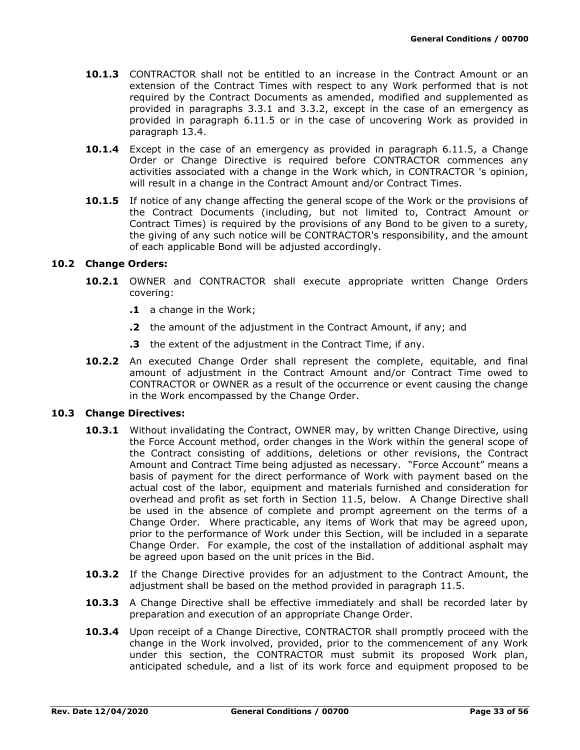**10.1.3** CONTRACTOR shall not be entitled to an increase in the Contract Amount or an extension of the Contract Times with respect to any Work performed that is not required by the Contract Documents as amended, modified and supplemented as provided in paragraphs 3.3.1 and 3.3.2, except in the case of an emergency as provided in paragraph 6.11.5 or in the case of uncovering Work as provided in paragraph 13.4.

**10.1.4** Except in the case of an emergency as provided in paragraph 6.11.5, a Change Order or Change Directive is required before CONTRACTOR commences any activities associated with a change in the Work which, in CONTRACTOR 's opinion, will result in a change in the Contract Amount and/or Contract Times.

**10.1.5** If notice of any change affecting the general scope of the Work or the provisions of the Contract Documents (including, but not limited to, Contract Amount or Contract Times) is required by the provisions of any Bond to be given to a surety, the giving of any such notice will be CONTRACTOR's responsibility, and the amount of each applicable Bond will be adjusted accordingly.

## 10.2 Change Orders:

**10.2.1** OWNER and CONTRACTOR shall execute appropriate written Change Orders covering:

**.1** a change in the Work;

**.2** the amount of the adjustment in the Contract Amount, if any; and

**.3** the extent of the adjustment in the Contract Time, if any.

**10.2.2** An executed Change Order shall represent the complete, equitable, and final amount of adjustment in the Contract Amount and/or Contract Time owed to CONTRACTOR or OWNER as a result of the occurrence or event causing the change in the Work encompassed by the Change Order.

## 10.3 Change Directives:

**10.3.1** Without invalidating the Contract, OWNER may, by written Change Directive, using the Force Account method, order changes in the Work within the general scope of the Contract consisting of additions, deletions or other revisions, the Contract Amount and Contract Time being adjusted as necessary. "Force Account" means a basis of payment for the direct performance of Work with payment based on the actual cost of the labor, equipment and materials furnished and consideration for overhead and profit as set forth in Section 11.5, below. A Change Directive shall be used in the absence of complete and prompt agreement on the terms of a Change Order. Where practicable, any items of Work that may be agreed upon, prior to the performance of Work under this Section, will be included in a separate Change Order. For example, the cost of the installation of additional asphalt may be agreed upon based on the unit prices in the Bid.

**10.3.2** If the Change Directive provides for an adjustment to the Contract Amount, the adjustment shall be based on the method provided in paragraph 11.5.

**10.3.3** A Change Directive shall be effective immediately and shall be recorded later by preparation and execution of an appropriate Change Order.

**10.3.4** Upon receipt of a Change Directive, CONTRACTOR shall promptly proceed with the change in the Work involved, provided, prior to the commencement of any Work under this section, the CONTRACTOR must submit its proposed Work plan, anticipated schedule, and a list of its work force and equipment proposed to be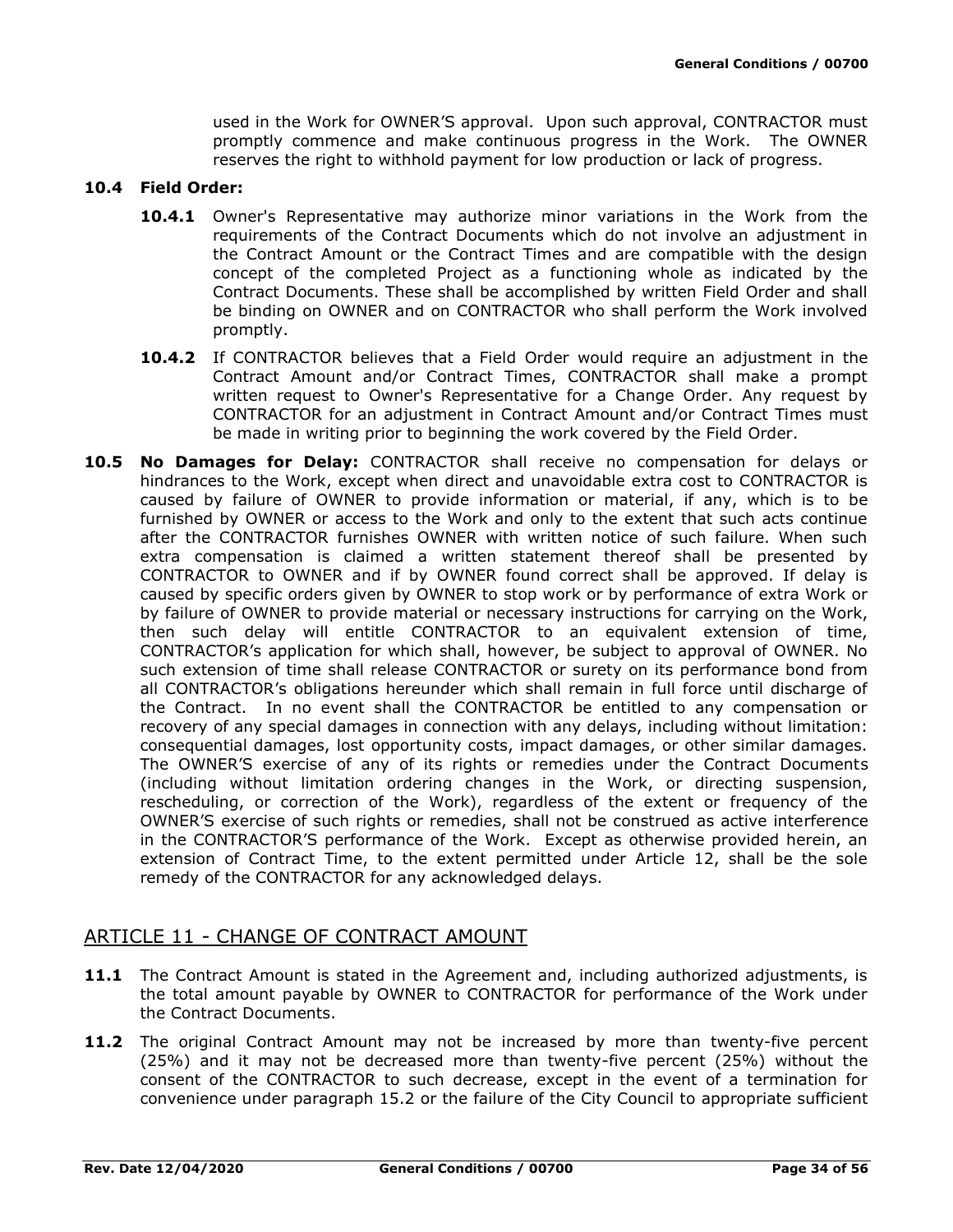used in the Work for OWNER'S approval. Upon such approval, CONTRACTOR must promptly commence and make continuous progress in the Work. The OWNER reserves the right to withhold payment for low production or lack of progress.

**10.4 Field Order:**

**10.4.1** Owner's Representative may authorize minor variations in the Work from the requirements of the Contract Documents which do not involve an adjustment in the Contract Amount or the Contract Times and are compatible with the design concept of the completed Project as a functioning whole as indicated by the Contract Documents. These shall be accomplished by written Field Order and shall be binding on OWNER and on CONTRACTOR who shall perform the Work involved promptly.

**10.4.2** If CONTRACTOR believes that a Field Order would require an adjustment in the Contract Amount and/or Contract Times, CONTRACTOR shall make a prompt written request to Owner's Representative for a Change Order. Any request by CONTRACTOR for an adjustment in Contract Amount and/or Contract Times must be made in writing prior to beginning the work covered by the Field Order.

**10.5 No Damages for Delay:** CONTRACTOR shall receive no compensation for delays or hindrances to the Work, except when direct and unavoidable extra cost to CONTRACTOR is caused by failure of OWNER to provide information or material, if any, which is to be furnished by OWNER or access to the Work and only to the extent that such acts continue after the CONTRACTOR furnishes OWNER with written notice of such failure. When such extra compensation is claimed a written statement thereof shall be presented by CONTRACTOR to OWNER and if by OWNER found correct shall be approved. If delay is caused by specific orders given by OWNER to stop work or by performance of extra Work or by failure of OWNER to provide material or necessary instructions for carrying on the Work, then such delay will entitle CONTRACTOR to an equivalent extension of time, CONTRACTOR's application for which shall, however, be subject to approval of OWNER. No such extension of time shall release CONTRACTOR or surety on its performance bond from all CONTRACTOR's obligations hereunder which shall remain in full force until discharge of the Contract. In no event shall the CONTRACTOR be entitled to any compensation or recovery of any special damages in connection with any delays, including without limitation: consequential damages, lost opportunity costs, impact damages, or other similar damages. The OWNER'S exercise of any of its rights or remedies under the Contract Documents (including without limitation ordering changes in the Work, or directing suspension, rescheduling, or correction of the Work), regardless of the extent or frequency of the OWNER'S exercise of such rights or remedies, shall not be construed as active interference in the CONTRACTOR'S performance of the Work. Except as otherwise provided herein, an extension of Contract Time, to the extent permitted under Article 12, shall be the sole remedy of the CONTRACTOR for any acknowledged delays.

## ARTICLE 11 - CHANGE OF CONTRACT AMOUNT

**11.1** The Contract Amount is stated in the Agreement and, including authorized adjustments, is the total amount payable by OWNER to CONTRACTOR for performance of the Work under the Contract Documents.

**11.2** The original Contract Amount may not be increased by more than twenty-five percent (25%) and it may not be decreased more than twenty-five percent (25%) without the consent of the CONTRACTOR to such decrease, except in the event of a termination for convenience under paragraph 15.2 or the failure of the City Council to appropriate sufficient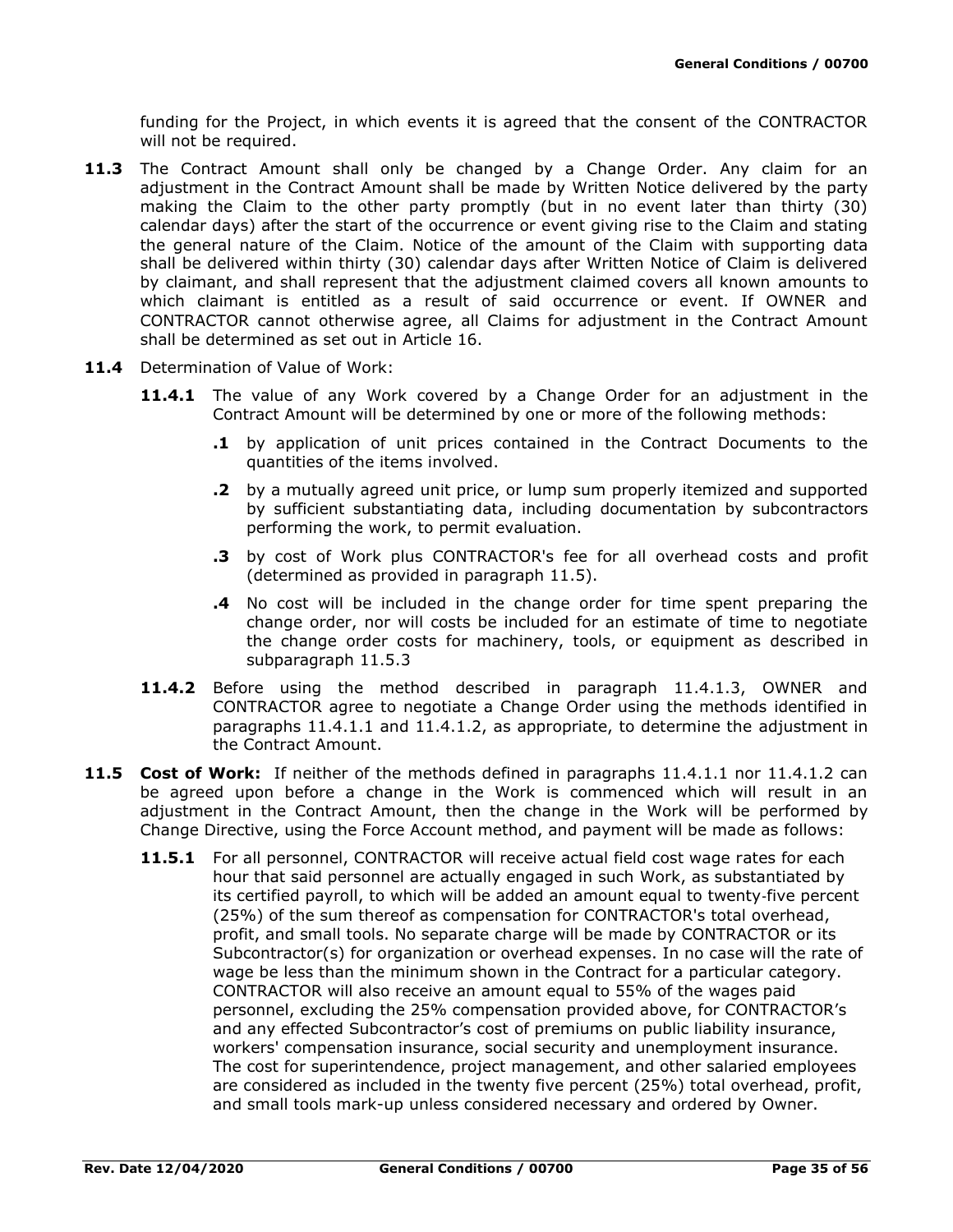funding for the Project, in which events it is agreed that the consent of the CONTRACTOR will not be required.

**11.3** The Contract Amount shall only be changed by a Change Order. Any claim for an adjustment in the Contract Amount shall be made by Written Notice delivered by the party making the Claim to the other party promptly (but in no event later than thirty (30) calendar days) after the start of the occurrence or event giving rise to the Claim and stating the general nature of the Claim. Notice of the amount of the Claim with supporting data shall be delivered within thirty (30) calendar days after Written Notice of Claim is delivered by claimant, and shall represent that the adjustment claimed covers all known amounts to which claimant is entitled as a result of said occurrence or event. If OWNER and CONTRACTOR cannot otherwise agree, all Claims for adjustment in the Contract Amount shall be determined as set out in Article 16.

**11.4** Determination of Value of Work:

**11.4.1** The value of any Work covered by a Change Order for an adjustment in the Contract Amount will be determined by one or more of the following methods:

- **.1** by application of unit prices contained in the Contract Documents to the quantities of the items involved.
- **.2** by a mutually agreed unit price, or lump sum properly itemized and supported by sufficient substantiating data, including documentation by subcontractors performing the work, to permit evaluation.
- **.3** by cost of Work plus CONTRACTOR's fee for all overhead costs and profit (determined as provided in paragraph 11.5).
- **.4** No cost will be included in the change order for time spent preparing the change order, nor will costs be included for an estimate of time to negotiate the change order costs for machinery, tools, or equipment as described in subparagraph 11.5.3

**11.4.2** Before using the method described in paragraph 11.4.1.3, OWNER and CONTRACTOR agree to negotiate a Change Order using the methods identified in paragraphs 11.4.1.1 and 11.4.1.2, as appropriate, to determine the adjustment in the Contract Amount.

**11.5** **Cost of Work:** If neither of the methods defined in paragraphs 11.4.1.1 nor 11.4.1.2 can be agreed upon before a change in the Work is commenced which will result in an adjustment in the Contract Amount, then the change in the Work will be performed by Change Directive, using the Force Account method, and payment will be made as follows:

**11.5.1** For all personnel, CONTRACTOR will receive actual field cost wage rates for each hour that said personnel are actually engaged in such Work, as substantiated by its certified payroll, to which will be added an amount equal to twenty-five percent (25%) of the sum thereof as compensation for CONTRACTOR's total overhead, profit, and small tools. No separate charge will be made by CONTRACTOR or its Subcontractor(s) for organization or overhead expenses. In no case will the rate of wage be less than the minimum shown in the Contract for a particular category. CONTRACTOR will also receive an amount equal to 55% of the wages paid personnel, excluding the 25% compensation provided above, for CONTRACTOR's and any effected Subcontractor's cost of premiums on public liability insurance, workers' compensation insurance, social security and unemployment insurance. The cost for superintendence, project management, and other salaried employees are considered as included in the twenty five percent (25%) total overhead, profit, and small tools mark-up unless considered necessary and ordered by Owner.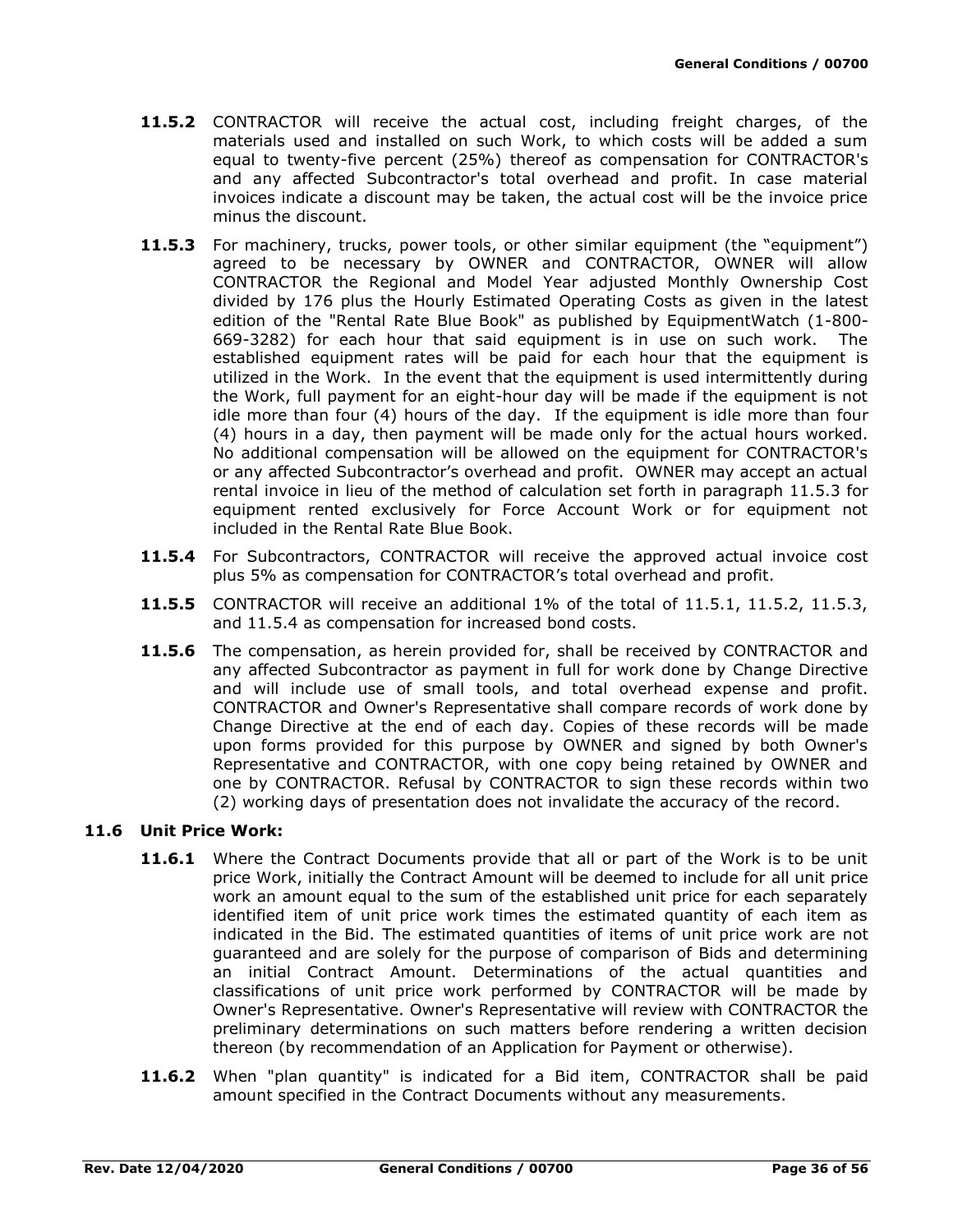**11.5.2** CONTRACTOR will receive the actual cost, including freight charges, of the materials used and installed on such Work, to which costs will be added a sum equal to twenty-five percent (25%) thereof as compensation for CONTRACTOR's and any affected Subcontractor's total overhead and profit. In case material invoices indicate a discount may be taken, the actual cost will be the invoice price minus the discount.

**11.5.3** For machinery, trucks, power tools, or other similar equipment (the "equipment") agreed to be necessary by OWNER and CONTRACTOR, OWNER will allow CONTRACTOR the Regional and Model Year adjusted Monthly Ownership Cost divided by 176 plus the Hourly Estimated Operating Costs as given in the latest edition of the "Rental Rate Blue Book" as published by EquipmentWatch (1-800-669-3282) for each hour that said equipment is in use on such work. The established equipment rates will be paid for each hour that the equipment is utilized in the Work. In the event that the equipment is used intermittently during the Work, full payment for an eight-hour day will be made if the equipment is not idle more than four (4) hours of the day. If the equipment is idle more than four (4) hours in a day, then payment will be made only for the actual hours worked. No additional compensation will be allowed on the equipment for CONTRACTOR's or any affected Subcontractor's overhead and profit. OWNER may accept an actual rental invoice in lieu of the method of calculation set forth in paragraph 11.5.3 for equipment rented exclusively for Force Account Work or for equipment not included in the Rental Rate Blue Book.

**11.5.4** For Subcontractors, CONTRACTOR will receive the approved actual invoice cost plus 5% as compensation for CONTRACTOR's total overhead and profit.

**11.5.5** CONTRACTOR will receive an additional 1% of the total of 11.5.1, 11.5.2, 11.5.3, and 11.5.4 as compensation for increased bond costs.

**11.5.6** The compensation, as herein provided for, shall be received by CONTRACTOR and any affected Subcontractor as payment in full for work done by Change Directive and will include use of small tools, and total overhead expense and profit. CONTRACTOR and Owner's Representative shall compare records of work done by Change Directive at the end of each day. Copies of these records will be made upon forms provided for this purpose by OWNER and signed by both Owner's Representative and CONTRACTOR, with one copy being retained by OWNER and one by CONTRACTOR. Refusal by CONTRACTOR to sign these records within two (2) working days of presentation does not invalidate the accuracy of the record.

### 11.6 Unit Price Work:

**11.6.1** Where the Contract Documents provide that all or part of the Work is to be unit price Work, initially the Contract Amount will be deemed to include for all unit price work an amount equal to the sum of the established unit price for each separately identified item of unit price work times the estimated quantity of each item as indicated in the Bid. The estimated quantities of items of unit price work are not guaranteed and are solely for the purpose of comparison of Bids and determining an initial Contract Amount. Determinations of the actual quantities and classifications of unit price work performed by CONTRACTOR will be made by Owner's Representative. Owner's Representative will review with CONTRACTOR the preliminary determinations on such matters before rendering a written decision thereon (by recommendation of an Application for Payment or otherwise).

**11.6.2** When "plan quantity" is indicated for a Bid item, CONTRACTOR shall be paid amount specified in the Contract Documents without any measurements.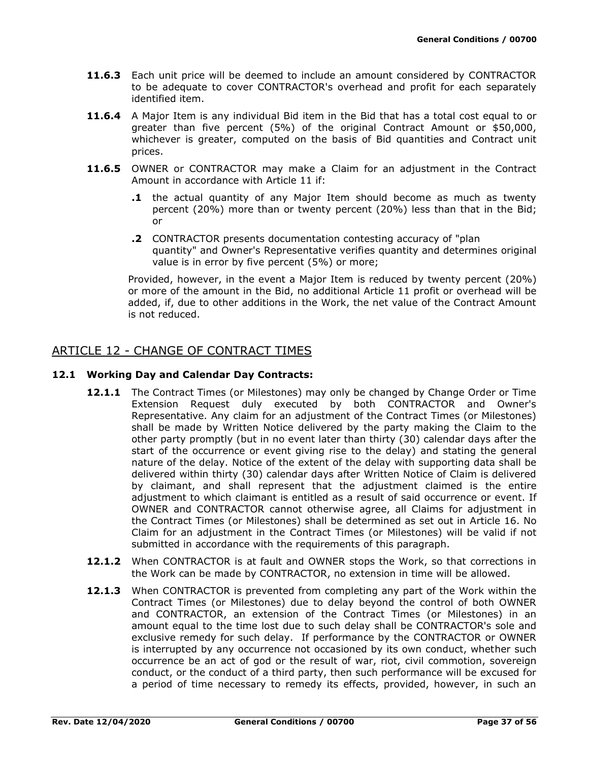**11.6.3** Each unit price will be deemed to include an amount considered by CONTRACTOR to be adequate to cover CONTRACTOR's overhead and profit for each separately identified item.

**11.6.4** A Major Item is any individual Bid item in the Bid that has a total cost equal to or greater than five percent (5%) of the original Contract Amount or $50,000, whichever is greater, computed on the basis of Bid quantities and Contract unit prices.

**11.6.5** OWNER or CONTRACTOR may make a Claim for an adjustment in the Contract Amount in accordance with Article 11 if:

**.1** the actual quantity of any Major Item should become as much as twenty percent (20%) more than or twenty percent (20%) less than that in the Bid; or

**.2** CONTRACTOR presents documentation contesting accuracy of "plan quantity" and Owner's Representative verifies quantity and determines original value is in error by five percent (5%) or more;

Provided, however, in the event a Major Item is reduced by twenty percent (20%) or more of the amount in the Bid, no additional Article 11 profit or overhead will be added, if, due to other additions in the Work, the net value of the Contract Amount is not reduced.

## ARTICLE 12 - CHANGE OF CONTRACT TIMES

### 12.1 Working Day and Calendar Day Contracts:

**12.1.1** The Contract Times (or Milestones) may only be changed by Change Order or Time Extension Request duly executed by both CONTRACTOR and Owner's Representative. Any claim for an adjustment of the Contract Times (or Milestones) shall be made by Written Notice delivered by the party making the Claim to the other party promptly (but in no event later than thirty (30) calendar days after the start of the occurrence or event giving rise to the delay) and stating the general nature of the delay. Notice of the extent of the delay with supporting data shall be delivered within thirty (30) calendar days after Written Notice of Claim is delivered by claimant, and shall represent that the adjustment claimed is the entire adjustment to which claimant is entitled as a result of said occurrence or event. If OWNER and CONTRACTOR cannot otherwise agree, all Claims for adjustment in the Contract Times (or Milestones) shall be determined as set out in Article 16. No Claim for an adjustment in the Contract Times (or Milestones) will be valid if not submitted in accordance with the requirements of this paragraph.

**12.1.2** When CONTRACTOR is at fault and OWNER stops the Work, so that corrections in the Work can be made by CONTRACTOR, no extension in time will be allowed.

**12.1.3** When CONTRACTOR is prevented from completing any part of the Work within the Contract Times (or Milestones) due to delay beyond the control of both OWNER and CONTRACTOR, an extension of the Contract Times (or Milestones) in an amount equal to the time lost due to such delay shall be CONTRACTOR's sole and exclusive remedy for such delay. If performance by the CONTRACTOR or OWNER is interrupted by any occurrence not occasioned by its own conduct, whether such occurrence be an act of god or the result of war, riot, civil commotion, sovereign conduct, or the conduct of a third party, then such performance will be excused for a period of time necessary to remedy its effects, provided, however, in such an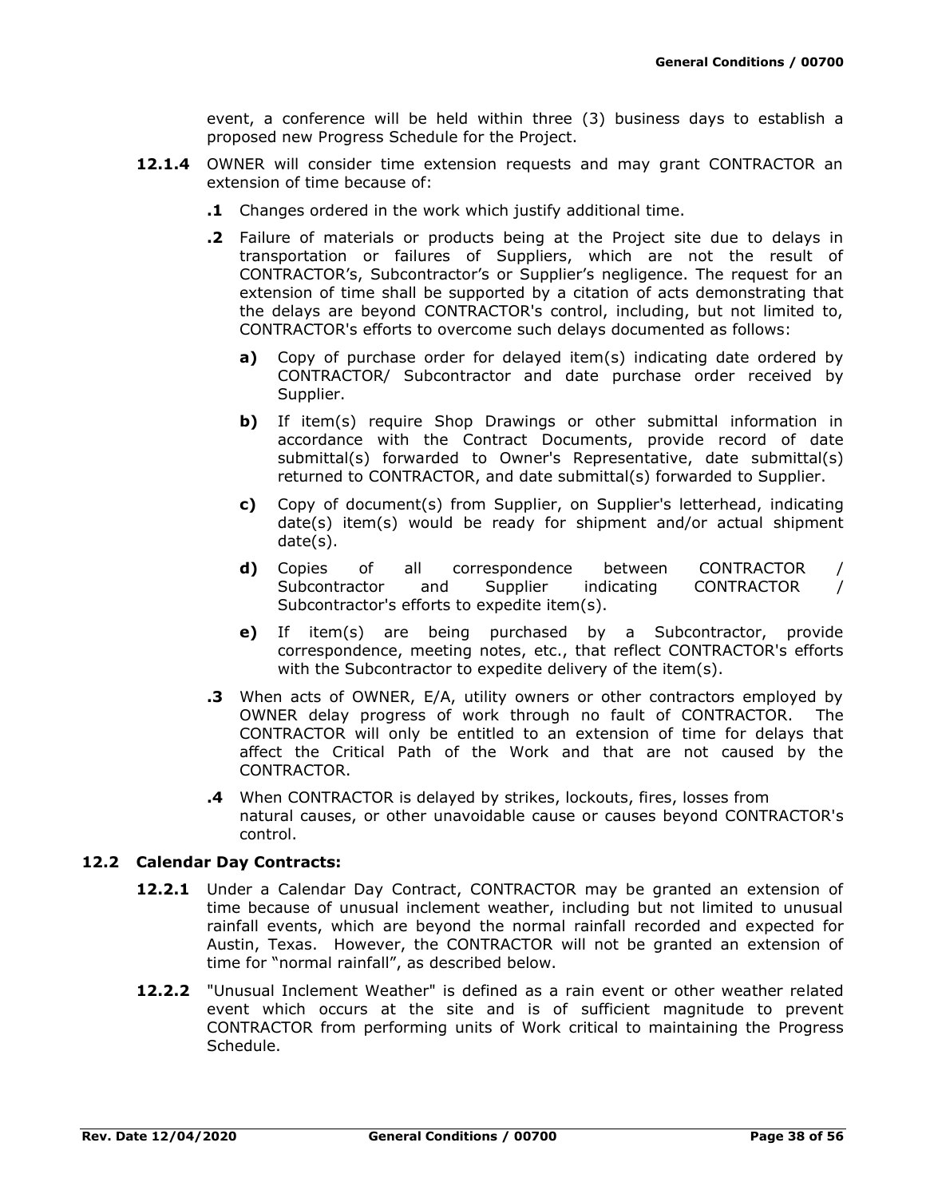event, a conference will be held within three (3) business days to establish a proposed new Progress Schedule for the Project.

**12.1.4** OWNER will consider time extension requests and may grant CONTRACTOR an extension of time because of:

**.1** Changes ordered in the work which justify additional time.

**.2** Failure of materials or products being at the Project site due to delays in transportation or failures of Suppliers, which are not the result of CONTRACTOR's, Subcontractor's or Supplier's negligence. The request for an extension of time shall be supported by a citation of acts demonstrating that the delays are beyond CONTRACTOR's control, including, but not limited to, CONTRACTOR's efforts to overcome such delays documented as follows:

**a)** Copy of purchase order for delayed item(s) indicating date ordered by CONTRACTOR/ Subcontractor and date purchase order received by Supplier.

**b)** If item(s) require Shop Drawings or other submittal information in accordance with the Contract Documents, provide record of date submittal(s) forwarded to Owner's Representative, date submittal(s) returned to CONTRACTOR, and date submittal(s) forwarded to Supplier.

**c)** Copy of document(s) from Supplier, on Supplier's letterhead, indicating date(s) item(s) would be ready for shipment and/or actual shipment date(s).

**d)** Copies of all correspondence between CONTRACTOR / Subcontractor and Supplier indicating CONTRACTOR / Subcontractor's efforts to expedite item(s).

**e)** If item(s) are being purchased by a Subcontractor, provide correspondence, meeting notes, etc., that reflect CONTRACTOR's efforts with the Subcontractor to expedite delivery of the item(s).

**.3** When acts of OWNER, E/A, utility owners or other contractors employed by OWNER delay progress of work through no fault of CONTRACTOR. The CONTRACTOR will only be entitled to an extension of time for delays that affect the Critical Path of the Work and that are not caused by the CONTRACTOR.

**.4** When CONTRACTOR is delayed by strikes, lockouts, fires, losses from natural causes, or other unavoidable cause or causes beyond CONTRACTOR's control.

## 12.2 Calendar Day Contracts:

**12.2.1** Under a Calendar Day Contract, CONTRACTOR may be granted an extension of time because of unusual inclement weather, including but not limited to unusual rainfall events, which are beyond the normal rainfall recorded and expected for Austin, Texas. However, the CONTRACTOR will not be granted an extension of time for "normal rainfall", as described below.

**12.2.2** "Unusual Inclement Weather" is defined as a rain event or other weather related event which occurs at the site and is of sufficient magnitude to prevent CONTRACTOR from performing units of Work critical to maintaining the Progress Schedule.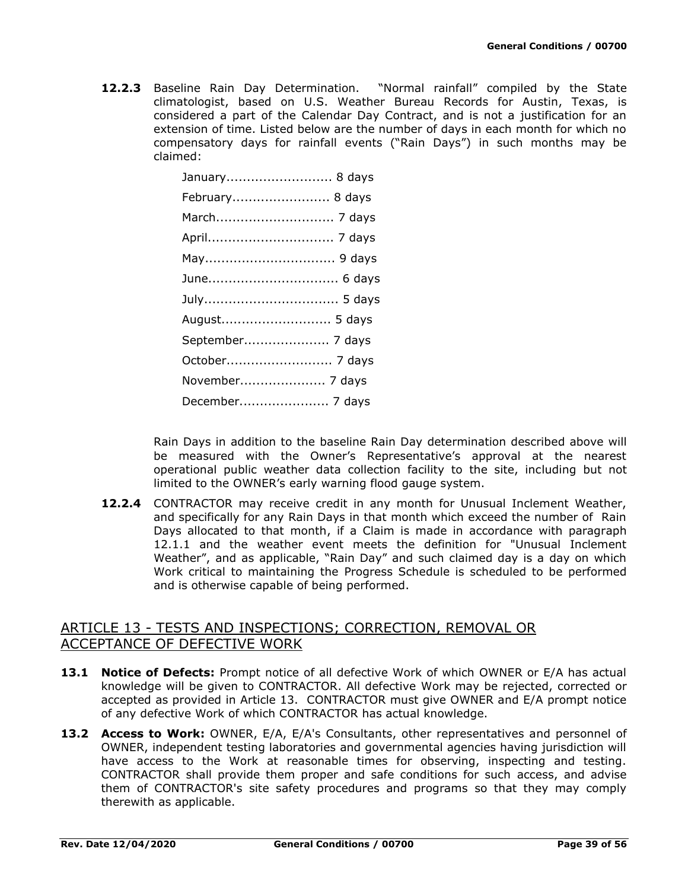**12.2.3** Baseline Rain Day Determination. "Normal rainfall" compiled by the State climatologist, based on U.S. Weather Bureau Records for Austin, Texas, is considered a part of the Calendar Day Contract, and is not a justification for an extension of time. Listed below are the number of days in each month for which no compensatory days for rainfall events ("Rain Days") in such months may be claimed:

January.......................... 8 days
February........................ 8 days
March............................. 7 days
April............................... 7 days
May................................ 9 days
June................................ 6 days
July................................. 5 days
August........................... 5 days
September..................... 7 days
October.......................... 7 days
November..................... 7 days
December...................... 7 days

Rain Days in addition to the baseline Rain Day determination described above will be measured with the Owner's Representative's approval at the nearest operational public weather data collection facility to the site, including but not limited to the OWNER's early warning flood gauge system.

**12.2.4** CONTRACTOR may receive credit in any month for Unusual Inclement Weather, and specifically for any Rain Days in that month which exceed the number of Rain Days allocated to that month, if a Claim is made in accordance with paragraph 12.1.1 and the weather event meets the definition for "Unusual Inclement Weather", and as applicable, "Rain Day" and such claimed day is a day on which Work critical to maintaining the Progress Schedule is scheduled to be performed and is otherwise capable of being performed.

## ARTICLE 13 - TESTS AND INSPECTIONS; CORRECTION, REMOVAL OR ACCEPTANCE OF DEFECTIVE WORK

**13.1 Notice of Defects:** Prompt notice of all defective Work of which OWNER or E/A has actual knowledge will be given to CONTRACTOR. All defective Work may be rejected, corrected or accepted as provided in Article 13. CONTRACTOR must give OWNER and E/A prompt notice of any defective Work of which CONTRACTOR has actual knowledge.

**13.2 Access to Work:** OWNER, E/A, E/A's Consultants, other representatives and personnel of OWNER, independent testing laboratories and governmental agencies having jurisdiction will have access to the Work at reasonable times for observing, inspecting and testing. CONTRACTOR shall provide them proper and safe conditions for such access, and advise them of CONTRACTOR's site safety procedures and programs so that they may comply therewith as applicable.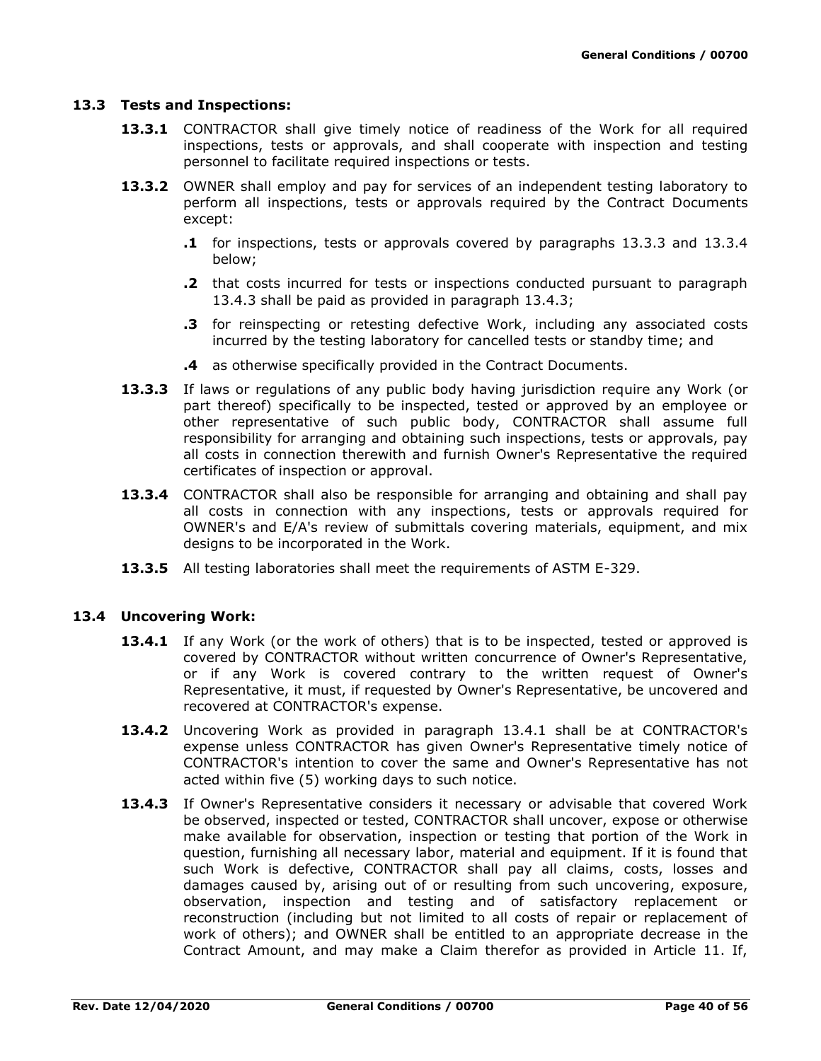### 13.3 Tests and Inspections:

**13.3.1** CONTRACTOR shall give timely notice of readiness of the Work for all required inspections, tests or approvals, and shall cooperate with inspection and testing personnel to facilitate required inspections or tests.

**13.3.2** OWNER shall employ and pay for services of an independent testing laboratory to perform all inspections, tests or approvals required by the Contract Documents except:

- **.1** for inspections, tests or approvals covered by paragraphs 13.3.3 and 13.3.4 below;
- **.2** that costs incurred for tests or inspections conducted pursuant to paragraph 13.4.3 shall be paid as provided in paragraph 13.4.3;
- **.3** for reinspecting or retesting defective Work, including any associated costs incurred by the testing laboratory for cancelled tests or standby time; and
- **.4** as otherwise specifically provided in the Contract Documents.

**13.3.3** If laws or regulations of any public body having jurisdiction require any Work (or part thereof) specifically to be inspected, tested or approved by an employee or other representative of such public body, CONTRACTOR shall assume full responsibility for arranging and obtaining such inspections, tests or approvals, pay all costs in connection therewith and furnish Owner's Representative the required certificates of inspection or approval.

**13.3.4** CONTRACTOR shall also be responsible for arranging and obtaining and shall pay all costs in connection with any inspections, tests or approvals required for OWNER's and E/A's review of submittals covering materials, equipment, and mix designs to be incorporated in the Work.

**13.3.5** All testing laboratories shall meet the requirements of ASTM E-329.

### 13.4 Uncovering Work:

**13.4.1** If any Work (or the work of others) that is to be inspected, tested or approved is covered by CONTRACTOR without written concurrence of Owner's Representative, or if any Work is covered contrary to the written request of Owner's Representative, it must, if requested by Owner's Representative, be uncovered and recovered at CONTRACTOR's expense.

**13.4.2** Uncovering Work as provided in paragraph 13.4.1 shall be at CONTRACTOR's expense unless CONTRACTOR has given Owner's Representative timely notice of CONTRACTOR's intention to cover the same and Owner's Representative has not acted within five (5) working days to such notice.

**13.4.3** If Owner's Representative considers it necessary or advisable that covered Work be observed, inspected or tested, CONTRACTOR shall uncover, expose or otherwise make available for observation, inspection or testing that portion of the Work in question, furnishing all necessary labor, material and equipment. If it is found that such Work is defective, CONTRACTOR shall pay all claims, costs, losses and damages caused by, arising out of or resulting from such uncovering, exposure, observation, inspection and testing and of satisfactory replacement or reconstruction (including but not limited to all costs of repair or replacement of work of others); and OWNER shall be entitled to an appropriate decrease in the Contract Amount, and may make a Claim therefor as provided in Article 11. If,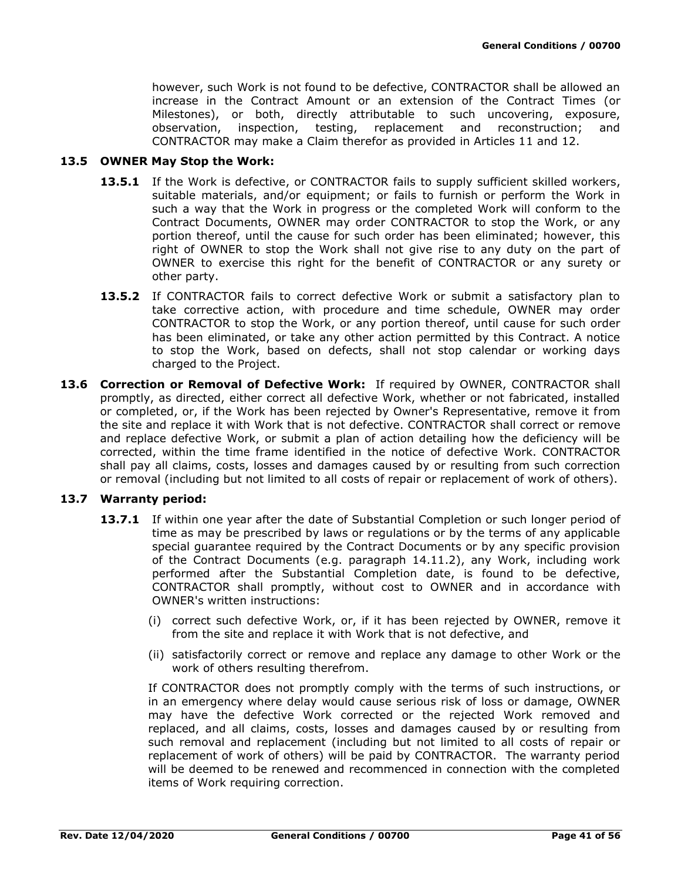however, such Work is not found to be defective, CONTRACTOR shall be allowed an increase in the Contract Amount or an extension of the Contract Times (or Milestones), or both, directly attributable to such uncovering, exposure, observation, inspection, testing, replacement and reconstruction; and CONTRACTOR may make a Claim therefor as provided in Articles 11 and 12.

### 13.5 OWNER May Stop the Work:

**13.5.1** If the Work is defective, or CONTRACTOR fails to supply sufficient skilled workers, suitable materials, and/or equipment; or fails to furnish or perform the Work in such a way that the Work in progress or the completed Work will conform to the Contract Documents, OWNER may order CONTRACTOR to stop the Work, or any portion thereof, until the cause for such order has been eliminated; however, this right of OWNER to stop the Work shall not give rise to any duty on the part of OWNER to exercise this right for the benefit of CONTRACTOR or any surety or other party.

**13.5.2** If CONTRACTOR fails to correct defective Work or submit a satisfactory plan to take corrective action, with procedure and time schedule, OWNER may order CONTRACTOR to stop the Work, or any portion thereof, until cause for such order has been eliminated, or take any other action permitted by this Contract. A notice to stop the Work, based on defects, shall not stop calendar or working days charged to the Project.

**13.6 Correction or Removal of Defective Work:** If required by OWNER, CONTRACTOR shall promptly, as directed, either correct all defective Work, whether or not fabricated, installed or completed, or, if the Work has been rejected by Owner's Representative, remove it from the site and replace it with Work that is not defective. CONTRACTOR shall correct or remove and replace defective Work, or submit a plan of action detailing how the deficiency will be corrected, within the time frame identified in the notice of defective Work. CONTRACTOR shall pay all claims, costs, losses and damages caused by or resulting from such correction or removal (including but not limited to all costs of repair or replacement of work of others).

### 13.7 Warranty period:

**13.7.1** If within one year after the date of Substantial Completion or such longer period of time as may be prescribed by laws or regulations or by the terms of any applicable special guarantee required by the Contract Documents or by any specific provision of the Contract Documents (e.g. paragraph 14.11.2), any Work, including work performed after the Substantial Completion date, is found to be defective, CONTRACTOR shall promptly, without cost to OWNER and in accordance with OWNER's written instructions:

(i) correct such defective Work, or, if it has been rejected by OWNER, remove it from the site and replace it with Work that is not defective, and

(ii) satisfactorily correct or remove and replace any damage to other Work or the work of others resulting therefrom.

If CONTRACTOR does not promptly comply with the terms of such instructions, or in an emergency where delay would cause serious risk of loss or damage, OWNER may have the defective Work corrected or the rejected Work removed and replaced, and all claims, costs, losses and damages caused by or resulting from such removal and replacement (including but not limited to all costs of repair or replacement of work of others) will be paid by CONTRACTOR. The warranty period will be deemed to be renewed and recommenced in connection with the completed items of Work requiring correction.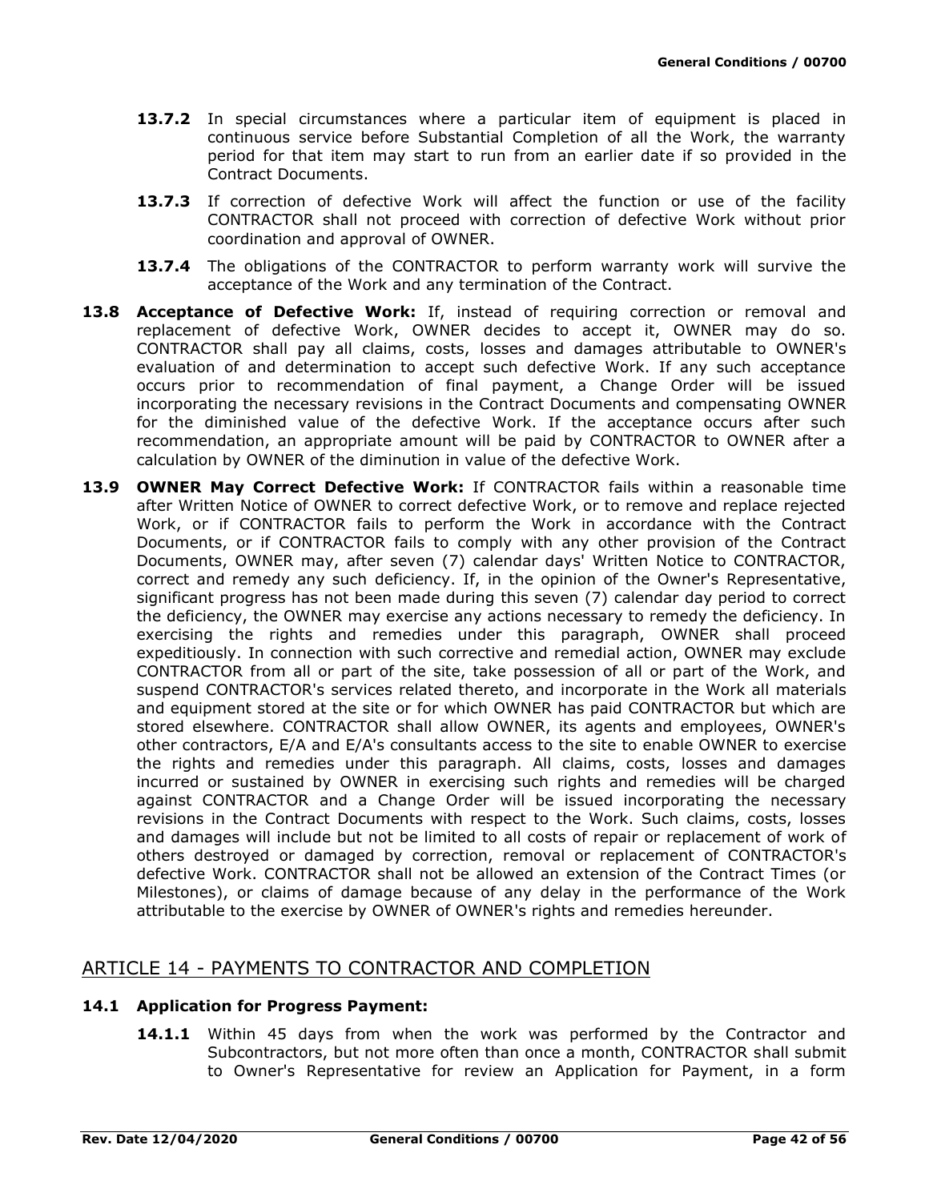**13.7.2** In special circumstances where a particular item of equipment is placed in continuous service before Substantial Completion of all the Work, the warranty period for that item may start to run from an earlier date if so provided in the Contract Documents.

**13.7.3** If correction of defective Work will affect the function or use of the facility CONTRACTOR shall not proceed with correction of defective Work without prior coordination and approval of OWNER.

**13.7.4** The obligations of the CONTRACTOR to perform warranty work will survive the acceptance of the Work and any termination of the Contract.

**13.8 Acceptance of Defective Work:** If, instead of requiring correction or removal and replacement of defective Work, OWNER decides to accept it, OWNER may do so. CONTRACTOR shall pay all claims, costs, losses and damages attributable to OWNER's evaluation of and determination to accept such defective Work. If any such acceptance occurs prior to recommendation of final payment, a Change Order will be issued incorporating the necessary revisions in the Contract Documents and compensating OWNER for the diminished value of the defective Work. If the acceptance occurs after such recommendation, an appropriate amount will be paid by CONTRACTOR to OWNER after a calculation by OWNER of the diminution in value of the defective Work.

**13.9 OWNER May Correct Defective Work:** If CONTRACTOR fails within a reasonable time after Written Notice of OWNER to correct defective Work, or to remove and replace rejected Work, or if CONTRACTOR fails to perform the Work in accordance with the Contract Documents, or if CONTRACTOR fails to comply with any other provision of the Contract Documents, OWNER may, after seven (7) calendar days' Written Notice to CONTRACTOR, correct and remedy any such deficiency. If, in the opinion of the Owner's Representative, significant progress has not been made during this seven (7) calendar day period to correct the deficiency, the OWNER may exercise any actions necessary to remedy the deficiency. In exercising the rights and remedies under this paragraph, OWNER shall proceed expeditiously. In connection with such corrective and remedial action, OWNER may exclude CONTRACTOR from all or part of the site, take possession of all or part of the Work, and suspend CONTRACTOR's services related thereto, and incorporate in the Work all materials and equipment stored at the site or for which OWNER has paid CONTRACTOR but which are stored elsewhere. CONTRACTOR shall allow OWNER, its agents and employees, OWNER's other contractors, E/A and E/A's consultants access to the site to enable OWNER to exercise the rights and remedies under this paragraph. All claims, costs, losses and damages incurred or sustained by OWNER in exercising such rights and remedies will be charged against CONTRACTOR and a Change Order will be issued incorporating the necessary revisions in the Contract Documents with respect to the Work. Such claims, costs, losses and damages will include but not be limited to all costs of repair or replacement of work of others destroyed or damaged by correction, removal or replacement of CONTRACTOR's defective Work. CONTRACTOR shall not be allowed an extension of the Contract Times (or Milestones), or claims of damage because of any delay in the performance of the Work attributable to the exercise by OWNER of OWNER's rights and remedies hereunder.

## ARTICLE 14 - PAYMENTS TO CONTRACTOR AND COMPLETION

### 14.1 Application for Progress Payment:

**14.1.1** Within 45 days from when the work was performed by the Contractor and Subcontractors, but not more often than once a month, CONTRACTOR shall submit to Owner's Representative for review an Application for Payment, in a form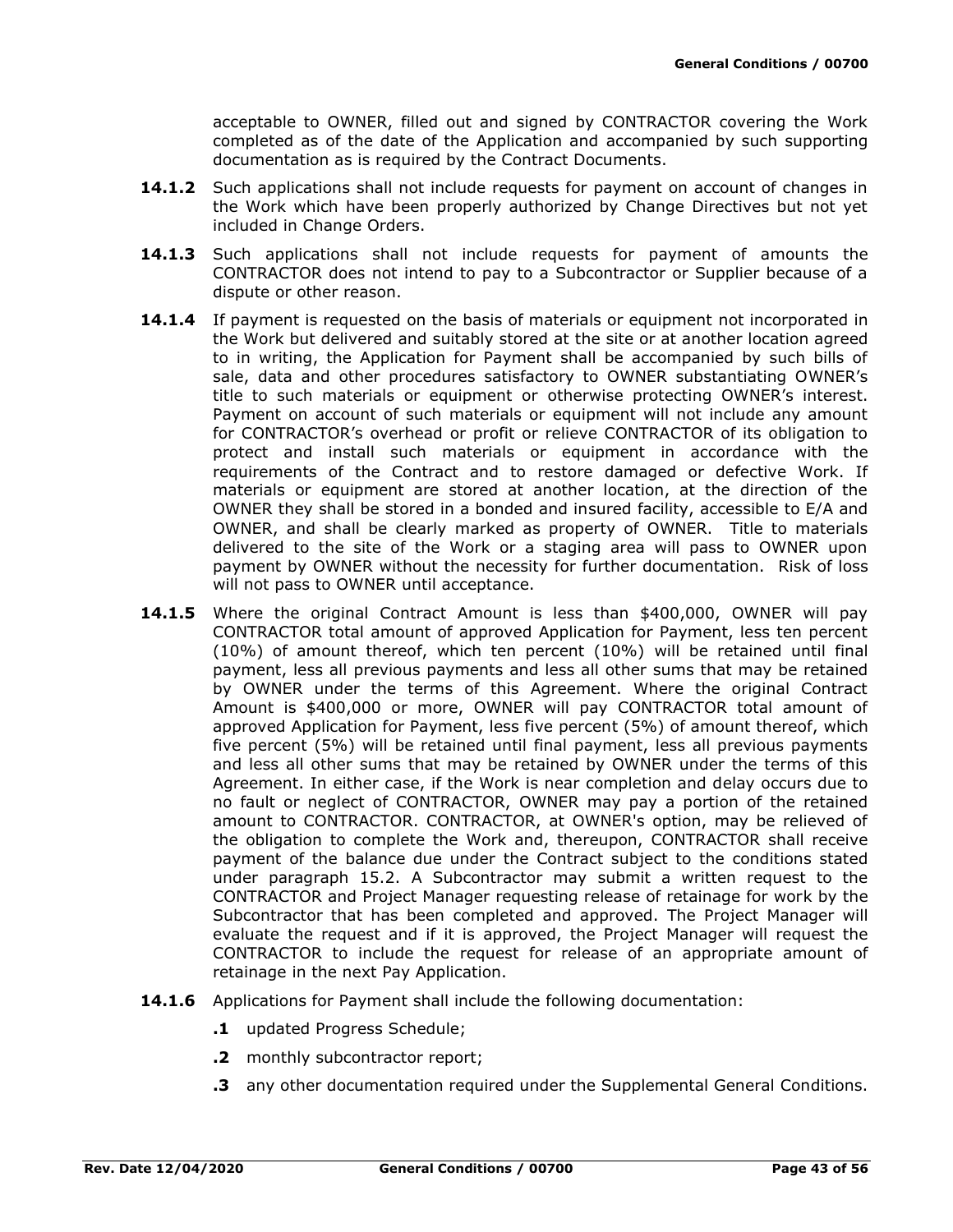acceptable to OWNER, filled out and signed by CONTRACTOR covering the Work completed as of the date of the Application and accompanied by such supporting documentation as is required by the Contract Documents.

**14.1.2** Such applications shall not include requests for payment on account of changes in the Work which have been properly authorized by Change Directives but not yet included in Change Orders.

**14.1.3** Such applications shall not include requests for payment of amounts the CONTRACTOR does not intend to pay to a Subcontractor or Supplier because of a dispute or other reason.

**14.1.4** If payment is requested on the basis of materials or equipment not incorporated in the Work but delivered and suitably stored at the site or at another location agreed to in writing, the Application for Payment shall be accompanied by such bills of sale, data and other procedures satisfactory to OWNER substantiating OWNER's title to such materials or equipment or otherwise protecting OWNER's interest. Payment on account of such materials or equipment will not include any amount for CONTRACTOR's overhead or profit or relieve CONTRACTOR of its obligation to protect and install such materials or equipment in accordance with the requirements of the Contract and to restore damaged or defective Work. If materials or equipment are stored at another location, at the direction of the OWNER they shall be stored in a bonded and insured facility, accessible to E/A and OWNER, and shall be clearly marked as property of OWNER. Title to materials delivered to the site of the Work or a staging area will pass to OWNER upon payment by OWNER without the necessity for further documentation. Risk of loss will not pass to OWNER until acceptance.

**14.1.5** Where the original Contract Amount is less than \$400,000, OWNER will pay CONTRACTOR total amount of approved Application for Payment, less ten percent (10%) of amount thereof, which ten percent (10%) will be retained until final payment, less all previous payments and less all other sums that may be retained by OWNER under the terms of this Agreement. Where the original Contract Amount is \$400,000 or more, OWNER will pay CONTRACTOR total amount of approved Application for Payment, less five percent (5%) of amount thereof, which five percent (5%) will be retained until final payment, less all previous payments and less all other sums that may be retained by OWNER under the terms of this Agreement. In either case, if the Work is near completion and delay occurs due to no fault or neglect of CONTRACTOR, OWNER may pay a portion of the retained amount to CONTRACTOR. CONTRACTOR, at OWNER's option, may be relieved of the obligation to complete the Work and, thereupon, CONTRACTOR shall receive payment of the balance due under the Contract subject to the conditions stated under paragraph 15.2. A Subcontractor may submit a written request to the CONTRACTOR and Project Manager requesting release of retainage for work by the Subcontractor that has been completed and approved. The Project Manager will evaluate the request and if it is approved, the Project Manager will request the CONTRACTOR to include the request for release of an appropriate amount of retainage in the next Pay Application.

**14.1.6** Applications for Payment shall include the following documentation:

- **.1** updated Progress Schedule;
- **.2** monthly subcontractor report;
- **.3** any other documentation required under the Supplemental General Conditions.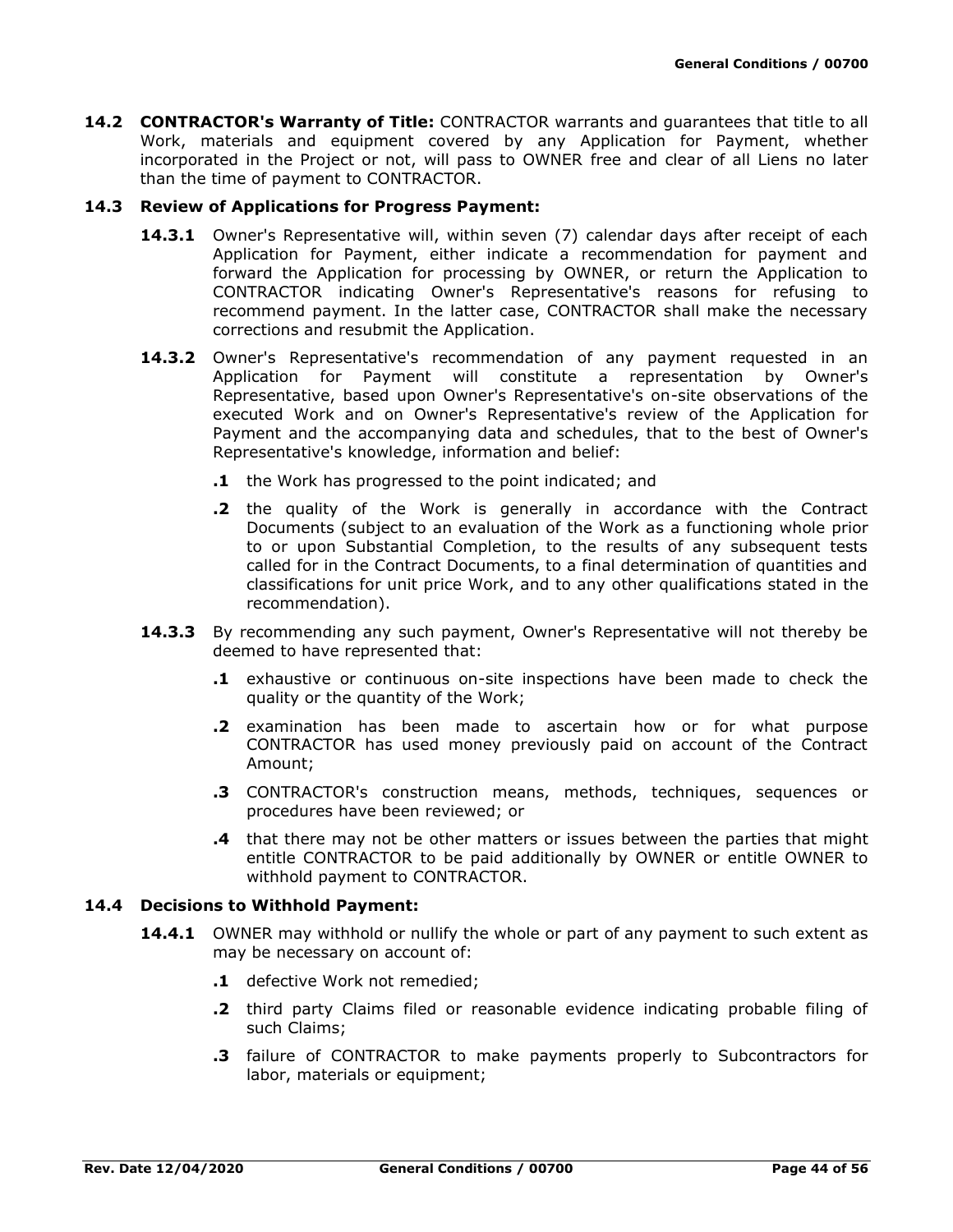**14.2 CONTRACTOR's Warranty of Title:** CONTRACTOR warrants and guarantees that title to all Work, materials and equipment covered by any Application for Payment, whether incorporated in the Project or not, will pass to OWNER free and clear of all Liens no later than the time of payment to CONTRACTOR.

**14.3 Review of Applications for Progress Payment:**

**14.3.1** Owner's Representative will, within seven (7) calendar days after receipt of each Application for Payment, either indicate a recommendation for payment and forward the Application for processing by OWNER, or return the Application to CONTRACTOR indicating Owner's Representative's reasons for refusing to recommend payment. In the latter case, CONTRACTOR shall make the necessary corrections and resubmit the Application.

**14.3.2** Owner's Representative's recommendation of any payment requested in an Application for Payment will constitute a representation by Owner's Representative, based upon Owner's Representative's on-site observations of the executed Work and on Owner's Representative's review of the Application for Payment and the accompanying data and schedules, that to the best of Owner's Representative's knowledge, information and belief:

**.1** the Work has progressed to the point indicated; and

**.2** the quality of the Work is generally in accordance with the Contract Documents (subject to an evaluation of the Work as a functioning whole prior to or upon Substantial Completion, to the results of any subsequent tests called for in the Contract Documents, to a final determination of quantities and classifications for unit price Work, and to any other qualifications stated in the recommendation).

**14.3.3** By recommending any such payment, Owner's Representative will not thereby be deemed to have represented that:

**.1** exhaustive or continuous on-site inspections have been made to check the quality or the quantity of the Work;

**.2** examination has been made to ascertain how or for what purpose CONTRACTOR has used money previously paid on account of the Contract Amount;

**.3** CONTRACTOR's construction means, methods, techniques, sequences or procedures have been reviewed; or

**.4** that there may not be other matters or issues between the parties that might entitle CONTRACTOR to be paid additionally by OWNER or entitle OWNER to withhold payment to CONTRACTOR.

**14.4 Decisions to Withhold Payment:**

**14.4.1** OWNER may withhold or nullify the whole or part of any payment to such extent as may be necessary on account of:

**.1** defective Work not remedied;

**.2** third party Claims filed or reasonable evidence indicating probable filing of such Claims;

**.3** failure of CONTRACTOR to make payments properly to Subcontractors for labor, materials or equipment;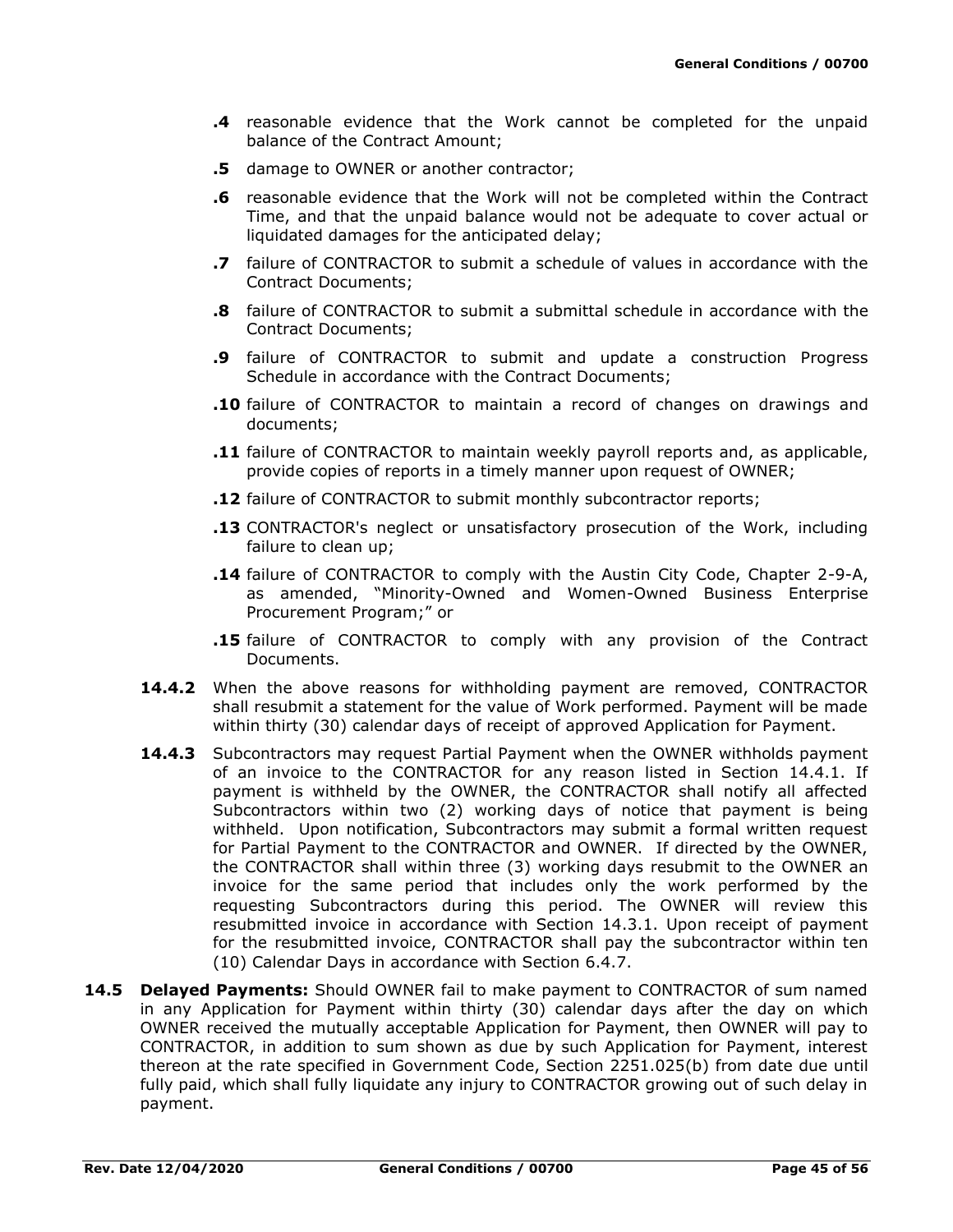**.4** reasonable evidence that the Work cannot be completed for the unpaid balance of the Contract Amount;

**.5** damage to OWNER or another contractor;

**.6** reasonable evidence that the Work will not be completed within the Contract Time, and that the unpaid balance would not be adequate to cover actual or liquidated damages for the anticipated delay;

**.7** failure of CONTRACTOR to submit a schedule of values in accordance with the Contract Documents;

**.8** failure of CONTRACTOR to submit a submittal schedule in accordance with the Contract Documents;

**.9** failure of CONTRACTOR to submit and update a construction Progress Schedule in accordance with the Contract Documents;

**.10** failure of CONTRACTOR to maintain a record of changes on drawings and documents;

**.11** failure of CONTRACTOR to maintain weekly payroll reports and, as applicable, provide copies of reports in a timely manner upon request of OWNER;

**.12** failure of CONTRACTOR to submit monthly subcontractor reports;

**.13** CONTRACTOR's neglect or unsatisfactory prosecution of the Work, including failure to clean up;

**.14** failure of CONTRACTOR to comply with the Austin City Code, Chapter 2-9-A, as amended, "Minority-Owned and Women-Owned Business Enterprise Procurement Program;" or

**.15** failure of CONTRACTOR to comply with any provision of the Contract Documents.

**14.4.2** When the above reasons for withholding payment are removed, CONTRACTOR shall resubmit a statement for the value of Work performed. Payment will be made within thirty (30) calendar days of receipt of approved Application for Payment.

**14.4.3** Subcontractors may request Partial Payment when the OWNER withholds payment of an invoice to the CONTRACTOR for any reason listed in Section 14.4.1. If payment is withheld by the OWNER, the CONTRACTOR shall notify all affected Subcontractors within two (2) working days of notice that payment is being withheld. Upon notification, Subcontractors may submit a formal written request for Partial Payment to the CONTRACTOR and OWNER. If directed by the OWNER, the CONTRACTOR shall within three (3) working days resubmit to the OWNER an invoice for the same period that includes only the work performed by the requesting Subcontractors during this period. The OWNER will review this resubmitted invoice in accordance with Section 14.3.1. Upon receipt of payment for the resubmitted invoice, CONTRACTOR shall pay the subcontractor within ten (10) Calendar Days in accordance with Section 6.4.7.

**14.5 Delayed Payments:** Should OWNER fail to make payment to CONTRACTOR of sum named in any Application for Payment within thirty (30) calendar days after the day on which OWNER received the mutually acceptable Application for Payment, then OWNER will pay to CONTRACTOR, in addition to sum shown as due by such Application for Payment, interest thereon at the rate specified in Government Code, Section 2251.025(b) from date due until fully paid, which shall fully liquidate any injury to CONTRACTOR growing out of such delay in payment.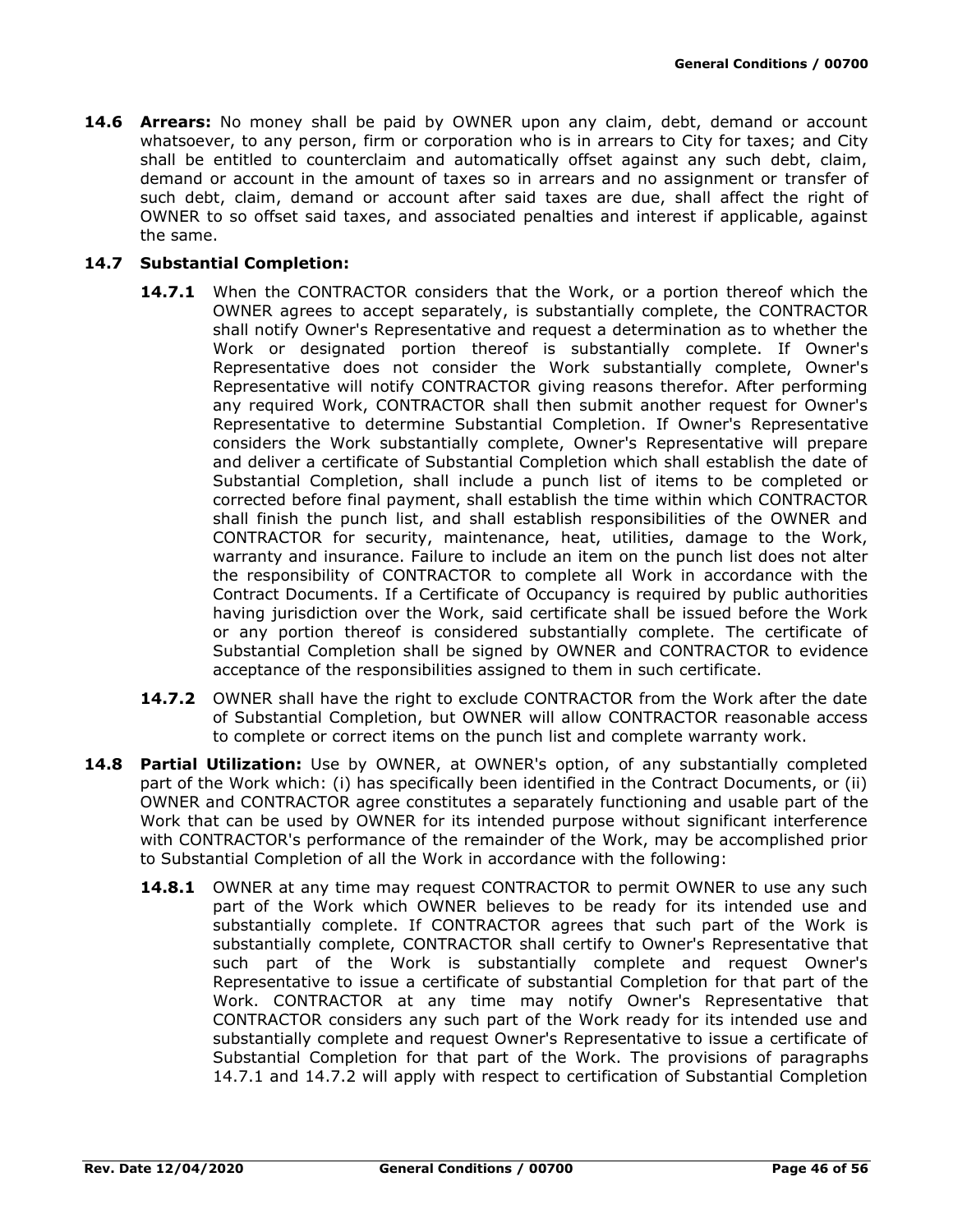**14.6 Arrears:** No money shall be paid by OWNER upon any claim, debt, demand or account whatsoever, to any person, firm or corporation who is in arrears to City for taxes; and City shall be entitled to counterclaim and automatically offset against any such debt, claim, demand or account in the amount of taxes so in arrears and no assignment or transfer of such debt, claim, demand or account after said taxes are due, shall affect the right of OWNER to so offset said taxes, and associated penalties and interest if applicable, against the same.

**14.7 Substantial Completion:**

**14.7.1** When the CONTRACTOR considers that the Work, or a portion thereof which the OWNER agrees to accept separately, is substantially complete, the CONTRACTOR shall notify Owner's Representative and request a determination as to whether the Work or designated portion thereof is substantially complete. If Owner's Representative does not consider the Work substantially complete, Owner's Representative will notify CONTRACTOR giving reasons therefor. After performing any required Work, CONTRACTOR shall then submit another request for Owner's Representative to determine Substantial Completion. If Owner's Representative considers the Work substantially complete, Owner's Representative will prepare and deliver a certificate of Substantial Completion which shall establish the date of Substantial Completion, shall include a punch list of items to be completed or corrected before final payment, shall establish the time within which CONTRACTOR shall finish the punch list, and shall establish responsibilities of the OWNER and CONTRACTOR for security, maintenance, heat, utilities, damage to the Work, warranty and insurance. Failure to include an item on the punch list does not alter the responsibility of CONTRACTOR to complete all Work in accordance with the Contract Documents. If a Certificate of Occupancy is required by public authorities having jurisdiction over the Work, said certificate shall be issued before the Work or any portion thereof is considered substantially complete. The certificate of Substantial Completion shall be signed by OWNER and CONTRACTOR to evidence acceptance of the responsibilities assigned to them in such certificate.

**14.7.2** OWNER shall have the right to exclude CONTRACTOR from the Work after the date of Substantial Completion, but OWNER will allow CONTRACTOR reasonable access to complete or correct items on the punch list and complete warranty work.

**14.8 Partial Utilization:** Use by OWNER, at OWNER's option, of any substantially completed part of the Work which: (i) has specifically been identified in the Contract Documents, or (ii) OWNER and CONTRACTOR agree constitutes a separately functioning and usable part of the Work that can be used by OWNER for its intended purpose without significant interference with CONTRACTOR's performance of the remainder of the Work, may be accomplished prior to Substantial Completion of all the Work in accordance with the following:

**14.8.1** OWNER at any time may request CONTRACTOR to permit OWNER to use any such part of the Work which OWNER believes to be ready for its intended use and substantially complete. If CONTRACTOR agrees that such part of the Work is substantially complete, CONTRACTOR shall certify to Owner's Representative that such part of the Work is substantially complete and request Owner's Representative to issue a certificate of substantial Completion for that part of the Work. CONTRACTOR at any time may notify Owner's Representative that CONTRACTOR considers any such part of the Work ready for its intended use and substantially complete and request Owner's Representative to issue a certificate of Substantial Completion for that part of the Work. The provisions of paragraphs 14.7.1 and 14.7.2 will apply with respect to certification of Substantial Completion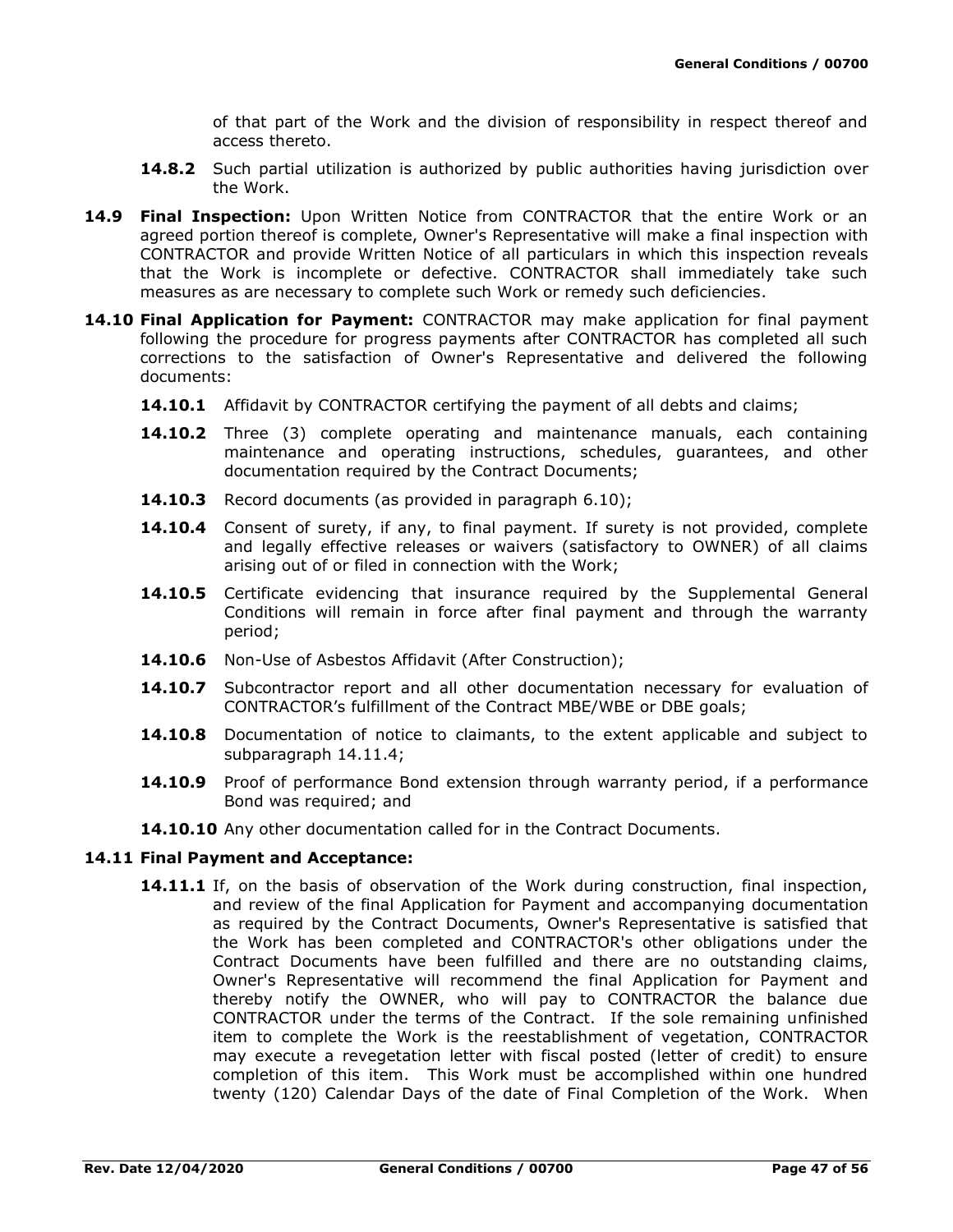of that part of the Work and the division of responsibility in respect thereof and access thereto.

**14.8.2** Such partial utilization is authorized by public authorities having jurisdiction over the Work.

**14.9 Final Inspection:** Upon Written Notice from CONTRACTOR that the entire Work or an agreed portion thereof is complete, Owner's Representative will make a final inspection with CONTRACTOR and provide Written Notice of all particulars in which this inspection reveals that the Work is incomplete or defective. CONTRACTOR shall immediately take such measures as are necessary to complete such Work or remedy such deficiencies.

**14.10 Final Application for Payment:** CONTRACTOR may make application for final payment following the procedure for progress payments after CONTRACTOR has completed all such corrections to the satisfaction of Owner's Representative and delivered the following documents:

**14.10.1** Affidavit by CONTRACTOR certifying the payment of all debts and claims;

**14.10.2** Three (3) complete operating and maintenance manuals, each containing maintenance and operating instructions, schedules, guarantees, and other documentation required by the Contract Documents;

**14.10.3** Record documents (as provided in paragraph 6.10);

**14.10.4** Consent of surety, if any, to final payment. If surety is not provided, complete and legally effective releases or waivers (satisfactory to OWNER) of all claims arising out of or filed in connection with the Work;

**14.10.5** Certificate evidencing that insurance required by the Supplemental General Conditions will remain in force after final payment and through the warranty period;

**14.10.6** Non-Use of Asbestos Affidavit (After Construction);

**14.10.7** Subcontractor report and all other documentation necessary for evaluation of CONTRACTOR's fulfillment of the Contract MBE/WBE or DBE goals;

**14.10.8** Documentation of notice to claimants, to the extent applicable and subject to subparagraph 14.11.4;

**14.10.9** Proof of performance Bond extension through warranty period, if a performance Bond was required; and

**14.10.10** Any other documentation called for in the Contract Documents.

**14.11 Final Payment and Acceptance:**

**14.11.1** If, on the basis of observation of the Work during construction, final inspection, and review of the final Application for Payment and accompanying documentation as required by the Contract Documents, Owner's Representative is satisfied that the Work has been completed and CONTRACTOR's other obligations under the Contract Documents have been fulfilled and there are no outstanding claims, Owner's Representative will recommend the final Application for Payment and thereby notify the OWNER, who will pay to CONTRACTOR the balance due CONTRACTOR under the terms of the Contract. If the sole remaining unfinished item to complete the Work is the reestablishment of vegetation, CONTRACTOR may execute a revegetation letter with fiscal posted (letter of credit) to ensure completion of this item. This Work must be accomplished within one hundred twenty (120) Calendar Days of the date of Final Completion of the Work. When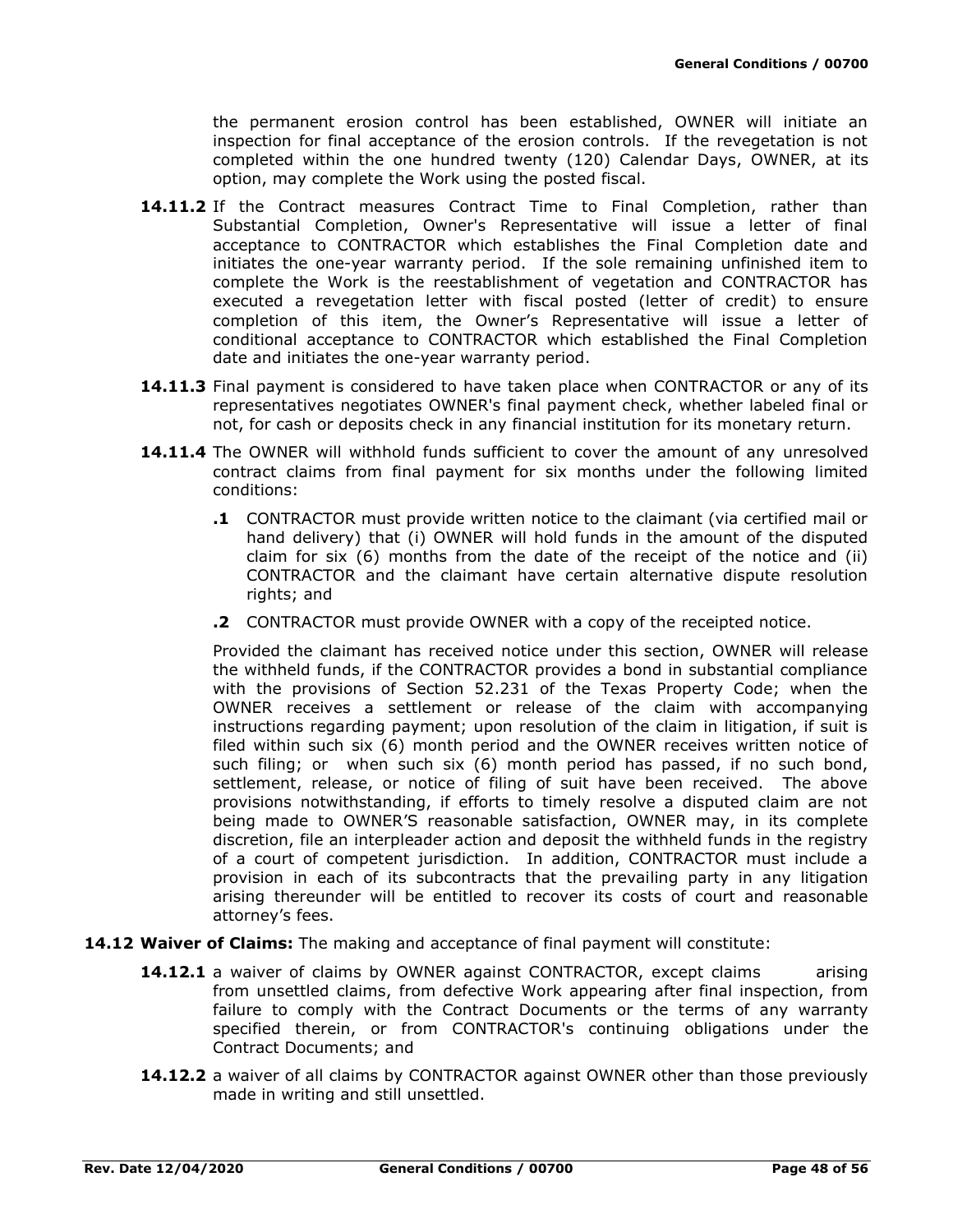the permanent erosion control has been established, OWNER will initiate an inspection for final acceptance of the erosion controls. If the revegetation is not completed within the one hundred twenty (120) Calendar Days, OWNER, at its option, may complete the Work using the posted fiscal.

**14.11.2** If the Contract measures Contract Time to Final Completion, rather than Substantial Completion, Owner's Representative will issue a letter of final acceptance to CONTRACTOR which establishes the Final Completion date and initiates the one-year warranty period. If the sole remaining unfinished item to complete the Work is the reestablishment of vegetation and CONTRACTOR has executed a revegetation letter with fiscal posted (letter of credit) to ensure completion of this item, the Owner's Representative will issue a letter of conditional acceptance to CONTRACTOR which established the Final Completion date and initiates the one-year warranty period.

**14.11.3** Final payment is considered to have taken place when CONTRACTOR or any of its representatives negotiates OWNER's final payment check, whether labeled final or not, for cash or deposits check in any financial institution for its monetary return.

**14.11.4** The OWNER will withhold funds sufficient to cover the amount of any unresolved contract claims from final payment for six months under the following limited conditions:

**.1** CONTRACTOR must provide written notice to the claimant (via certified mail or hand delivery) that (i) OWNER will hold funds in the amount of the disputed claim for six (6) months from the date of the receipt of the notice and (ii) CONTRACTOR and the claimant have certain alternative dispute resolution rights; and

**.2** CONTRACTOR must provide OWNER with a copy of the receipted notice.

Provided the claimant has received notice under this section, OWNER will release the withheld funds, if the CONTRACTOR provides a bond in substantial compliance with the provisions of Section 52.231 of the Texas Property Code; when the OWNER receives a settlement or release of the claim with accompanying instructions regarding payment; upon resolution of the claim in litigation, if suit is filed within such six (6) month period and the OWNER receives written notice of such filing; or when such six (6) month period has passed, if no such bond, settlement, release, or notice of filing of suit have been received. The above provisions notwithstanding, if efforts to timely resolve a disputed claim are not being made to OWNER'S reasonable satisfaction, OWNER may, in its complete discretion, file an interpleader action and deposit the withheld funds in the registry of a court of competent jurisdiction. In addition, CONTRACTOR must include a provision in each of its subcontracts that the prevailing party in any litigation arising thereunder will be entitled to recover its costs of court and reasonable attorney's fees.

**14.12 Waiver of Claims:** The making and acceptance of final payment will constitute:

**14.12.1** a waiver of claims by OWNER against CONTRACTOR, except claims arising from unsettled claims, from defective Work appearing after final inspection, from failure to comply with the Contract Documents or the terms of any warranty specified therein, or from CONTRACTOR's continuing obligations under the Contract Documents; and

**14.12.2** a waiver of all claims by CONTRACTOR against OWNER other than those previously made in writing and still unsettled.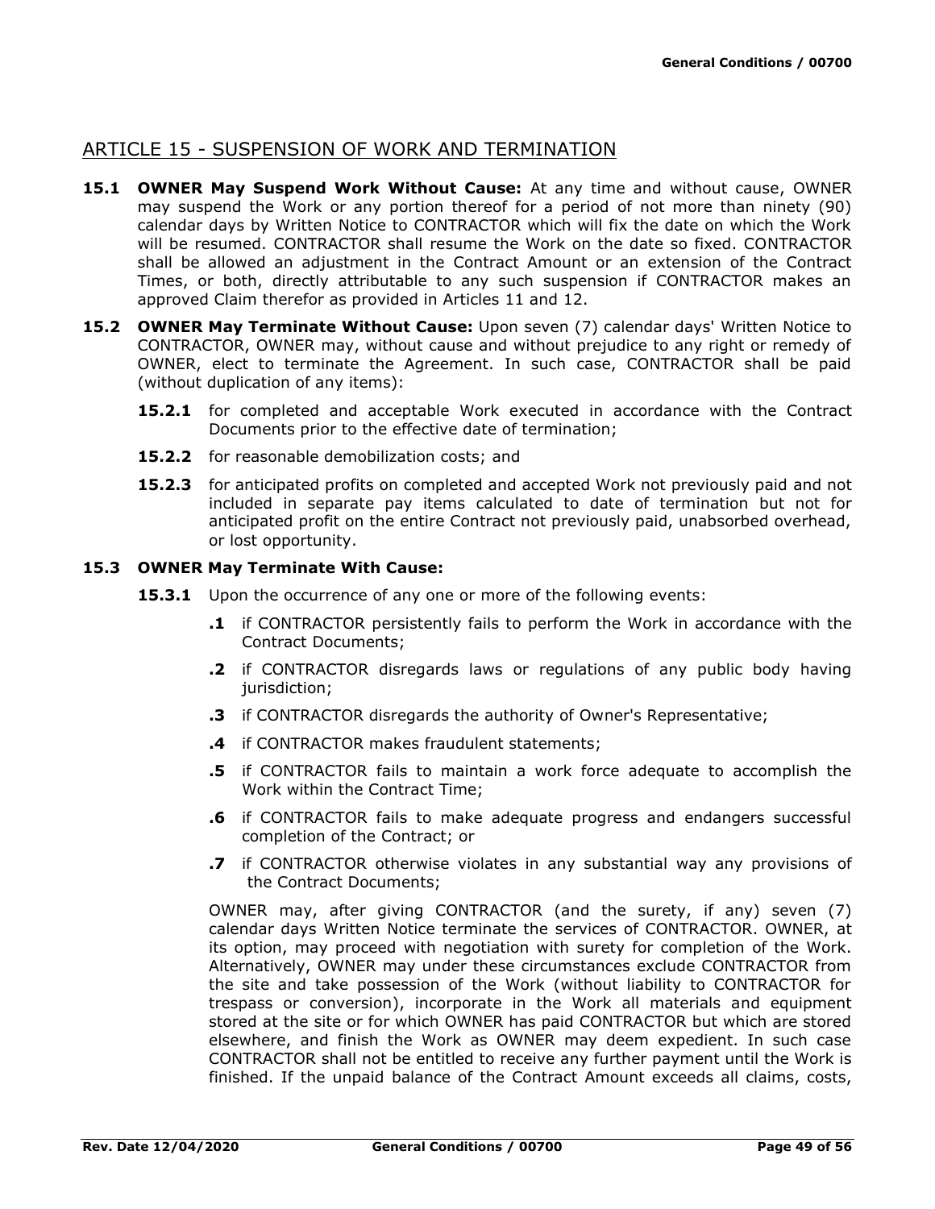## ARTICLE 15 - SUSPENSION OF WORK AND TERMINATION

**15.1 OWNER May Suspend Work Without Cause:** At any time and without cause, OWNER may suspend the Work or any portion thereof for a period of not more than ninety (90) calendar days by Written Notice to CONTRACTOR which will fix the date on which the Work will be resumed. CONTRACTOR shall resume the Work on the date so fixed. CONTRACTOR shall be allowed an adjustment in the Contract Amount or an extension of the Contract Times, or both, directly attributable to any such suspension if CONTRACTOR makes an approved Claim therefor as provided in Articles 11 and 12.

**15.2 OWNER May Terminate Without Cause:** Upon seven (7) calendar days' Written Notice to CONTRACTOR, OWNER may, without cause and without prejudice to any right or remedy of OWNER, elect to terminate the Agreement. In such case, CONTRACTOR shall be paid (without duplication of any items):

**15.2.1** for completed and acceptable Work executed in accordance with the Contract Documents prior to the effective date of termination;

**15.2.2** for reasonable demobilization costs; and

**15.2.3** for anticipated profits on completed and accepted Work not previously paid and not included in separate pay items calculated to date of termination but not for anticipated profit on the entire Contract not previously paid, unabsorbed overhead, or lost opportunity.

**15.3 OWNER May Terminate With Cause:**

**15.3.1** Upon the occurrence of any one or more of the following events:

**.1** if CONTRACTOR persistently fails to perform the Work in accordance with the Contract Documents;

**.2** if CONTRACTOR disregards laws or regulations of any public body having jurisdiction;

**.3** if CONTRACTOR disregards the authority of Owner's Representative;

**.4** if CONTRACTOR makes fraudulent statements;

**.5** if CONTRACTOR fails to maintain a work force adequate to accomplish the Work within the Contract Time;

**.6** if CONTRACTOR fails to make adequate progress and endangers successful completion of the Contract; or

**.7** if CONTRACTOR otherwise violates in any substantial way any provisions of the Contract Documents;

OWNER may, after giving CONTRACTOR (and the surety, if any) seven (7) calendar days Written Notice terminate the services of CONTRACTOR. OWNER, at its option, may proceed with negotiation with surety for completion of the Work. Alternatively, OWNER may under these circumstances exclude CONTRACTOR from the site and take possession of the Work (without liability to CONTRACTOR for trespass or conversion), incorporate in the Work all materials and equipment stored at the site or for which OWNER has paid CONTRACTOR but which are stored elsewhere, and finish the Work as OWNER may deem expedient. In such case CONTRACTOR shall not be entitled to receive any further payment until the Work is finished. If the unpaid balance of the Contract Amount exceeds all claims, costs,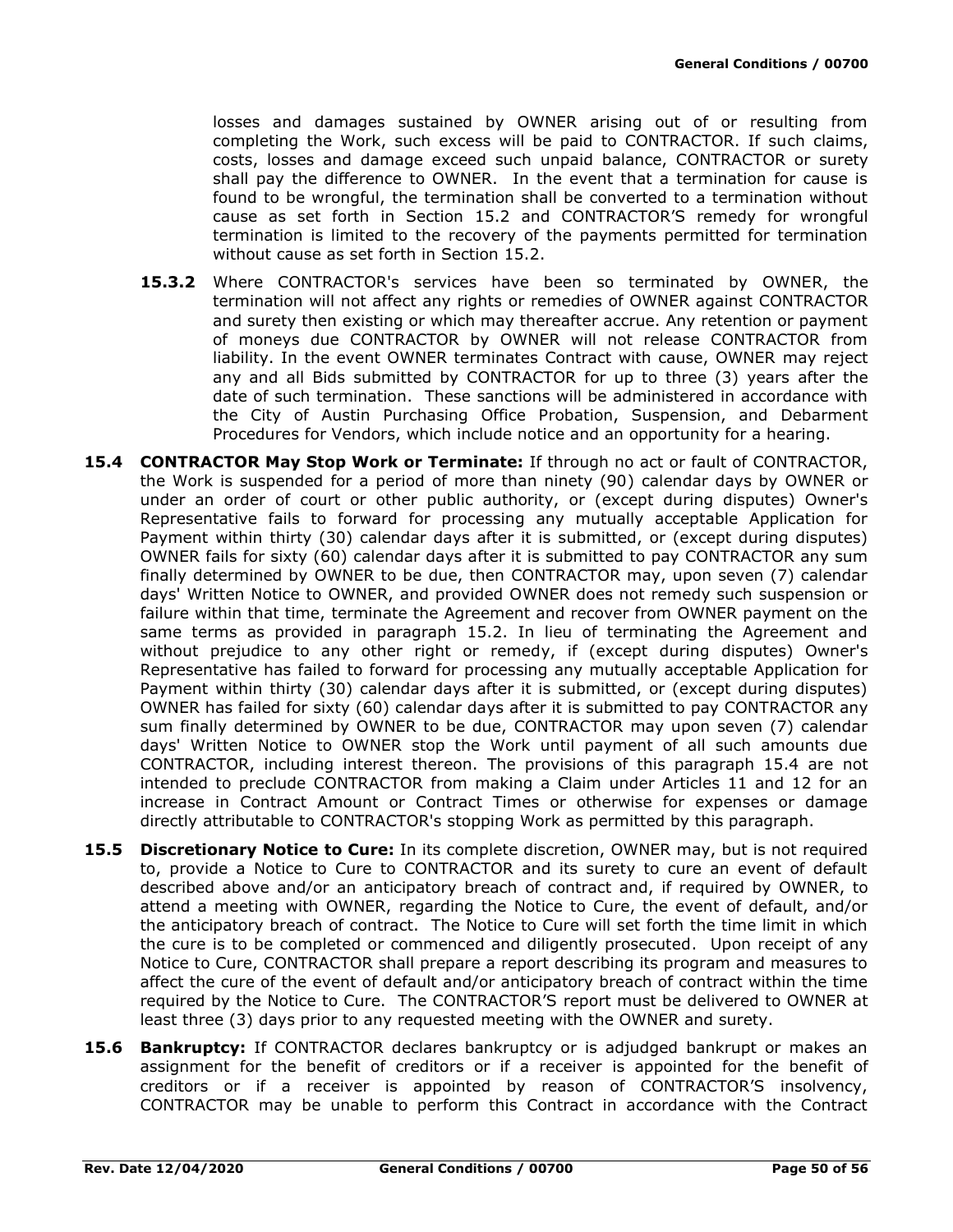losses and damages sustained by OWNER arising out of or resulting from completing the Work, such excess will be paid to CONTRACTOR. If such claims, costs, losses and damage exceed such unpaid balance, CONTRACTOR or surety shall pay the difference to OWNER. In the event that a termination for cause is found to be wrongful, the termination shall be converted to a termination without cause as set forth in Section 15.2 and CONTRACTOR'S remedy for wrongful termination is limited to the recovery of the payments permitted for termination without cause as set forth in Section 15.2.

**15.3.2** Where CONTRACTOR's services have been so terminated by OWNER, the termination will not affect any rights or remedies of OWNER against CONTRACTOR and surety then existing or which may thereafter accrue. Any retention or payment of moneys due CONTRACTOR by OWNER will not release CONTRACTOR from liability. In the event OWNER terminates Contract with cause, OWNER may reject any and all Bids submitted by CONTRACTOR for up to three (3) years after the date of such termination. These sanctions will be administered in accordance with the City of Austin Purchasing Office Probation, Suspension, and Debarment Procedures for Vendors, which include notice and an opportunity for a hearing.

**15.4 CONTRACTOR May Stop Work or Terminate:** If through no act or fault of CONTRACTOR, the Work is suspended for a period of more than ninety (90) calendar days by OWNER or under an order of court or other public authority, or (except during disputes) Owner's Representative fails to forward for processing any mutually acceptable Application for Payment within thirty (30) calendar days after it is submitted, or (except during disputes) OWNER fails for sixty (60) calendar days after it is submitted to pay CONTRACTOR any sum finally determined by OWNER to be due, then CONTRACTOR may, upon seven (7) calendar days' Written Notice to OWNER, and provided OWNER does not remedy such suspension or failure within that time, terminate the Agreement and recover from OWNER payment on the same terms as provided in paragraph 15.2. In lieu of terminating the Agreement and without prejudice to any other right or remedy, if (except during disputes) Owner's Representative has failed to forward for processing any mutually acceptable Application for Payment within thirty (30) calendar days after it is submitted, or (except during disputes) OWNER has failed for sixty (60) calendar days after it is submitted to pay CONTRACTOR any sum finally determined by OWNER to be due, CONTRACTOR may upon seven (7) calendar days' Written Notice to OWNER stop the Work until payment of all such amounts due CONTRACTOR, including interest thereon. The provisions of this paragraph 15.4 are not intended to preclude CONTRACTOR from making a Claim under Articles 11 and 12 for an increase in Contract Amount or Contract Times or otherwise for expenses or damage directly attributable to CONTRACTOR's stopping Work as permitted by this paragraph.

**15.5 Discretionary Notice to Cure:** In its complete discretion, OWNER may, but is not required to, provide a Notice to Cure to CONTRACTOR and its surety to cure an event of default described above and/or an anticipatory breach of contract and, if required by OWNER, to attend a meeting with OWNER, regarding the Notice to Cure, the event of default, and/or the anticipatory breach of contract. The Notice to Cure will set forth the time limit in which the cure is to be completed or commenced and diligently prosecuted. Upon receipt of any Notice to Cure, CONTRACTOR shall prepare a report describing its program and measures to affect the cure of the event of default and/or anticipatory breach of contract within the time required by the Notice to Cure. The CONTRACTOR'S report must be delivered to OWNER at least three (3) days prior to any requested meeting with the OWNER and surety.

**15.6 Bankruptcy:** If CONTRACTOR declares bankruptcy or is adjudged bankrupt or makes an assignment for the benefit of creditors or if a receiver is appointed for the benefit of creditors or if a receiver is appointed by reason of CONTRACTOR'S insolvency, CONTRACTOR may be unable to perform this Contract in accordance with the Contract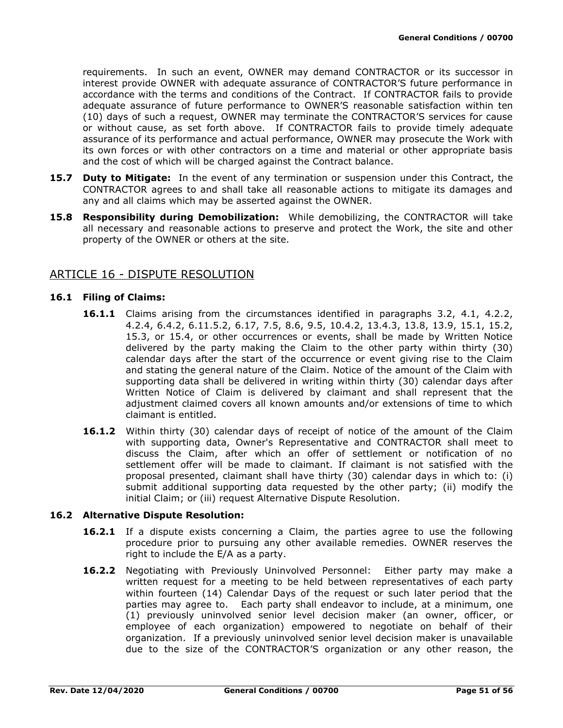requirements. In such an event, OWNER may demand CONTRACTOR or its successor in interest provide OWNER with adequate assurance of CONTRACTOR'S future performance in accordance with the terms and conditions of the Contract. If CONTRACTOR fails to provide adequate assurance of future performance to OWNER'S reasonable satisfaction within ten (10) days of such a request, OWNER may terminate the CONTRACTOR'S services for cause or without cause, as set forth above. If CONTRACTOR fails to provide timely adequate assurance of its performance and actual performance, OWNER may prosecute the Work with its own forces or with other contractors on a time and material or other appropriate basis and the cost of which will be charged against the Contract balance.

**15.7 Duty to Mitigate:** In the event of any termination or suspension under this Contract, the CONTRACTOR agrees to and shall take all reasonable actions to mitigate its damages and any and all claims which may be asserted against the OWNER.

**15.8 Responsibility during Demobilization:** While demobilizing, the CONTRACTOR will take all necessary and reasonable actions to preserve and protect the Work, the site and other property of the OWNER or others at the site.

## ARTICLE 16 - DISPUTE RESOLUTION

### 16.1 Filing of Claims:

**16.1.1** Claims arising from the circumstances identified in paragraphs 3.2, 4.1, 4.2.2, 4.2.4, 6.4.2, 6.11.5.2, 6.17, 7.5, 8.6, 9.5, 10.4.2, 13.4.3, 13.8, 13.9, 15.1, 15.2, 15.3, or 15.4, or other occurrences or events, shall be made by Written Notice delivered by the party making the Claim to the other party within thirty (30) calendar days after the start of the occurrence or event giving rise to the Claim and stating the general nature of the Claim. Notice of the amount of the Claim with supporting data shall be delivered in writing within thirty (30) calendar days after Written Notice of Claim is delivered by claimant and shall represent that the adjustment claimed covers all known amounts and/or extensions of time to which claimant is entitled.

**16.1.2** Within thirty (30) calendar days of receipt of notice of the amount of the Claim with supporting data, Owner's Representative and CONTRACTOR shall meet to discuss the Claim, after which an offer of settlement or notification of no settlement offer will be made to claimant. If claimant is not satisfied with the proposal presented, claimant shall have thirty (30) calendar days in which to: (i) submit additional supporting data requested by the other party; (ii) modify the initial Claim; or (iii) request Alternative Dispute Resolution.

### 16.2 Alternative Dispute Resolution:

**16.2.1** If a dispute exists concerning a Claim, the parties agree to use the following procedure prior to pursuing any other available remedies. OWNER reserves the right to include the E/A as a party.

**16.2.2** Negotiating with Previously Uninvolved Personnel: Either party may make a written request for a meeting to be held between representatives of each party within fourteen (14) Calendar Days of the request or such later period that the parties may agree to. Each party shall endeavor to include, at a minimum, one (1) previously uninvolved senior level decision maker (an owner, officer, or employee of each organization) empowered to negotiate on behalf of their organization. If a previously uninvolved senior level decision maker is unavailable due to the size of the CONTRACTOR'S organization or any other reason, the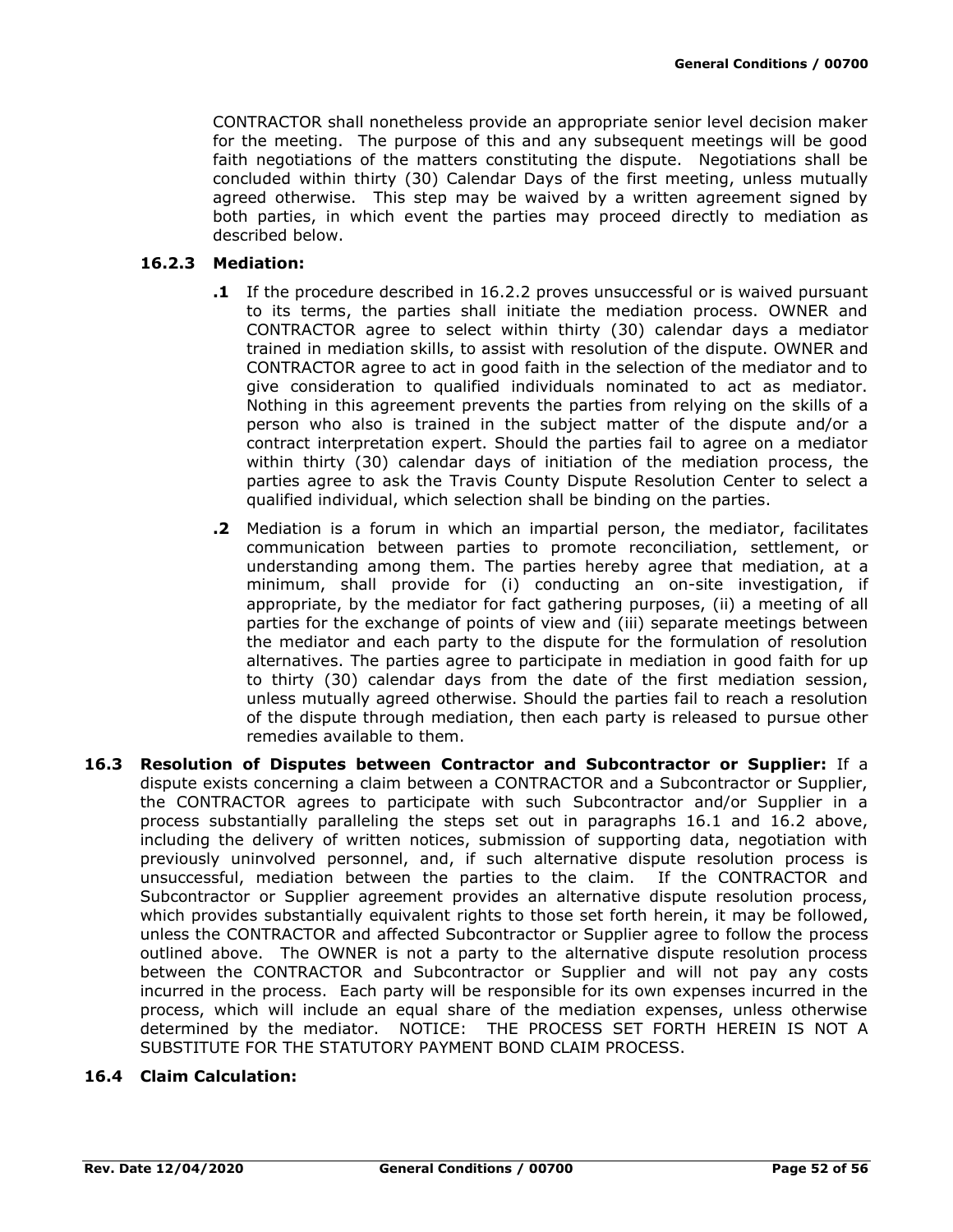CONTRACTOR shall nonetheless provide an appropriate senior level decision maker for the meeting. The purpose of this and any subsequent meetings will be good faith negotiations of the matters constituting the dispute. Negotiations shall be concluded within thirty (30) Calendar Days of the first meeting, unless mutually agreed otherwise. This step may be waived by a written agreement signed by both parties, in which event the parties may proceed directly to mediation as described below.

**16.2.3 Mediation:**

**.1** If the procedure described in 16.2.2 proves unsuccessful or is waived pursuant to its terms, the parties shall initiate the mediation process. OWNER and CONTRACTOR agree to select within thirty (30) calendar days a mediator trained in mediation skills, to assist with resolution of the dispute. OWNER and CONTRACTOR agree to act in good faith in the selection of the mediator and to give consideration to qualified individuals nominated to act as mediator. Nothing in this agreement prevents the parties from relying on the skills of a person who also is trained in the subject matter of the dispute and/or a contract interpretation expert. Should the parties fail to agree on a mediator within thirty (30) calendar days of initiation of the mediation process, the parties agree to ask the Travis County Dispute Resolution Center to select a qualified individual, which selection shall be binding on the parties.

**.2** Mediation is a forum in which an impartial person, the mediator, facilitates communication between parties to promote reconciliation, settlement, or understanding among them. The parties hereby agree that mediation, at a minimum, shall provide for (i) conducting an on-site investigation, if appropriate, by the mediator for fact gathering purposes, (ii) a meeting of all parties for the exchange of points of view and (iii) separate meetings between the mediator and each party to the dispute for the formulation of resolution alternatives. The parties agree to participate in mediation in good faith for up to thirty (30) calendar days from the date of the first mediation session, unless mutually agreed otherwise. Should the parties fail to reach a resolution of the dispute through mediation, then each party is released to pursue other remedies available to them.

**16.3 Resolution of Disputes between Contractor and Subcontractor or Supplier:** If a dispute exists concerning a claim between a CONTRACTOR and a Subcontractor or Supplier, the CONTRACTOR agrees to participate with such Subcontractor and/or Supplier in a process substantially paralleling the steps set out in paragraphs 16.1 and 16.2 above, including the delivery of written notices, submission of supporting data, negotiation with previously uninvolved personnel, and, if such alternative dispute resolution process is unsuccessful, mediation between the parties to the claim. If the CONTRACTOR and Subcontractor or Supplier agreement provides an alternative dispute resolution process, which provides substantially equivalent rights to those set forth herein, it may be followed, unless the CONTRACTOR and affected Subcontractor or Supplier agree to follow the process outlined above. The OWNER is not a party to the alternative dispute resolution process between the CONTRACTOR and Subcontractor or Supplier and will not pay any costs incurred in the process. Each party will be responsible for its own expenses incurred in the process, which will include an equal share of the mediation expenses, unless otherwise determined by the mediator. NOTICE: THE PROCESS SET FORTH HEREIN IS NOT A SUBSTITUTE FOR THE STATUTORY PAYMENT BOND CLAIM PROCESS.

**16.4 Claim Calculation:**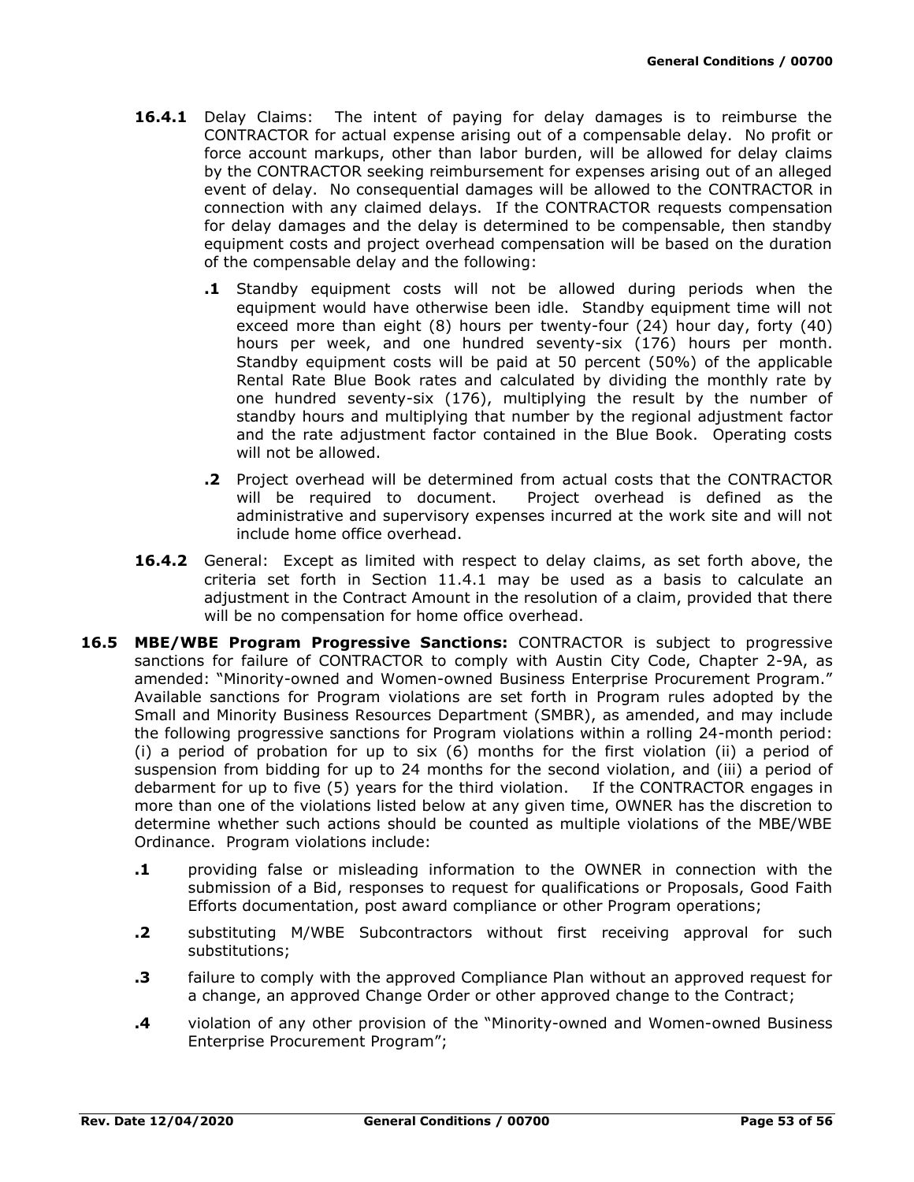**16.4.1** Delay Claims: The intent of paying for delay damages is to reimburse the CONTRACTOR for actual expense arising out of a compensable delay. No profit or force account markups, other than labor burden, will be allowed for delay claims by the CONTRACTOR seeking reimbursement for expenses arising out of an alleged event of delay. No consequential damages will be allowed to the CONTRACTOR in connection with any claimed delays. If the CONTRACTOR requests compensation for delay damages and the delay is determined to be compensable, then standby equipment costs and project overhead compensation will be based on the duration of the compensable delay and the following:

- **.1** Standby equipment costs will not be allowed during periods when the equipment would have otherwise been idle. Standby equipment time will not exceed more than eight (8) hours per twenty-four (24) hour day, forty (40) hours per week, and one hundred seventy-six (176) hours per month. Standby equipment costs will be paid at 50 percent (50%) of the applicable Rental Rate Blue Book rates and calculated by dividing the monthly rate by one hundred seventy-six (176), multiplying the result by the number of standby hours and multiplying that number by the regional adjustment factor and the rate adjustment factor contained in the Blue Book. Operating costs will not be allowed.
- **.2** Project overhead will be determined from actual costs that the CONTRACTOR will be required to document. Project overhead is defined as the administrative and supervisory expenses incurred at the work site and will not include home office overhead.

**16.4.2** General: Except as limited with respect to delay claims, as set forth above, the criteria set forth in Section 11.4.1 may be used as a basis to calculate an adjustment in the Contract Amount in the resolution of a claim, provided that there will be no compensation for home office overhead.

**16.5 MBE/WBE Program Progressive Sanctions:** CONTRACTOR is subject to progressive sanctions for failure of CONTRACTOR to comply with Austin City Code, Chapter 2-9A, as amended: "Minority-owned and Women-owned Business Enterprise Procurement Program." Available sanctions for Program violations are set forth in Program rules adopted by the Small and Minority Business Resources Department (SMBR), as amended, and may include the following progressive sanctions for Program violations within a rolling 24-month period: (i) a period of probation for up to six (6) months for the first violation (ii) a period of suspension from bidding for up to 24 months for the second violation, and (iii) a period of debarment for up to five (5) years for the third violation. If the CONTRACTOR engages in more than one of the violations listed below at any given time, OWNER has the discretion to determine whether such actions should be counted as multiple violations of the MBE/WBE Ordinance. Program violations include:

- **.1** providing false or misleading information to the OWNER in connection with the submission of a Bid, responses to request for qualifications or Proposals, Good Faith Efforts documentation, post award compliance or other Program operations;
- **.2** substituting M/WBE Subcontractors without first receiving approval for such substitutions;
- **.3** failure to comply with the approved Compliance Plan without an approved request for a change, an approved Change Order or other approved change to the Contract;
- **.4** violation of any other provision of the "Minority-owned and Women-owned Business Enterprise Procurement Program";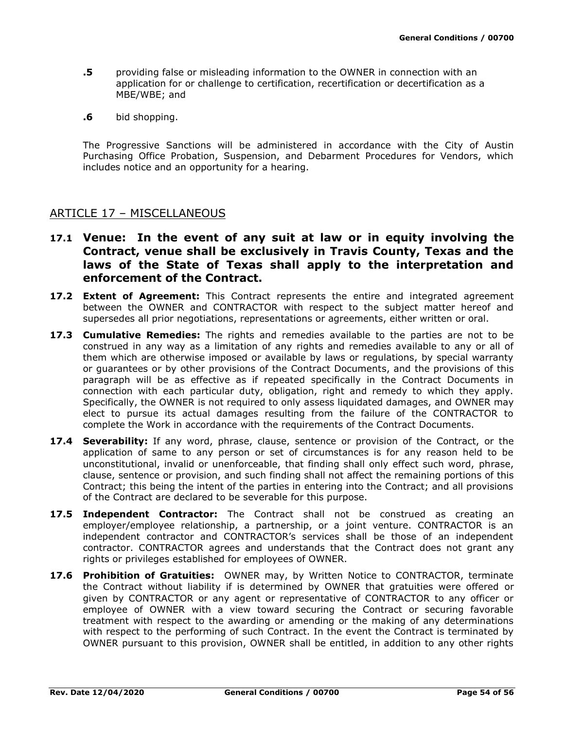**.5** providing false or misleading information to the OWNER in connection with an application for or challenge to certification, recertification or decertification as a MBE/WBE; and

**.6** bid shopping.

The Progressive Sanctions will be administered in accordance with the City of Austin Purchasing Office Probation, Suspension, and Debarment Procedures for Vendors, which includes notice and an opportunity for a hearing.

## ARTICLE 17 – MISCELLANEOUS

**17.1 Venue: In the event of any suit at law or in equity involving the Contract, venue shall be exclusively in Travis County, Texas and the laws of the State of Texas shall apply to the interpretation and enforcement of the Contract.**

**17.2 Extent of Agreement:** This Contract represents the entire and integrated agreement between the OWNER and CONTRACTOR with respect to the subject matter hereof and supersedes all prior negotiations, representations or agreements, either written or oral.

**17.3 Cumulative Remedies:** The rights and remedies available to the parties are not to be construed in any way as a limitation of any rights and remedies available to any or all of them which are otherwise imposed or available by laws or regulations, by special warranty or guarantees or by other provisions of the Contract Documents, and the provisions of this paragraph will be as effective as if repeated specifically in the Contract Documents in connection with each particular duty, obligation, right and remedy to which they apply. Specifically, the OWNER is not required to only assess liquidated damages, and OWNER may elect to pursue its actual damages resulting from the failure of the CONTRACTOR to complete the Work in accordance with the requirements of the Contract Documents.

**17.4 Severability:** If any word, phrase, clause, sentence or provision of the Contract, or the application of same to any person or set of circumstances is for any reason held to be unconstitutional, invalid or unenforceable, that finding shall only effect such word, phrase, clause, sentence or provision, and such finding shall not affect the remaining portions of this Contract; this being the intent of the parties in entering into the Contract; and all provisions of the Contract are declared to be severable for this purpose.

**17.5 Independent Contractor:** The Contract shall not be construed as creating an employer/employee relationship, a partnership, or a joint venture. CONTRACTOR is an independent contractor and CONTRACTOR's services shall be those of an independent contractor. CONTRACTOR agrees and understands that the Contract does not grant any rights or privileges established for employees of OWNER.

**17.6 Prohibition of Gratuities:** OWNER may, by Written Notice to CONTRACTOR, terminate the Contract without liability if is determined by OWNER that gratuities were offered or given by CONTRACTOR or any agent or representative of CONTRACTOR to any officer or employee of OWNER with a view toward securing the Contract or securing favorable treatment with respect to the awarding or amending or the making of any determinations with respect to the performing of such Contract. In the event the Contract is terminated by OWNER pursuant to this provision, OWNER shall be entitled, in addition to any other rights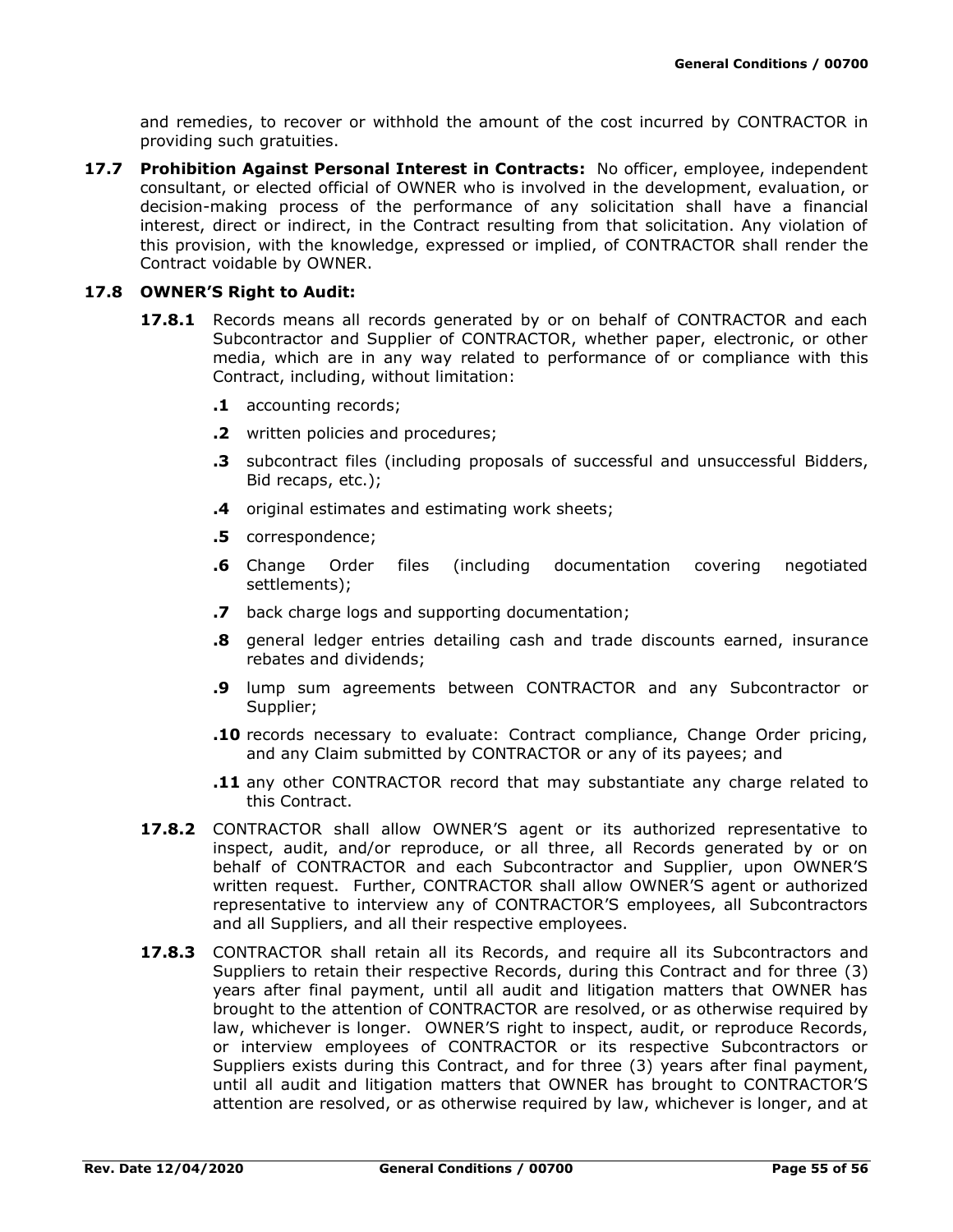and remedies, to recover or withhold the amount of the cost incurred by CONTRACTOR in providing such gratuities.

**17.7 Prohibition Against Personal Interest in Contracts:** No officer, employee, independent consultant, or elected official of OWNER who is involved in the development, evaluation, or decision-making process of the performance of any solicitation shall have a financial interest, direct or indirect, in the Contract resulting from that solicitation. Any violation of this provision, with the knowledge, expressed or implied, of CONTRACTOR shall render the Contract voidable by OWNER.

**17.8 OWNER'S Right to Audit:**

**17.8.1** Records means all records generated by or on behalf of CONTRACTOR and each Subcontractor and Supplier of CONTRACTOR, whether paper, electronic, or other media, which are in any way related to performance of or compliance with this Contract, including, without limitation:

- **.1** accounting records;
- **.2** written policies and procedures;
- **.3** subcontract files (including proposals of successful and unsuccessful Bidders, Bid recaps, etc.);
- **.4** original estimates and estimating work sheets;
- **.5** correspondence;
- **.6** Change Order files (including documentation covering negotiated settlements);
- **.7** back charge logs and supporting documentation;
- **.8** general ledger entries detailing cash and trade discounts earned, insurance rebates and dividends;
- **.9** lump sum agreements between CONTRACTOR and any Subcontractor or Supplier;
- **.10** records necessary to evaluate: Contract compliance, Change Order pricing, and any Claim submitted by CONTRACTOR or any of its payees; and
- **.11** any other CONTRACTOR record that may substantiate any charge related to this Contract.

**17.8.2** CONTRACTOR shall allow OWNER'S agent or its authorized representative to inspect, audit, and/or reproduce, or all three, all Records generated by or on behalf of CONTRACTOR and each Subcontractor and Supplier, upon OWNER'S written request. Further, CONTRACTOR shall allow OWNER'S agent or authorized representative to interview any of CONTRACTOR'S employees, all Subcontractors and all Suppliers, and all their respective employees.

**17.8.3** CONTRACTOR shall retain all its Records, and require all its Subcontractors and Suppliers to retain their respective Records, during this Contract and for three (3) years after final payment, until all audit and litigation matters that OWNER has brought to the attention of CONTRACTOR are resolved, or as otherwise required by law, whichever is longer. OWNER'S right to inspect, audit, or reproduce Records, or interview employees of CONTRACTOR or its respective Subcontractors or Suppliers exists during this Contract, and for three (3) years after final payment, until all audit and litigation matters that OWNER has brought to CONTRACTOR'S attention are resolved, or as otherwise required by law, whichever is longer, and at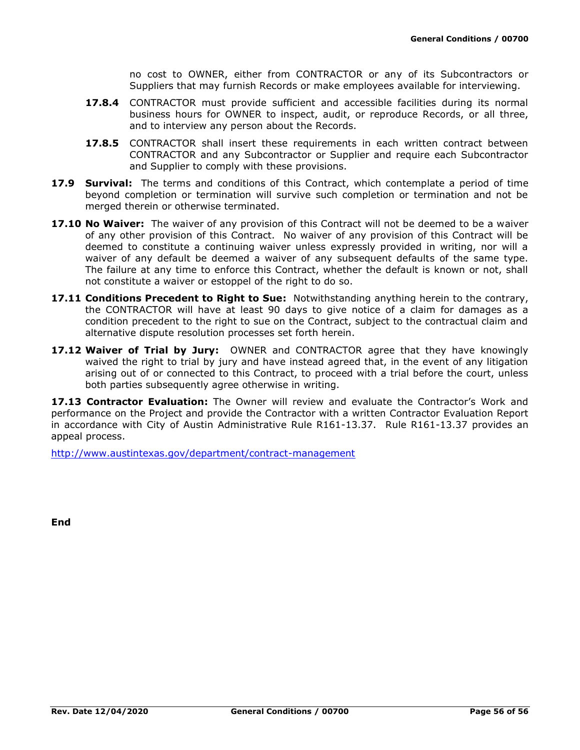no cost to OWNER, either from CONTRACTOR or any of its Subcontractors or Suppliers that may furnish Records or make employees available for interviewing.

**17.8.4** CONTRACTOR must provide sufficient and accessible facilities during its normal business hours for OWNER to inspect, audit, or reproduce Records, or all three, and to interview any person about the Records.

**17.8.5** CONTRACTOR shall insert these requirements in each written contract between CONTRACTOR and any Subcontractor or Supplier and require each Subcontractor and Supplier to comply with these provisions.

**17.9 Survival:** The terms and conditions of this Contract, which contemplate a period of time beyond completion or termination will survive such completion or termination and not be merged therein or otherwise terminated.

**17.10 No Waiver:** The waiver of any provision of this Contract will not be deemed to be a waiver of any other provision of this Contract. No waiver of any provision of this Contract will be deemed to constitute a continuing waiver unless expressly provided in writing, nor will a waiver of any default be deemed a waiver of any subsequent defaults of the same type. The failure at any time to enforce this Contract, whether the default is known or not, shall not constitute a waiver or estoppel of the right to do so.

**17.11 Conditions Precedent to Right to Sue:** Notwithstanding anything herein to the contrary, the CONTRACTOR will have at least 90 days to give notice of a claim for damages as a condition precedent to the right to sue on the Contract, subject to the contractual claim and alternative dispute resolution processes set forth herein.

**17.12 Waiver of Trial by Jury:** OWNER and CONTRACTOR agree that they have knowingly waived the right to trial by jury and have instead agreed that, in the event of any litigation arising out of or connected to this Contract, to proceed with a trial before the court, unless both parties subsequently agree otherwise in writing.

**17.13 Contractor Evaluation:** The Owner will review and evaluate the Contractor's Work and performance on the Project and provide the Contractor with a written Contractor Evaluation Report in accordance with City of Austin Administrative Rule R161-13.37. Rule R161-13.37 provides an appeal process.

http://www.austintexas.gov/department/contract-management

**End**